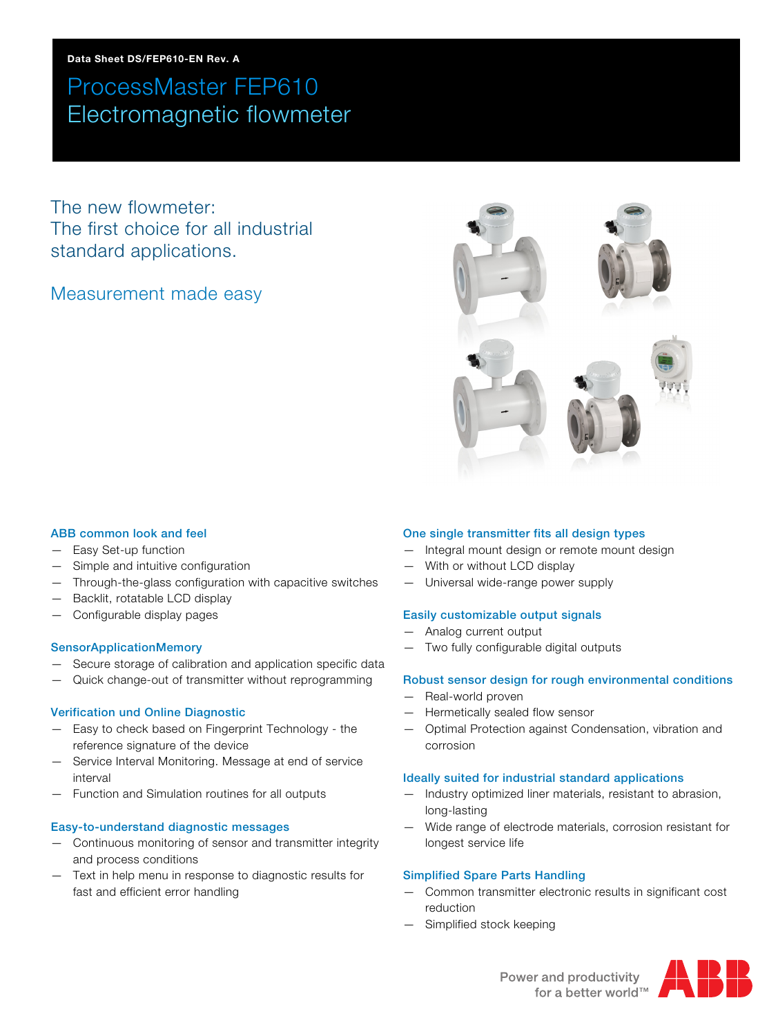Data Sheet DS/FEP610-EN Rev. A

# ProcessMaster FEP610
# Electromagnetic flowmeter

## The new flowmeter: The first choice for all industrial standard applications.

## Measurement made easy

### ABB common look and feel
- Easy Set-up function
- Simple and intuitive configuration
- Through-the-glass configuration with capacitive switches
- Backlit, rotatable LCD display
- Configurable display pages

### SensorApplicationMemory
- Secure storage of calibration and application specific data
- Quick change-out of transmitter without reprogramming

### Verification und Online Diagnostic
- Easy to check based on Fingerprint Technology - the reference signature of the device
- Service Interval Monitoring. Message at end of service interval
- Function and Simulation routines for all outputs

### Easy-to-understand diagnostic messages
- Continuous monitoring of sensor and transmitter integrity and process conditions
- Text in help menu in response to diagnostic results for fast and efficient error handling

### One single transmitter fits all design types
- Integral mount design or remote mount design
- With or without LCD display
- Universal wide-range power supply

### Easily customizable output signals
- Analog current output
- Two fully configurable digital outputs

### Robust sensor design for rough environmental conditions
- Real-world proven
- Hermetically sealed flow sensor
- Optimal Protection against Condensation, vibration and corrosion

### Ideally suited for industrial standard applications
- Industry optimized liner materials, resistant to abrasion, long-lasting
- Wide range of electrode materials, corrosion resistant for longest service life

### Simplified Spare Parts Handling
- Common transmitter electronic results in significant cost reduction
- Simplified stock keeping

Power and productivity for a better world™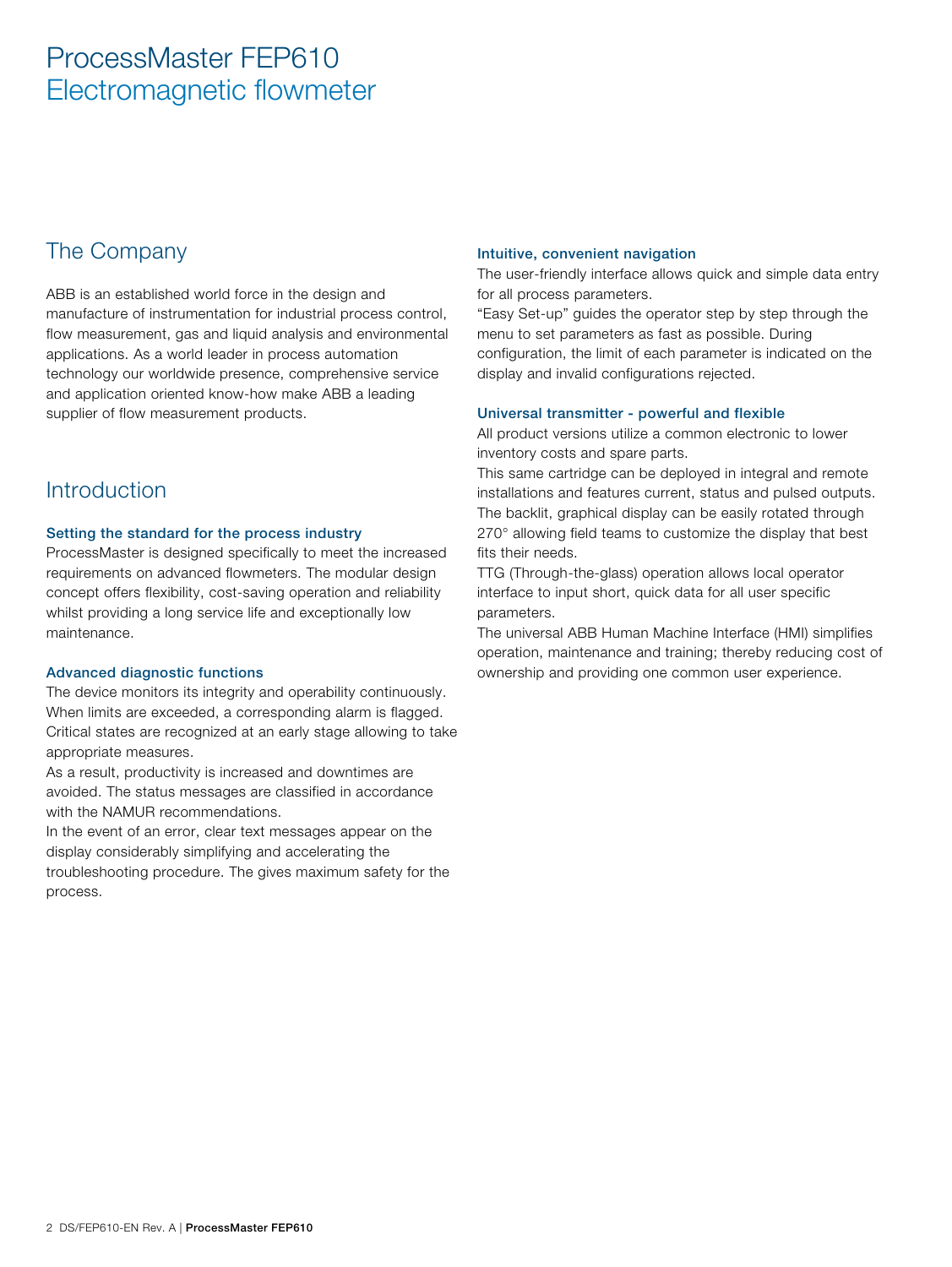# ProcessMaster FEP610
# Electromagnetic flowmeter

## The Company

ABB is an established world force in the design and manufacture of instrumentation for industrial process control, flow measurement, gas and liquid analysis and environmental applications. As a world leader in process automation technology our worldwide presence, comprehensive service and application oriented know-how make ABB a leading supplier of flow measurement products.

## Introduction

### Setting the standard for the process industry

ProcessMaster is designed specifically to meet the increased requirements on advanced flowmeters. The modular design concept offers flexibility, cost-saving operation and reliability whilst providing a long service life and exceptionally low maintenance.

### Advanced diagnostic functions

The device monitors its integrity and operability continuously. When limits are exceeded, a corresponding alarm is flagged. Critical states are recognized at an early stage allowing to take appropriate measures.
As a result, productivity is increased and downtimes are avoided. The status messages are classified in accordance with the NAMUR recommendations.
In the event of an error, clear text messages appear on the display considerably simplifying and accelerating the troubleshooting procedure. The gives maximum safety for the process.

### Intuitive, convenient navigation

The user-friendly interface allows quick and simple data entry for all process parameters.
"Easy Set-up" guides the operator step by step through the menu to set parameters as fast as possible. During configuration, the limit of each parameter is indicated on the display and invalid configurations rejected.

### Universal transmitter - powerful and flexible

All product versions utilize a common electronic to lower inventory costs and spare parts.
This same cartridge can be deployed in integral and remote installations and features current, status and pulsed outputs.
The backlit, graphical display can be easily rotated through 270° allowing field teams to customize the display that best fits their needs.
TTG (Through-the-glass) operation allows local operator interface to input short, quick data for all user specific parameters.
The universal ABB Human Machine Interface (HMI) simplifies operation, maintenance and training; thereby reducing cost of ownership and providing one common user experience.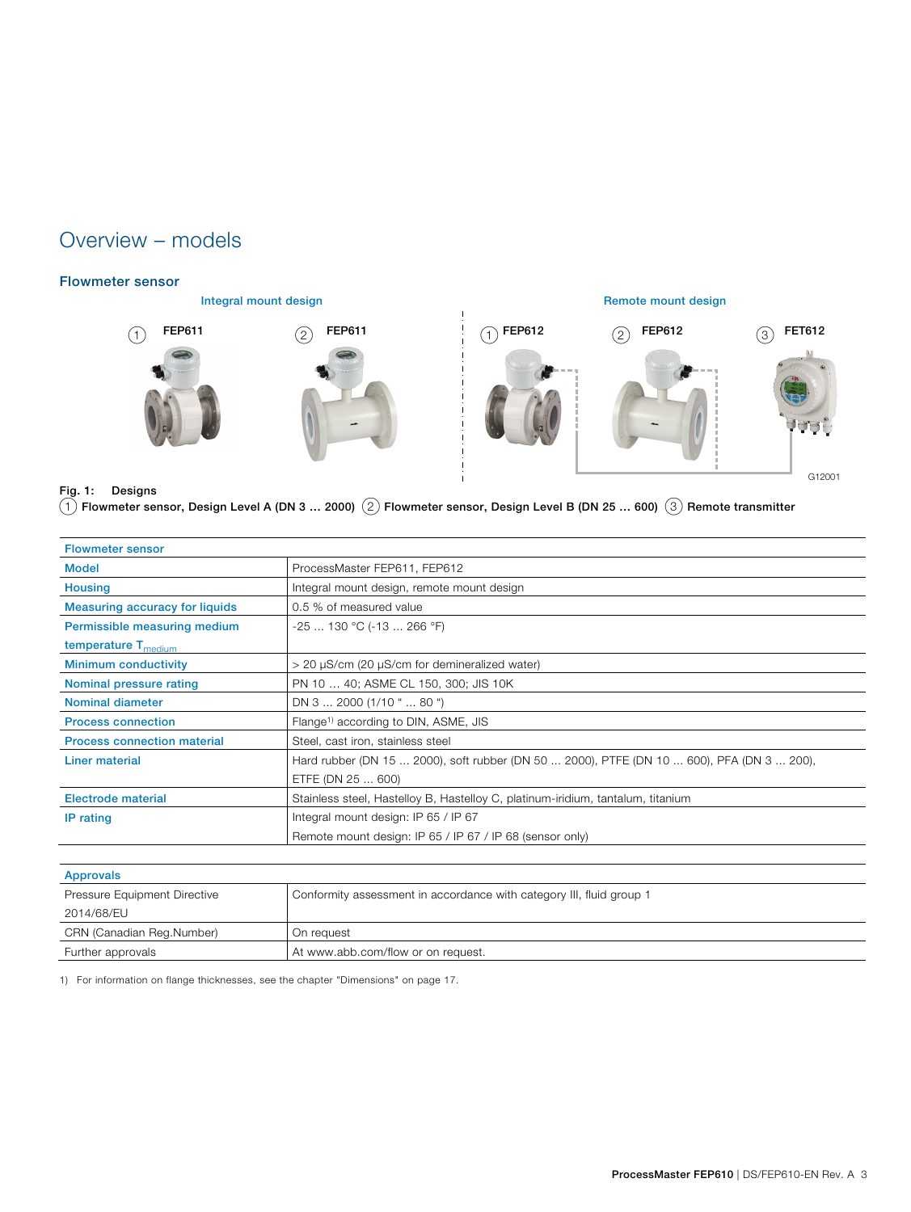# Overview – models

## Flowmeter sensor

Integral mount design

Remote mount design

Fig. 1: Designs
(1) Flowmeter sensor, Design Level A (DN 3 … 2000) (2) Flowmeter sensor, Design Level B (DN 25 … 600) (3) Remote transmitter

| Flowmeter sensor | |
|---|---|
| Model | ProcessMaster FEP611, FEP612 |
| Housing | Integral mount design, remote mount design |
| Measuring accuracy for liquids | 0.5 % of measured value |
| Permissible measuring medium temperature $T_{medium}$ | -25 … 130 °C (-13 … 266 °F) |
| Minimum conductivity | > 20 μS/cm (20 μS/cm for demineralized water) |
| Nominal pressure rating | PN 10 … 40; ASME CL 150, 300; JIS 10K |
| Nominal diameter | DN 3 … 2000 (1/10 " … 80 ") |
| Process connection | Flange[1] according to DIN, ASME, JIS |
| Process connection material | Steel, cast iron, stainless steel |
| Liner material | Hard rubber (DN 15 … 2000), soft rubber (DN 50 … 2000), PTFE (DN 10 … 600), PFA (DN 3 … 200), ETFE (DN 25 … 600) |
| Electrode material | Stainless steel, Hastelloy B, Hastelloy C, platinum-iridium, tantalum, titanium |
| IP rating | Integral mount design: IP 65 / IP 67<br>Remote mount design: IP 65 / IP 67 / IP 68 (sensor only) |

| Approvals | |
|---|---|
| Pressure Equipment Directive 2014/68/EU | Conformity assessment in accordance with category III, fluid group 1 |
| CRN (Canadian Reg.Number) | On request |
| Further approvals | At www.abb.com/flow or on request. |

1) For information on flange thicknesses, see the chapter "Dimensions" on page 17.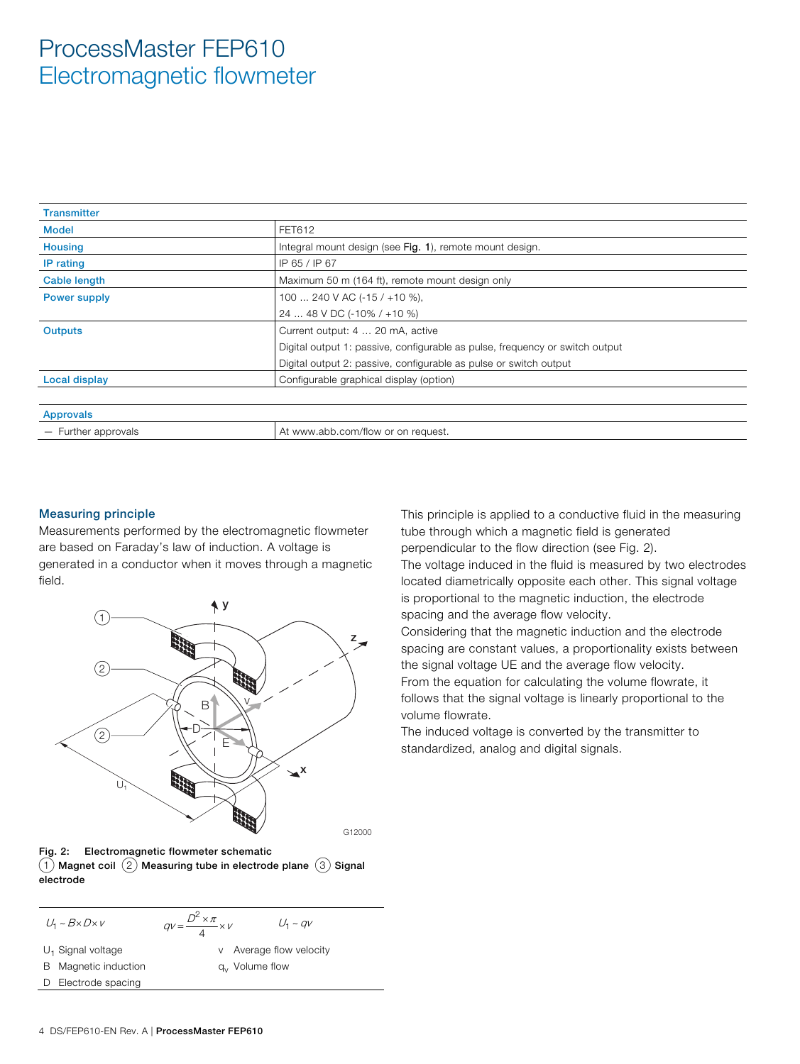# ProcessMaster FEP610
## Electromagnetic flowmeter

| Transmitter | |
|---|---|
| **Model** | FET612 |
| **Housing** | Integral mount design (see **Fig. 1**), remote mount design. |
| **IP rating** | IP 65 / IP 67 |
| **Cable length** | Maximum 50 m (164 ft), remote mount design only |
| **Power supply** | 100 … 240 V AC (-15 / +10 %),<br>24 … 48 V DC (-10% / +10 %) |
| **Outputs** | Current output: 4 … 20 mA, active<br>Digital output 1: passive, configurable as pulse, frequency or switch output<br>Digital output 2: passive, configurable as pulse or switch output |
| **Local display** | Configurable graphical display (option) |

| Approvals | |
|---|---|
| — Further approvals | At www.abb.com/flow or on request. |

### Measuring principle

Measurements performed by the electromagnetic flowmeter are based on Faraday's law of induction. A voltage is generated in a conductor when it moves through a magnetic field.

**Fig. 2: Electromagnetic flowmeter schematic**
(1) Magnet coil (2) Measuring tube in electrode plane (3) Signal electrode

$$U_1 \sim B \times D \times v \qquad qv = \frac{D^2 \times \pi}{4} \times v \qquad U_1 \sim qv$$

| | |
|---|---|
| $U_1$ Signal voltage | v Average flow velocity |
| B Magnetic induction | $q_v$ Volume flow |
| D Electrode spacing | |

This principle is applied to a conductive fluid in the measuring tube through which a magnetic field is generated perpendicular to the flow direction (see Fig. 2).

The voltage induced in the fluid is measured by two electrodes located diametrically opposite each other. This signal voltage is proportional to the magnetic induction, the electrode spacing and the average flow velocity.

Considering that the magnetic induction and the electrode spacing are constant values, a proportionality exists between the signal voltage UE and the average flow velocity.

From the equation for calculating the volume flowrate, it follows that the signal voltage is linearly proportional to the volume flowrate.

The induced voltage is converted by the transmitter to standardized, analog and digital signals.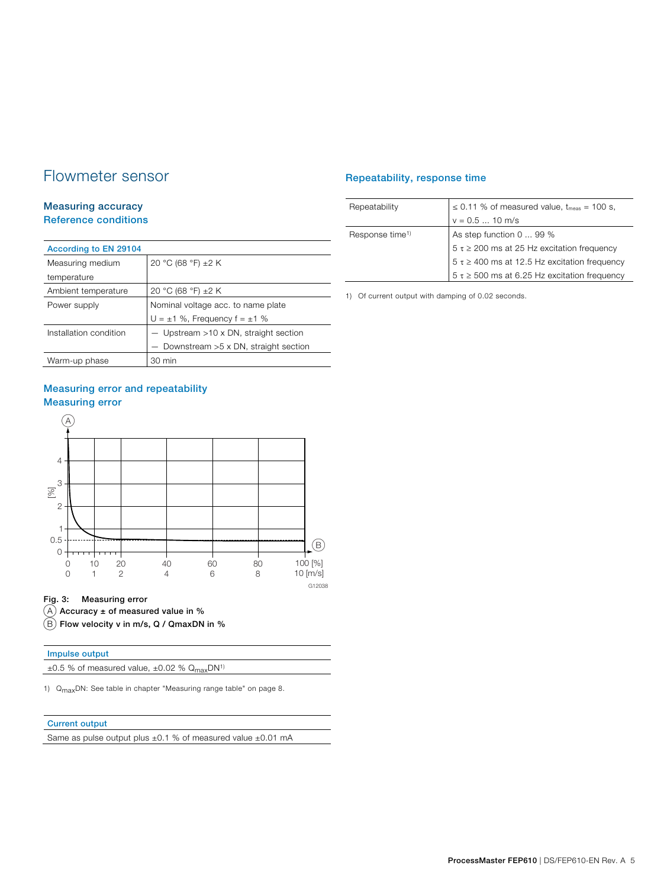# Flowmeter sensor

## Measuring accuracy

### Reference conditions

| According to EN 29104 | |
|---|---|
| Measuring medium temperature | 20 °C (68 °F) ±2 K |
| Ambient temperature | 20 °C (68 °F) ±2 K |
| Power supply | Nominal voltage acc. to name plate<br>U = ±1 %, Frequency f = ±1 % |
| Installation condition | — Upstream >10 x DN, straight section<br>— Downstream >5 x DN, straight section |
| Warm-up phase | 30 min |

## Measuring error and repeatability

### Measuring error

Fig. 3: Measuring error
(A) Accuracy ± of measured value in %
(B) Flow velocity v in m/s, Q / QmaxDN in %

| Impulse output |
|---|
| ±0.5 % of measured value, ±0.02 % $Q_{max}$DN[1] |

1) $Q_{max}$DN: See table in chapter "Measuring range table" on page 8.

| Current output |
|---|
| Same as pulse output plus ±0.1 % of measured value ±0.01 mA |

### Repeatability, response time

| | |
|---|---|
| Repeatability | ≤ 0.11 % of measured value, $t_{meas}$ = 100 s,<br>v = 0.5 ... 10 m/s |
| Response time[1] | As step function 0 ... 99 %<br>5 τ ≥ 200 ms at 25 Hz excitation frequency<br>5 τ ≥ 400 ms at 12.5 Hz excitation frequency<br>5 τ ≥ 500 ms at 6.25 Hz excitation frequency |

1) Of current output with damping of 0.02 seconds.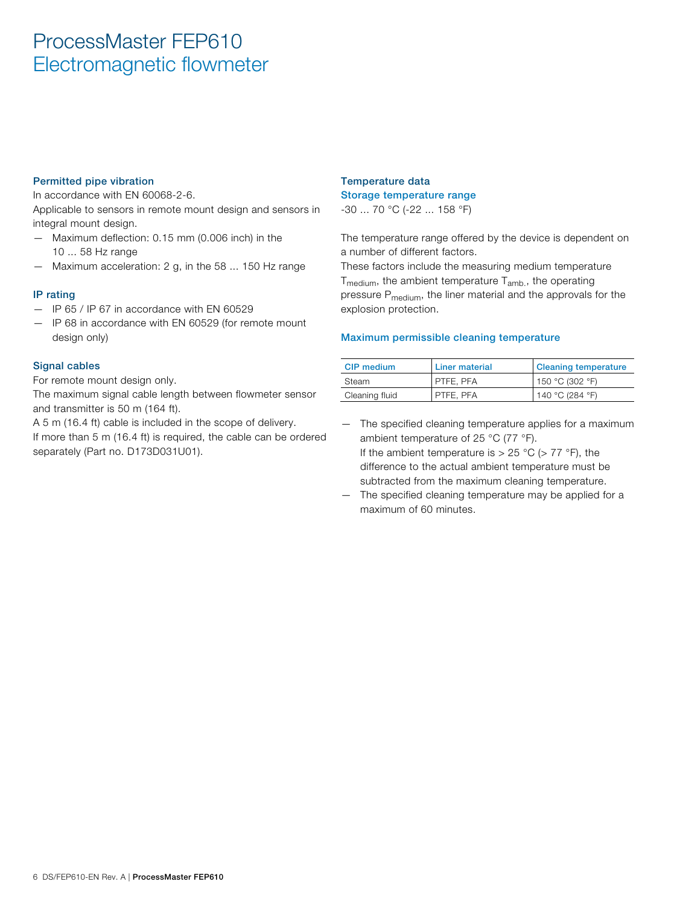## Permitted pipe vibration

In accordance with EN 60068-2-6.
Applicable to sensors in remote mount design and sensors in integral mount design.

- Maximum deflection: 0.15 mm (0.006 inch) in the 10 ... 58 Hz range
- Maximum acceleration: 2 g, in the 58 ... 150 Hz range

## IP rating

- IP 65 / IP 67 in accordance with EN 60529
- IP 68 in accordance with EN 60529 (for remote mount design only)

## Signal cables

For remote mount design only.
The maximum signal cable length between flowmeter sensor and transmitter is 50 m (164 ft).
A 5 m (16.4 ft) cable is included in the scope of delivery.
If more than 5 m (16.4 ft) is required, the cable can be ordered separately (Part no. D173D031U01).

## Temperature data

### Storage temperature range

-30 ... 70 °C (-22 ... 158 °F)

The temperature range offered by the device is dependent on a number of different factors.
These factors include the measuring medium temperature $T_{medium}$, the ambient temperature $T_{amb.}$, the operating pressure $P_{medium}$, the liner material and the approvals for the explosion protection.

### Maximum permissible cleaning temperature

| CIP medium | Liner material | Cleaning temperature |
|---|---|---|
| Steam | PTFE, PFA | 150 °C (302 °F) |
| Cleaning fluid | PTFE, PFA | 140 °C (284 °F) |

- The specified cleaning temperature applies for a maximum ambient temperature of 25 °C (77 °F).
  If the ambient temperature is > 25 °C (> 77 °F), the difference to the actual ambient temperature must be subtracted from the maximum cleaning temperature.
- The specified cleaning temperature may be applied for a maximum of 60 minutes.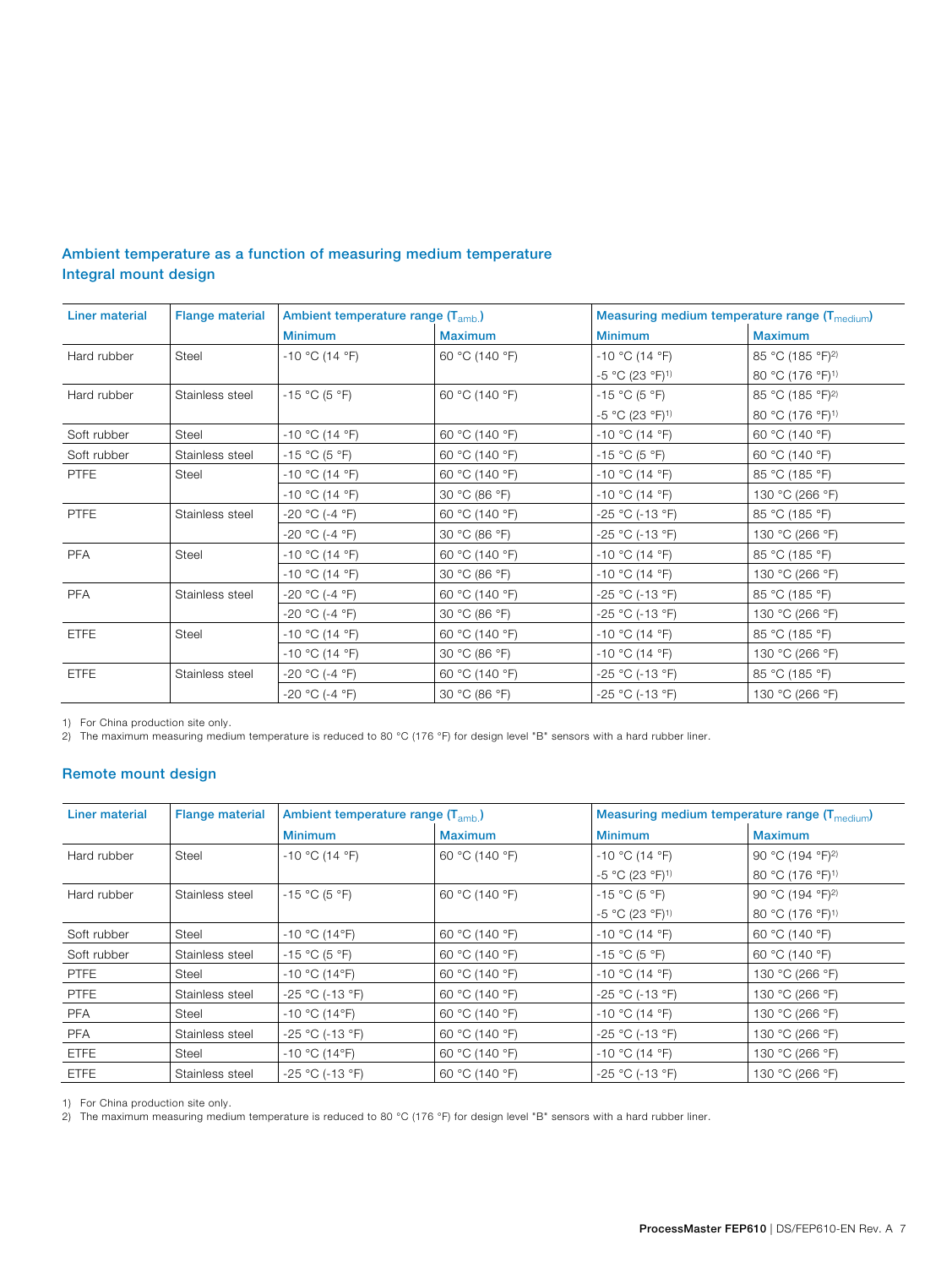## Ambient temperature as a function of measuring medium temperature

### Integral mount design

| Liner material | Flange material | Ambient temperature range ($T_{amb.}$) | | Measuring medium temperature range ($T_{medium}$) | |
|---|---|---|---|---|---|
| | | Minimum | Maximum | Minimum | Maximum |
| Hard rubber | Steel | -10 °C (14 °F) | 60 °C (140 °F) | -10 °C (14 °F) | 85 °C (185 °F)[2] |
| | | | | -5 °C (23 °F)[1] | 80 °C (176 °F)[1] |
| Hard rubber | Stainless steel | -15 °C (5 °F) | 60 °C (140 °F) | -15 °C (5 °F) | 85 °C (185 °F)[2] |
| | | | | -5 °C (23 °F)[1] | 80 °C (176 °F)[1] |
| Soft rubber | Steel | -10 °C (14 °F) | 60 °C (140 °F) | -10 °C (14 °F) | 60 °C (140 °F) |
| Soft rubber | Stainless steel | -15 °C (5 °F) | 60 °C (140 °F) | -15 °C (5 °F) | 60 °C (140 °F) |
| PTFE | Steel | -10 °C (14 °F) | 60 °C (140 °F) | -10 °C (14 °F) | 85 °C (185 °F) |
| | | -10 °C (14 °F) | 30 °C (86 °F) | -10 °C (14 °F) | 130 °C (266 °F) |
| PTFE | Stainless steel | -20 °C (-4 °F) | 60 °C (140 °F) | -25 °C (-13 °F) | 85 °C (185 °F) |
| | | -20 °C (-4 °F) | 30 °C (86 °F) | -25 °C (-13 °F) | 130 °C (266 °F) |
| PFA | Steel | -10 °C (14 °F) | 60 °C (140 °F) | -10 °C (14 °F) | 85 °C (185 °F) |
| | | -10 °C (14 °F) | 30 °C (86 °F) | -10 °C (14 °F) | 130 °C (266 °F) |
| PFA | Stainless steel | -20 °C (-4 °F) | 60 °C (140 °F) | -25 °C (-13 °F) | 85 °C (185 °F) |
| | | -20 °C (-4 °F) | 30 °C (86 °F) | -25 °C (-13 °F) | 130 °C (266 °F) |
| ETFE | Steel | -10 °C (14 °F) | 60 °C (140 °F) | -10 °C (14 °F) | 85 °C (185 °F) |
| | | -10 °C (14 °F) | 30 °C (86 °F) | -10 °C (14 °F) | 130 °C (266 °F) |
| ETFE | Stainless steel | -20 °C (-4 °F) | 60 °C (140 °F) | -25 °C (-13 °F) | 85 °C (185 °F) |
| | | -20 °C (-4 °F) | 30 °C (86 °F) | -25 °C (-13 °F) | 130 °C (266 °F) |

1) For China production site only.
2) The maximum measuring medium temperature is reduced to 80 °C (176 °F) for design level "B" sensors with a hard rubber liner.

### Remote mount design

| Liner material | Flange material | Ambient temperature range ($T_{amb.}$) | | Measuring medium temperature range ($T_{medium}$) | |
|---|---|---|---|---|---|
| | | Minimum | Maximum | Minimum | Maximum |
| Hard rubber | Steel | -10 °C (14 °F) | 60 °C (140 °F) | -10 °C (14 °F) | 90 °C (194 °F)[2] |
| | | | | -5 °C (23 °F)[1] | 80 °C (176 °F)[1] |
| Hard rubber | Stainless steel | -15 °C (5 °F) | 60 °C (140 °F) | -15 °C (5 °F) | 90 °C (194 °F)[2] |
| | | | | -5 °C (23 °F)[1] | 80 °C (176 °F)[1] |
| Soft rubber | Steel | -10 °C (14°F) | 60 °C (140 °F) | -10 °C (14 °F) | 60 °C (140 °F) |
| Soft rubber | Stainless steel | -15 °C (5 °F) | 60 °C (140 °F) | -15 °C (5 °F) | 60 °C (140 °F) |
| PTFE | Steel | -10 °C (14°F) | 60 °C (140 °F) | -10 °C (14 °F) | 130 °C (266 °F) |
| PTFE | Stainless steel | -25 °C (-13 °F) | 60 °C (140 °F) | -25 °C (-13 °F) | 130 °C (266 °F) |
| PFA | Steel | -10 °C (14°F) | 60 °C (140 °F) | -10 °C (14 °F) | 130 °C (266 °F) |
| PFA | Stainless steel | -25 °C (-13 °F) | 60 °C (140 °F) | -25 °C (-13 °F) | 130 °C (266 °F) |
| ETFE | Steel | -10 °C (14°F) | 60 °C (140 °F) | -10 °C (14 °F) | 130 °C (266 °F) |
| ETFE | Stainless steel | -25 °C (-13 °F) | 60 °C (140 °F) | -25 °C (-13 °F) | 130 °C (266 °F) |

1) For China production site only.
2) The maximum measuring medium temperature is reduced to 80 °C (176 °F) for design level "B" sensors with a hard rubber liner.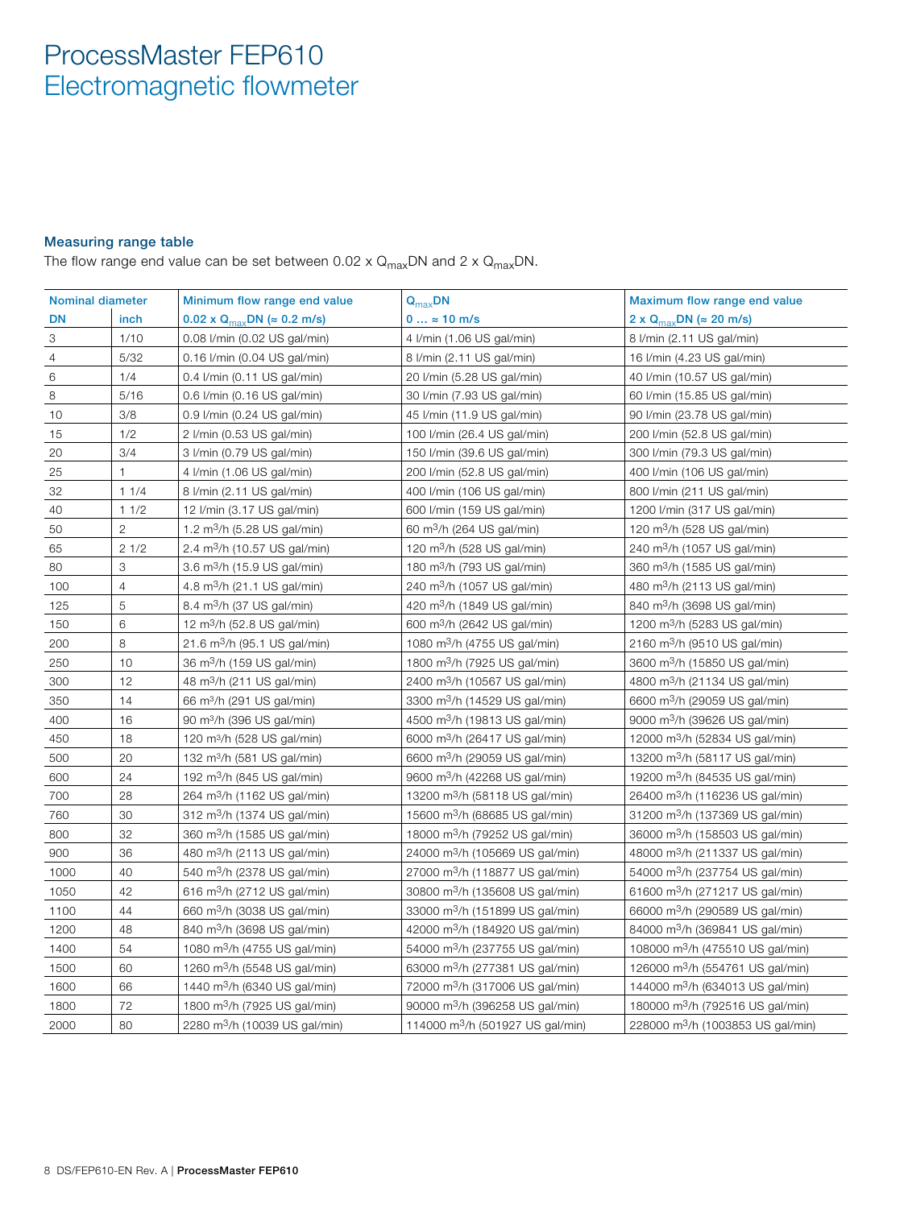# ProcessMaster FEP610
# Electromagnetic flowmeter

### Measuring range table

The flow range end value can be set between 0.02 x $Q_{max}$DN and 2 x $Q_{max}$DN.

| Nominal diameter | | Minimum flow range end value | $Q_{max}$DN | Maximum flow range end value |
|---|---|---|---|---|
| DN | inch | 0.02 x $Q_{max}$DN (≈ 0.2 m/s) | 0 … ≈ 10 m/s | 2 x $Q_{max}$DN (≈ 20 m/s) |
| 3 | 1/10 | 0.08 l/min (0.02 US gal/min) | 4 l/min (1.06 US gal/min) | 8 l/min (2.11 US gal/min) |
| 4 | 5/32 | 0.16 l/min (0.04 US gal/min) | 8 l/min (2.11 US gal/min) | 16 l/min (4.23 US gal/min) |
| 6 | 1/4 | 0.4 l/min (0.11 US gal/min) | 20 l/min (5.28 US gal/min) | 40 l/min (10.57 US gal/min) |
| 8 | 5/16 | 0.6 l/min (0.16 US gal/min) | 30 l/min (7.93 US gal/min) | 60 l/min (15.85 US gal/min) |
| 10 | 3/8 | 0.9 l/min (0.24 US gal/min) | 45 l/min (11.9 US gal/min) | 90 l/min (23.78 US gal/min) |
| 15 | 1/2 | 2 l/min (0.53 US gal/min) | 100 l/min (26.4 US gal/min) | 200 l/min (52.8 US gal/min) |
| 20 | 3/4 | 3 l/min (0.79 US gal/min) | 150 l/min (39.6 US gal/min) | 300 l/min (79.3 US gal/min) |
| 25 | 1 | 4 l/min (1.06 US gal/min) | 200 l/min (52.8 US gal/min) | 400 l/min (106 US gal/min) |
| 32 | 1 1/4 | 8 l/min (2.11 US gal/min) | 400 l/min (106 US gal/min) | 800 l/min (211 US gal/min) |
| 40 | 1 1/2 | 12 l/min (3.17 US gal/min) | 600 l/min (159 US gal/min) | 1200 l/min (317 US gal/min) |
| 50 | 2 | 1.2 $m^3$/h (5.28 US gal/min) | 60 $m^3$/h (264 US gal/min) | 120 $m^3$/h (528 US gal/min) |
| 65 | 2 1/2 | 2.4 $m^3$/h (10.57 US gal/min) | 120 $m^3$/h (528 US gal/min) | 240 $m^3$/h (1057 US gal/min) |
| 80 | 3 | 3.6 $m^3$/h (15.9 US gal/min) | 180 $m^3$/h (793 US gal/min) | 360 $m^3$/h (1585 US gal/min) |
| 100 | 4 | 4.8 $m^3$/h (21.1 US gal/min) | 240 $m^3$/h (1057 US gal/min) | 480 $m^3$/h (2113 US gal/min) |
| 125 | 5 | 8.4 $m^3$/h (37 US gal/min) | 420 $m^3$/h (1849 US gal/min) | 840 $m^3$/h (3698 US gal/min) |
| 150 | 6 | 12 $m^3$/h (52.8 US gal/min) | 600 $m^3$/h (2642 US gal/min) | 1200 $m^3$/h (5283 US gal/min) |
| 200 | 8 | 21.6 $m^3$/h (95.1 US gal/min) | 1080 $m^3$/h (4755 US gal/min) | 2160 $m^3$/h (9510 US gal/min) |
| 250 | 10 | 36 $m^3$/h (159 US gal/min) | 1800 $m^3$/h (7925 US gal/min) | 3600 $m^3$/h (15850 US gal/min) |
| 300 | 12 | 48 $m^3$/h (211 US gal/min) | 2400 $m^3$/h (10567 US gal/min) | 4800 $m^3$/h (21134 US gal/min) |
| 350 | 14 | 66 $m^3$/h (291 US gal/min) | 3300 $m^3$/h (14529 US gal/min) | 6600 $m^3$/h (29059 US gal/min) |
| 400 | 16 | 90 $m^3$/h (396 US gal/min) | 4500 $m^3$/h (19813 US gal/min) | 9000 $m^3$/h (39626 US gal/min) |
| 450 | 18 | 120 $m^3$/h (528 US gal/min) | 6000 $m^3$/h (26417 US gal/min) | 12000 $m^3$/h (52834 US gal/min) |
| 500 | 20 | 132 $m^3$/h (581 US gal/min) | 6600 $m^3$/h (29059 US gal/min) | 13200 $m^3$/h (58117 US gal/min) |
| 600 | 24 | 192 $m^3$/h (845 US gal/min) | 9600 $m^3$/h (42268 US gal/min) | 19200 $m^3$/h (84535 US gal/min) |
| 700 | 28 | 264 $m^3$/h (1162 US gal/min) | 13200 $m^3$/h (58118 US gal/min) | 26400 $m^3$/h (116236 US gal/min) |
| 760 | 30 | 312 $m^3$/h (1374 US gal/min) | 15600 $m^3$/h (68685 US gal/min) | 31200 $m^3$/h (137369 US gal/min) |
| 800 | 32 | 360 $m^3$/h (1585 US gal/min) | 18000 $m^3$/h (79252 US gal/min) | 36000 $m^3$/h (158503 US gal/min) |
| 900 | 36 | 480 $m^3$/h (2113 US gal/min) | 24000 $m^3$/h (105669 US gal/min) | 48000 $m^3$/h (211337 US gal/min) |
| 1000 | 40 | 540 $m^3$/h (2378 US gal/min) | 27000 $m^3$/h (118877 US gal/min) | 54000 $m^3$/h (237754 US gal/min) |
| 1050 | 42 | 616 $m^3$/h (2712 US gal/min) | 30800 $m^3$/h (135608 US gal/min) | 61600 $m^3$/h (271217 US gal/min) |
| 1100 | 44 | 660 $m^3$/h (3038 US gal/min) | 33000 $m^3$/h (151899 US gal/min) | 66000 $m^3$/h (290589 US gal/min) |
| 1200 | 48 | 840 $m^3$/h (3698 US gal/min) | 42000 $m^3$/h (184920 US gal/min) | 84000 $m^3$/h (369841 US gal/min) |
| 1400 | 54 | 1080 $m^3$/h (4755 US gal/min) | 54000 $m^3$/h (237755 US gal/min) | 108000 $m^3$/h (475510 US gal/min) |
| 1500 | 60 | 1260 $m^3$/h (5548 US gal/min) | 63000 $m^3$/h (277381 US gal/min) | 126000 $m^3$/h (554761 US gal/min) |
| 1600 | 66 | 1440 $m^3$/h (6340 US gal/min) | 72000 $m^3$/h (317006 US gal/min) | 144000 $m^3$/h (634013 US gal/min) |
| 1800 | 72 | 1800 $m^3$/h (7925 US gal/min) | 90000 $m^3$/h (396258 US gal/min) | 180000 $m^3$/h (792516 US gal/min) |
| 2000 | 80 | 2280 $m^3$/h (10039 US gal/min) | 114000 $m^3$/h (501927 US gal/min) | 228000 $m^3$/h (1003853 US gal/min) |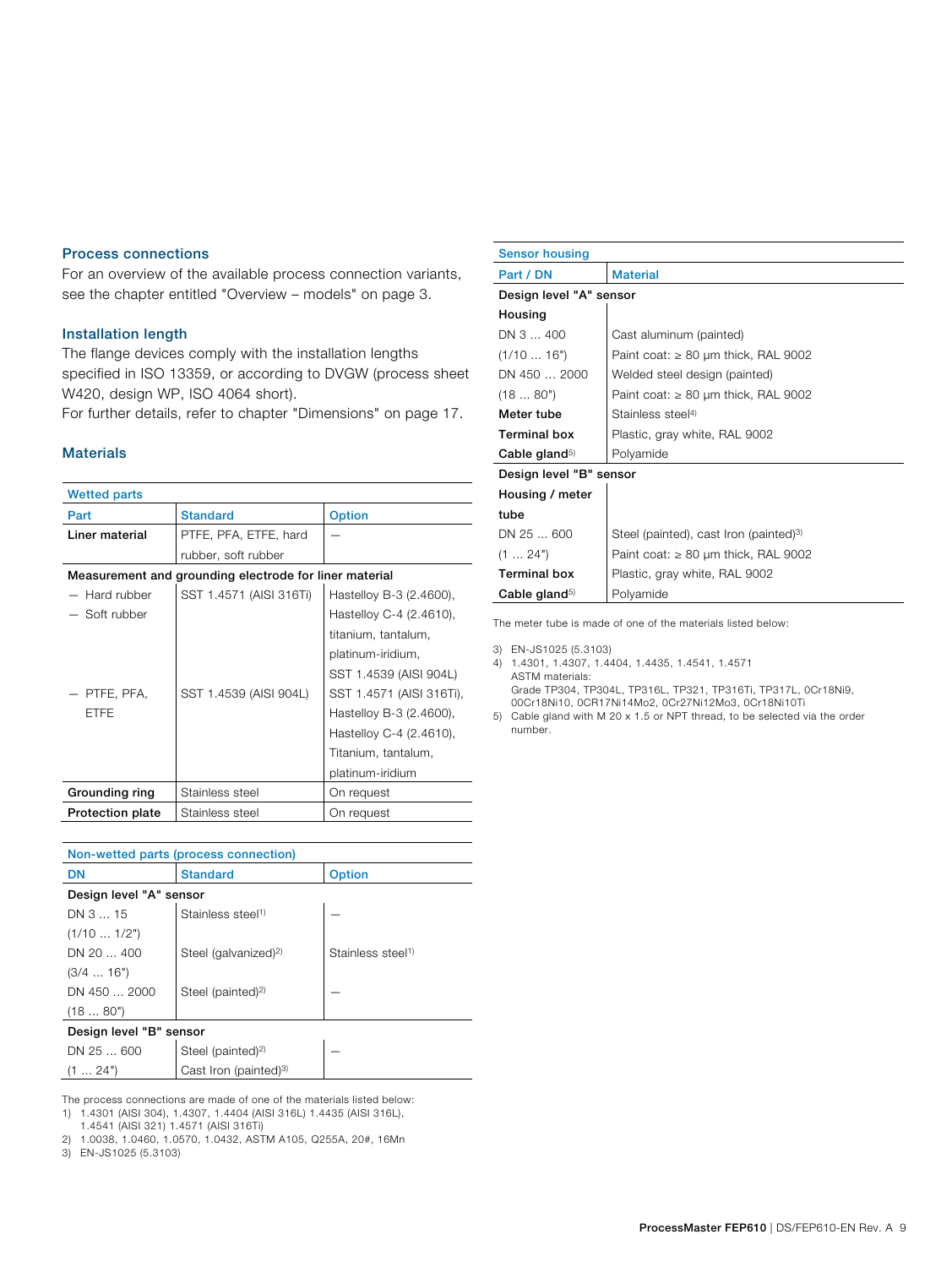## Process connections

For an overview of the available process connection variants, see the chapter entitled "Overview – models" on page 3.

## Installation length

The flange devices comply with the installation lengths specified in ISO 13359, or according to DVGW (process sheet W420, design WP, ISO 4064 short).
For further details, refer to chapter "Dimensions" on page 17.

## Materials

| Wetted parts | | |
|---|---|---|
| **Part** | **Standard** | **Option** |
| **Liner material** | PTFE, PFA, ETFE, hard rubber, soft rubber | — |
| **Measurement and grounding electrode for liner material** | | |
| — Hard rubber<br>— Soft rubber | SST 1.4571 (AISI 316Ti) | Hastelloy B-3 (2.4600), Hastelloy C-4 (2.4610), titanium, tantalum, platinum-iridium, SST 1.4539 (AISI 904L) |
| — PTFE, PFA, ETFE | SST 1.4539 (AISI 904L) | SST 1.4571 (AISI 316Ti), Hastelloy B-3 (2.4600), Hastelloy C-4 (2.4610), Titanium, tantalum, platinum-iridium |
| **Grounding ring** | Stainless steel | On request |
| **Protection plate** | Stainless steel | On request |

| Non-wetted parts (process connection) | | |
|---|---|---|
| **DN** | **Standard** | **Option** |
| **Design level "A" sensor** | | |
| DN 3 … 15 (1/10 … 1/2") | Stainless steel[1] | — |
| DN 20 … 400 (3/4 … 16") | Steel (galvanized)[2] | Stainless steel[1] |
| DN 450 … 2000 (18 … 80") | Steel (painted)[2] | — |
| **Design level "B" sensor** | | |
| DN 25 … 600 (1 … 24") | Steel (painted)[2]<br>Cast Iron (painted)[3] | — |

The process connections are made of one of the materials listed below:

1) 1.4301 (AISI 304), 1.4307, 1.4404 (AISI 316L) 1.4435 (AISI 316L), 1.4541 (AISI 321) 1.4571 (AISI 316Ti)
2) 1.0038, 1.0460, 1.0570, 1.0432, ASTM A105, Q255A, 20#, 16Mn
3) EN-JS1025 (5.3103)

| Sensor housing | |
|---|---|
| **Part / DN** | **Material** |
| **Design level "A" sensor** | |
| **Housing** | |
| DN 3 … 400 (1/10 … 16") | Cast aluminum (painted)<br>Paint coat: ≥ 80 µm thick, RAL 9002 |
| DN 450 … 2000 (18 … 80") | Welded steel design (painted)<br>Paint coat: ≥ 80 µm thick, RAL 9002 |
| **Meter tube** | Stainless steel[4] |
| **Terminal box** | Plastic, gray white, RAL 9002 |
| **Cable gland**[5] | Polyamide |
| **Design level "B" sensor** | |
| **Housing / meter tube** | |
| DN 25 … 600 (1 … 24") | Steel (painted), cast Iron (painted)[3]<br>Paint coat: ≥ 80 µm thick, RAL 9002 |
| **Terminal box** | Plastic, gray white, RAL 9002 |
| **Cable gland**[5] | Polyamide |

The meter tube is made of one of the materials listed below:

3) EN-JS1025 (5.3103)
4) 1.4301, 1.4307, 1.4404, 1.4435, 1.4541, 1.4571
   ASTM materials:
   Grade TP304, TP304L, TP316L, TP321, TP316Ti, TP317L, 0Cr18Ni9, 00Cr18Ni10, 0CR17Ni14Mo2, 0Cr27Ni12Mo3, 0Cr18Ni10Ti
5) Cable gland with M 20 x 1.5 or NPT thread, to be selected via the order number.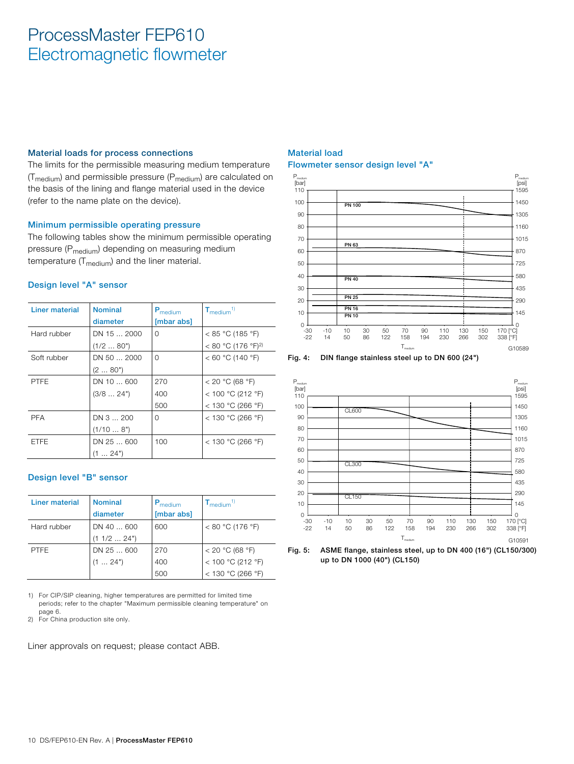# ProcessMaster FEP610
## Electromagnetic flowmeter

### Material loads for process connections

The limits for the permissible measuring medium temperature ($T_{medium}$) and permissible pressure ($P_{medium}$) are calculated on the basis of the lining and flange material used in the device (refer to the name plate on the device).

### Minimum permissible operating pressure

The following tables show the minimum permissible operating pressure ($P_{medium}$) depending on measuring medium temperature ($T_{medium}$) and the liner material.

### Design level "A" sensor

| Liner material | Nominal diameter | $P_{medium}$ [mbar abs] | $T_{medium}$ [1] |
|---|---|---|---|
| Hard rubber | DN 15 … 2000 (1/2 … 80") | 0 | < 85 °C (185 °F) < 80 °C (176 °F)[2] |
| Soft rubber | DN 50 … 2000 (2 … 80") | 0 | < 60 °C (140 °F) |
| PTFE | DN 10 … 600 (3/8 … 24") | 270 | < 20 °C (68 °F) |
| | | 400 | < 100 °C (212 °F) |
| | | 500 | < 130 °C (266 °F) |
| PFA | DN 3 … 200 (1/10 … 8") | 0 | < 130 °C (266 °F) |
| ETFE | DN 25 … 600 (1 … 24") | 100 | < 130 °C (266 °F) |

### Design level "B" sensor

| Liner material | Nominal diameter | $P_{medium}$ [mbar abs] | $T_{medium}$ [1] |
|---|---|---|---|
| Hard rubber | DN 40 … 600 (1 1/2 … 24") | 600 | < 80 °C (176 °F) |
| PTFE | DN 25 … 600 (1 … 24") | 270 | < 20 °C (68 °F) |
| | | 400 | < 100 °C (212 °F) |
| | | 500 | < 130 °C (266 °F) |

1) For CIP/SIP cleaning, higher temperatures are permitted for limited time periods; refer to the chapter "Maximum permissible cleaning temperature" on page 6.
2) For China production site only.

Liner approvals on request; please contact ABB.

### Material load
### Flowmeter sensor design level "A"

Fig. 4: DIN flange stainless steel up to DN 600 (24")

Fig. 5: ASME flange, stainless steel, up to DN 400 (16") (CL150/300) up to DN 1000 (40") (CL150)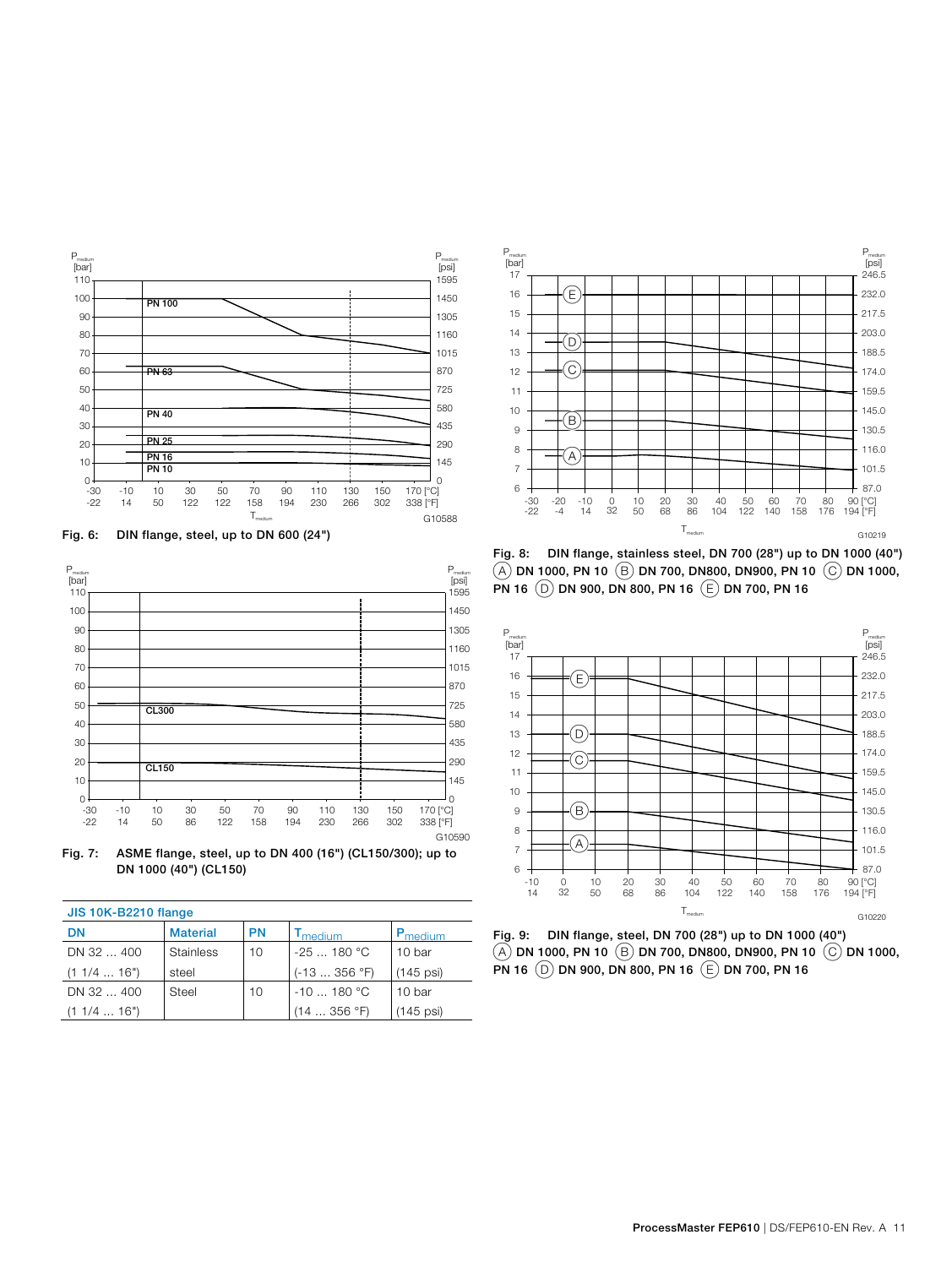Fig. 6: DIN flange, steel, up to DN 600 (24")

Fig. 7: ASME flange, steel, up to DN 400 (16") (CL150/300); up to DN 1000 (40") (CL150)

| JIS 10K-B2210 flange | | | | |
|---|---|---|---|---|
| DN | Material | PN | $T_{medium}$ | $P_{medium}$ |
| DN 32 … 400 (1 1/4 … 16") | Stainless steel | 10 | -25 … 180 °C (-13 … 356 °F) | 10 bar (145 psi) |
| DN 32 … 400 (1 1/4 … 16") | Steel | 10 | -10 … 180 °C (14 … 356 °F) | 10 bar (145 psi) |

Fig. 8: DIN flange, stainless steel, DN 700 (28") up to DN 1000 (40")
(A) DN 1000, PN 10 (B) DN 700, DN800, DN900, PN 10 (C) DN 1000, PN 16 (D) DN 900, DN 800, PN 16 (E) DN 700, PN 16

Fig. 9: DIN flange, steel, DN 700 (28") up to DN 1000 (40")
(A) DN 1000, PN 10 (B) DN 700, DN800, DN900, PN 10 (C) DN 1000, PN 16 (D) DN 900, DN 800, PN 16 (E) DN 700, PN 16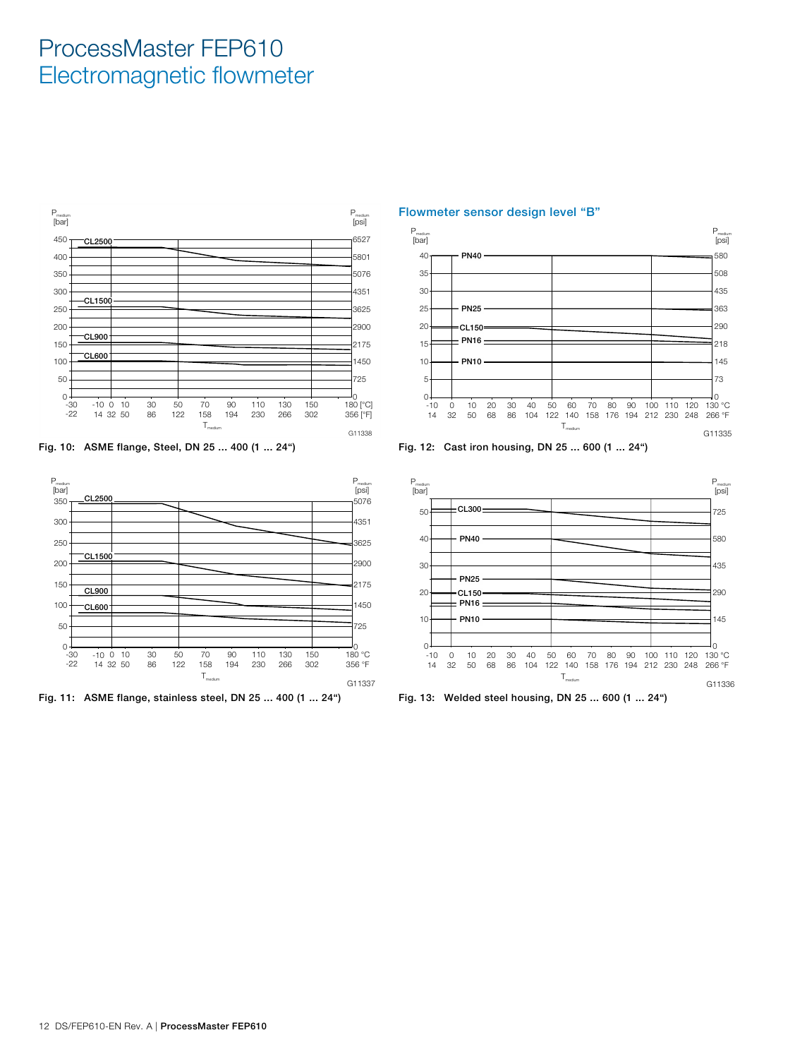# ProcessMaster FEP610
# Electromagnetic flowmeter

Fig. 10: ASME flange, Steel, DN 25 ... 400 (1 ... 24")

Fig. 11: ASME flange, stainless steel, DN 25 ... 400 (1 ... 24")

## Flowmeter sensor design level "B"

Fig. 12: Cast iron housing, DN 25 ... 600 (1 ... 24")

Fig. 13: Welded steel housing, DN 25 ... 600 (1 ... 24")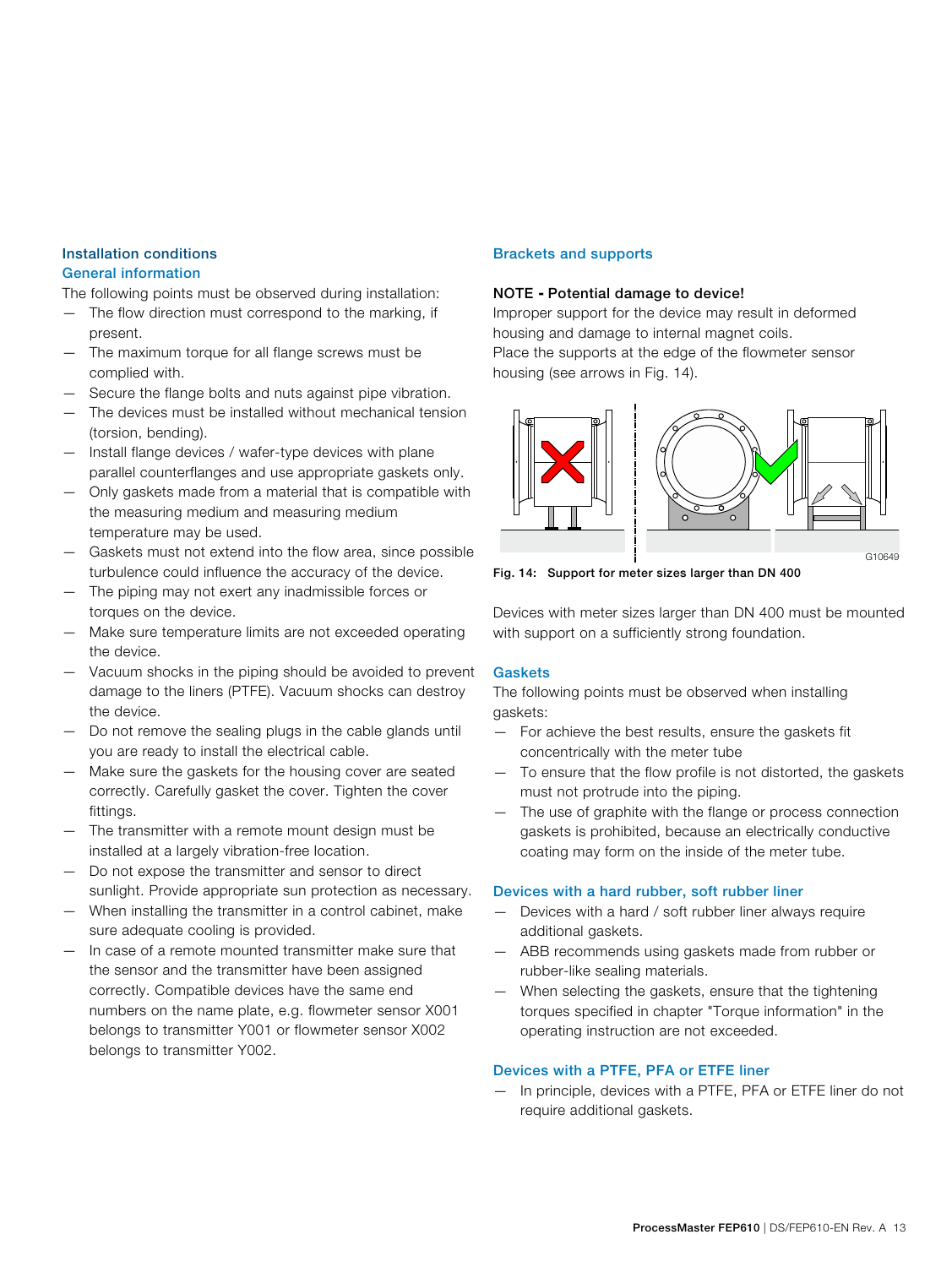## Installation conditions

### General information

The following points must be observed during installation:

- The flow direction must correspond to the marking, if present.
- The maximum torque for all flange screws must be complied with.
- Secure the flange bolts and nuts against pipe vibration.
- The devices must be installed without mechanical tension (torsion, bending).
- Install flange devices / wafer-type devices with plane parallel counterflanges and use appropriate gaskets only.
- Only gaskets made from a material that is compatible with the measuring medium and measuring medium temperature may be used.
- Gaskets must not extend into the flow area, since possible turbulence could influence the accuracy of the device.
- The piping may not exert any inadmissible forces or torques on the device.
- Make sure temperature limits are not exceeded operating the device.
- Vacuum shocks in the piping should be avoided to prevent damage to the liners (PTFE). Vacuum shocks can destroy the device.
- Do not remove the sealing plugs in the cable glands until you are ready to install the electrical cable.
- Make sure the gaskets for the housing cover are seated correctly. Carefully gasket the cover. Tighten the cover fittings.
- The transmitter with a remote mount design must be installed at a largely vibration-free location.
- Do not expose the transmitter and sensor to direct sunlight. Provide appropriate sun protection as necessary.
- When installing the transmitter in a control cabinet, make sure adequate cooling is provided.
- In case of a remote mounted transmitter make sure that the sensor and the transmitter have been assigned correctly. Compatible devices have the same end numbers on the name plate, e.g. flowmeter sensor X001 belongs to transmitter Y001 or flowmeter sensor X002 belongs to transmitter Y002.

### Brackets and supports

**NOTE - Potential damage to device!**
Improper support for the device may result in deformed housing and damage to internal magnet coils.
Place the supports at the edge of the flowmeter sensor housing (see arrows in Fig. 14).

G10649

**Fig. 14: Support for meter sizes larger than DN 400**

Devices with meter sizes larger than DN 400 must be mounted with support on a sufficiently strong foundation.

### Gaskets

The following points must be observed when installing gaskets:

- For achieve the best results, ensure the gaskets fit concentrically with the meter tube
- To ensure that the flow profile is not distorted, the gaskets must not protrude into the piping.
- The use of graphite with the flange or process connection gaskets is prohibited, because an electrically conductive coating may form on the inside of the meter tube.

### Devices with a hard rubber, soft rubber liner

- Devices with a hard / soft rubber liner always require additional gaskets.
- ABB recommends using gaskets made from rubber or rubber-like sealing materials.
- When selecting the gaskets, ensure that the tightening torques specified in chapter "Torque information" in the operating instruction are not exceeded.

### Devices with a PTFE, PFA or ETFE liner

- In principle, devices with a PTFE, PFA or ETFE liner do not require additional gaskets.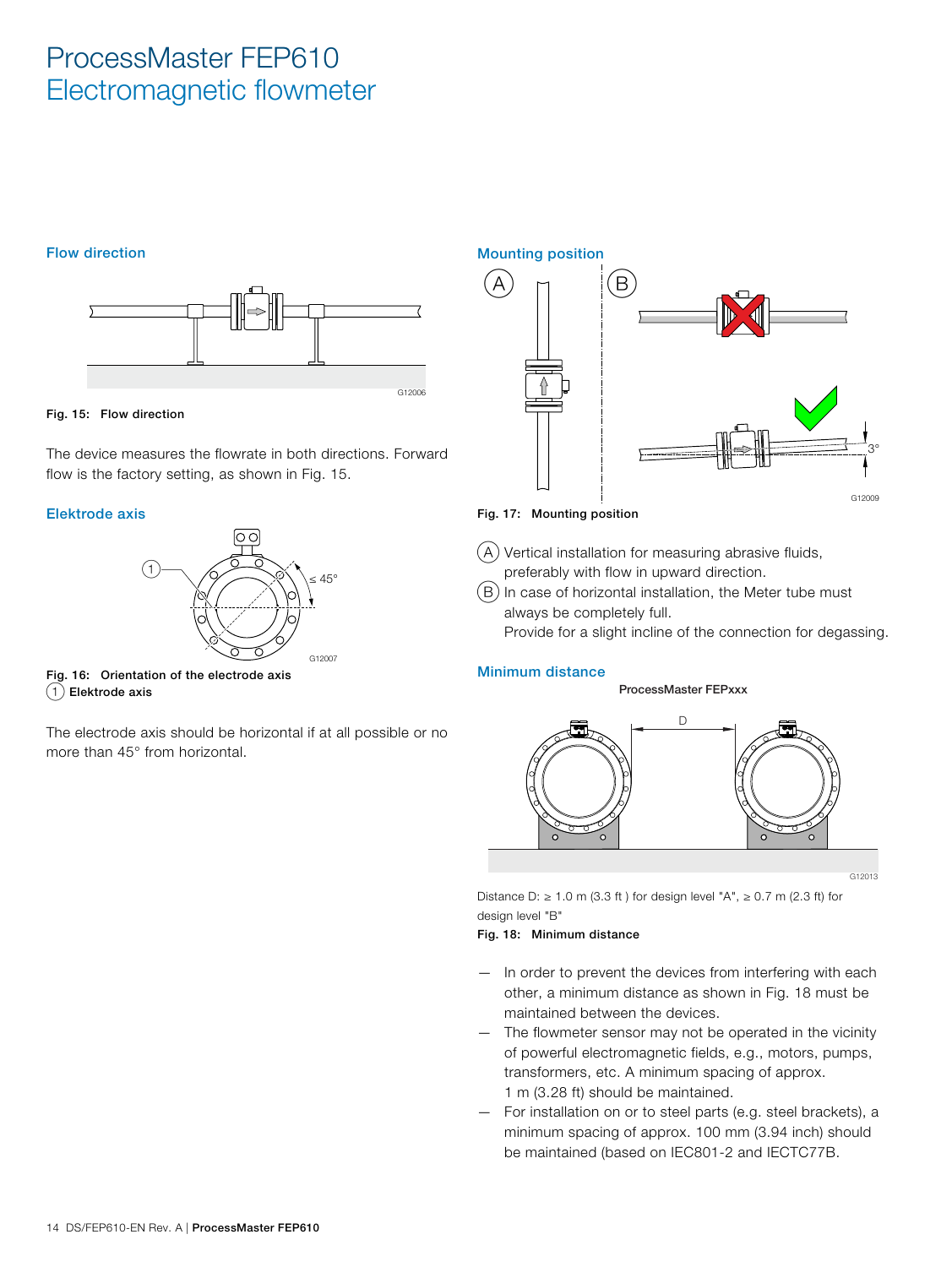# ProcessMaster FEP610
# Electromagnetic flowmeter

## Flow direction

Fig. 15: Flow direction

The device measures the flowrate in both directions. Forward flow is the factory setting, as shown in Fig. 15.

## Elektrode axis

Fig. 16: Orientation of the electrode axis
(1) Elektrode axis

The electrode axis should be horizontal if at all possible or no more than 45° from horizontal.

## Mounting position

Fig. 17: Mounting position

(A) Vertical installation for measuring abrasive fluids, preferably with flow in upward direction.
(B) In case of horizontal installation, the Meter tube must always be completely full.
Provide for a slight incline of the connection for degassing.

## Minimum distance

Distance D: ≥ 1.0 m (3.3 ft ) for design level "A", ≥ 0.7 m (2.3 ft) for design level "B"

Fig. 18: Minimum distance

- In order to prevent the devices from interfering with each other, a minimum distance as shown in Fig. 18 must be maintained between the devices.
- The flowmeter sensor may not be operated in the vicinity of powerful electromagnetic fields, e.g., motors, pumps, transformers, etc. A minimum spacing of approx. 1 m (3.28 ft) should be maintained.
- For installation on or to steel parts (e.g. steel brackets), a minimum spacing of approx. 100 mm (3.94 inch) should be maintained (based on IEC801-2 and IECTC77B.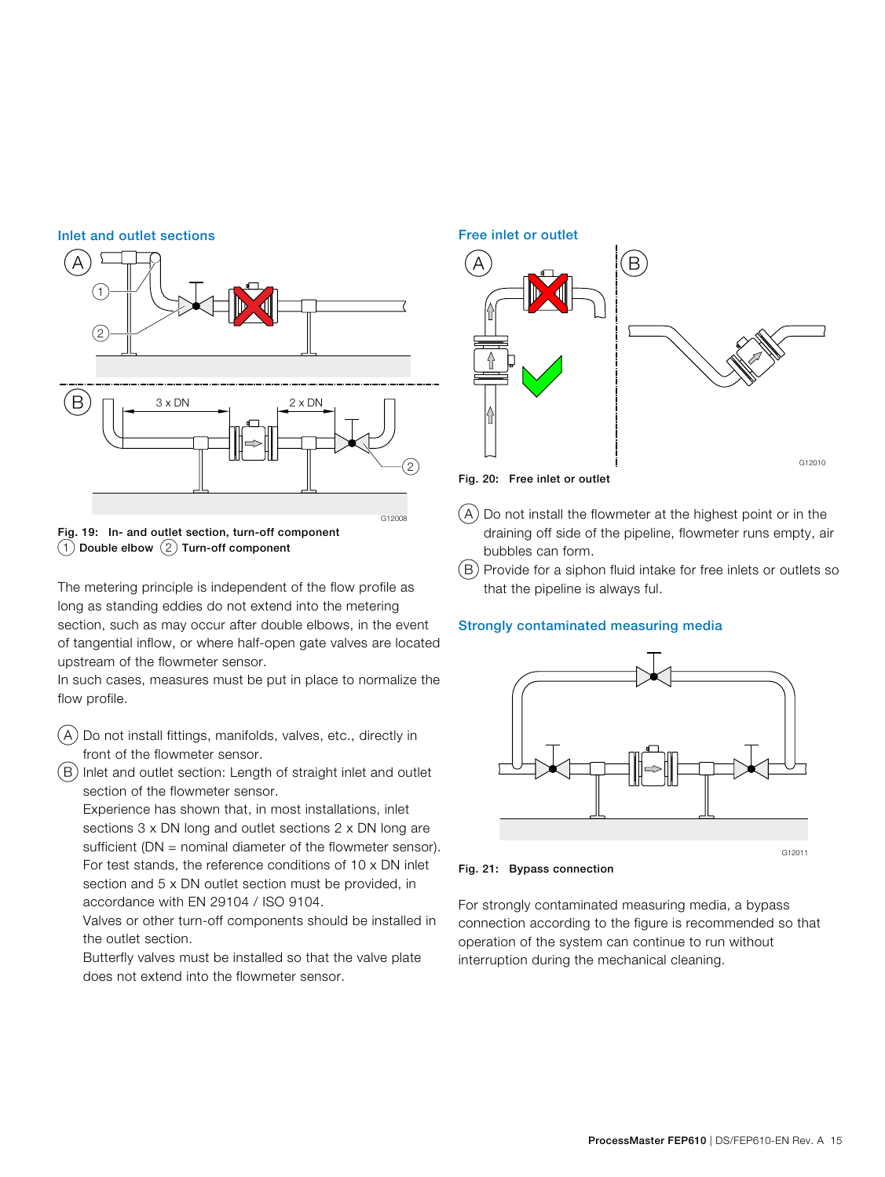## Inlet and outlet sections

Fig. 19: In- and outlet section, turn-off component
(1) Double elbow (2) Turn-off component

The metering principle is independent of the flow profile as long as standing eddies do not extend into the metering section, such as may occur after double elbows, in the event of tangential inflow, or where half-open gate valves are located upstream of the flowmeter sensor.
In such cases, measures must be put in place to normalize the flow profile.

(A) Do not install fittings, manifolds, valves, etc., directly in front of the flowmeter sensor.

(B) Inlet and outlet section: Length of straight inlet and outlet section of the flowmeter sensor.
Experience has shown that, in most installations, inlet sections 3 x DN long and outlet sections 2 x DN long are sufficient (DN = nominal diameter of the flowmeter sensor).
For test stands, the reference conditions of 10 x DN inlet section and 5 x DN outlet section must be provided, in accordance with EN 29104 / ISO 9104.
Valves or other turn-off components should be installed in the outlet section.
Butterfly valves must be installed so that the valve plate does not extend into the flowmeter sensor.

## Free inlet or outlet

Fig. 20: Free inlet or outlet

(A) Do not install the flowmeter at the highest point or in the draining off side of the pipeline, flowmeter runs empty, air bubbles can form.

(B) Provide for a siphon fluid intake for free inlets or outlets so that the pipeline is always ful.

## Strongly contaminated measuring media

Fig. 21: Bypass connection

For strongly contaminated measuring media, a bypass connection according to the figure is recommended so that operation of the system can continue to run without interruption during the mechanical cleaning.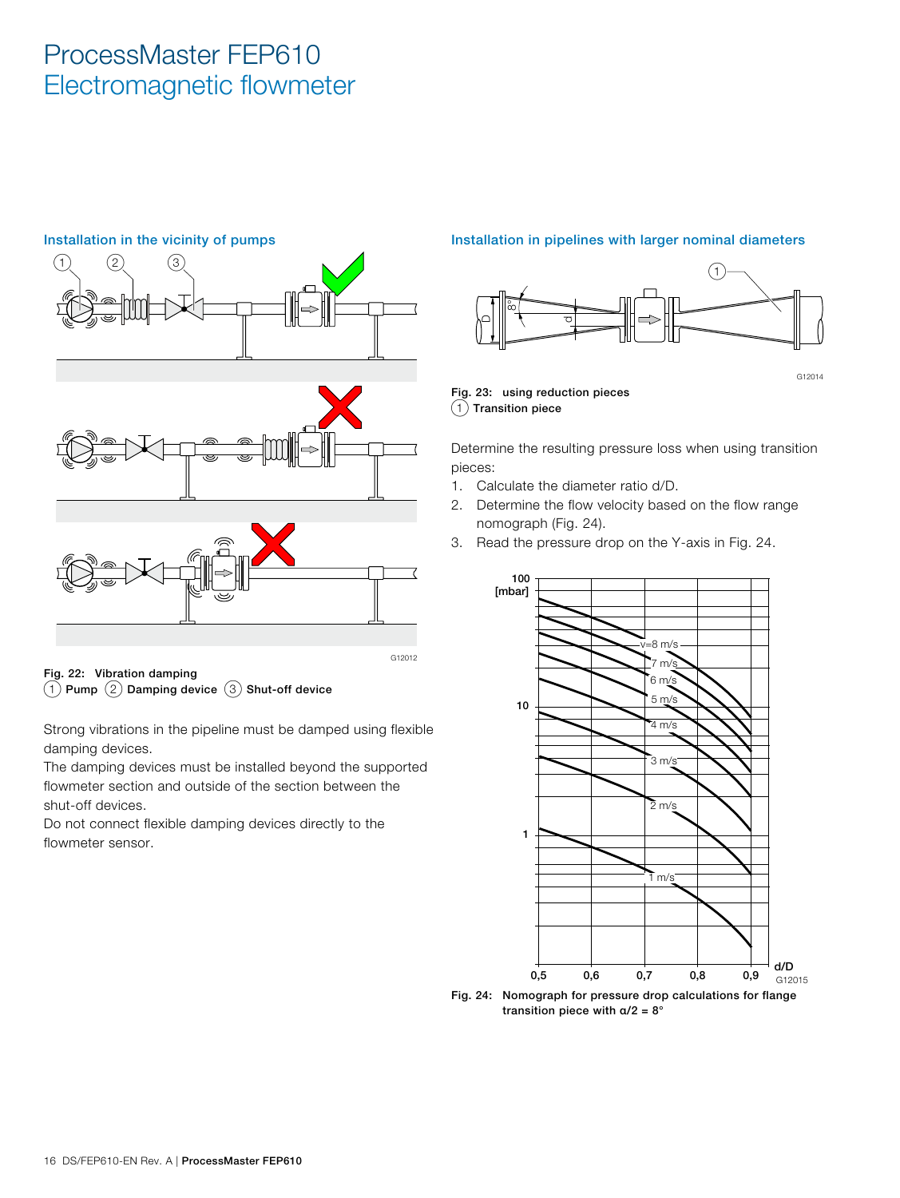## Installation in the vicinity of pumps

Fig. 22: Vibration damping
(1) Pump (2) Damping device (3) Shut-off device

Strong vibrations in the pipeline must be damped using flexible damping devices.
The damping devices must be installed beyond the supported flowmeter section and outside of the section between the shut-off devices.
Do not connect flexible damping devices directly to the flowmeter sensor.

## Installation in pipelines with larger nominal diameters

Fig. 23: using reduction pieces
(1) Transition piece

Determine the resulting pressure loss when using transition pieces:

1. Calculate the diameter ratio d/D.
2. Determine the flow velocity based on the flow range nomograph (Fig. 24).
3. Read the pressure drop on the Y-axis in Fig. 24.

Fig. 24: Nomograph for pressure drop calculations for flange transition piece with $\alpha/2 = 8°$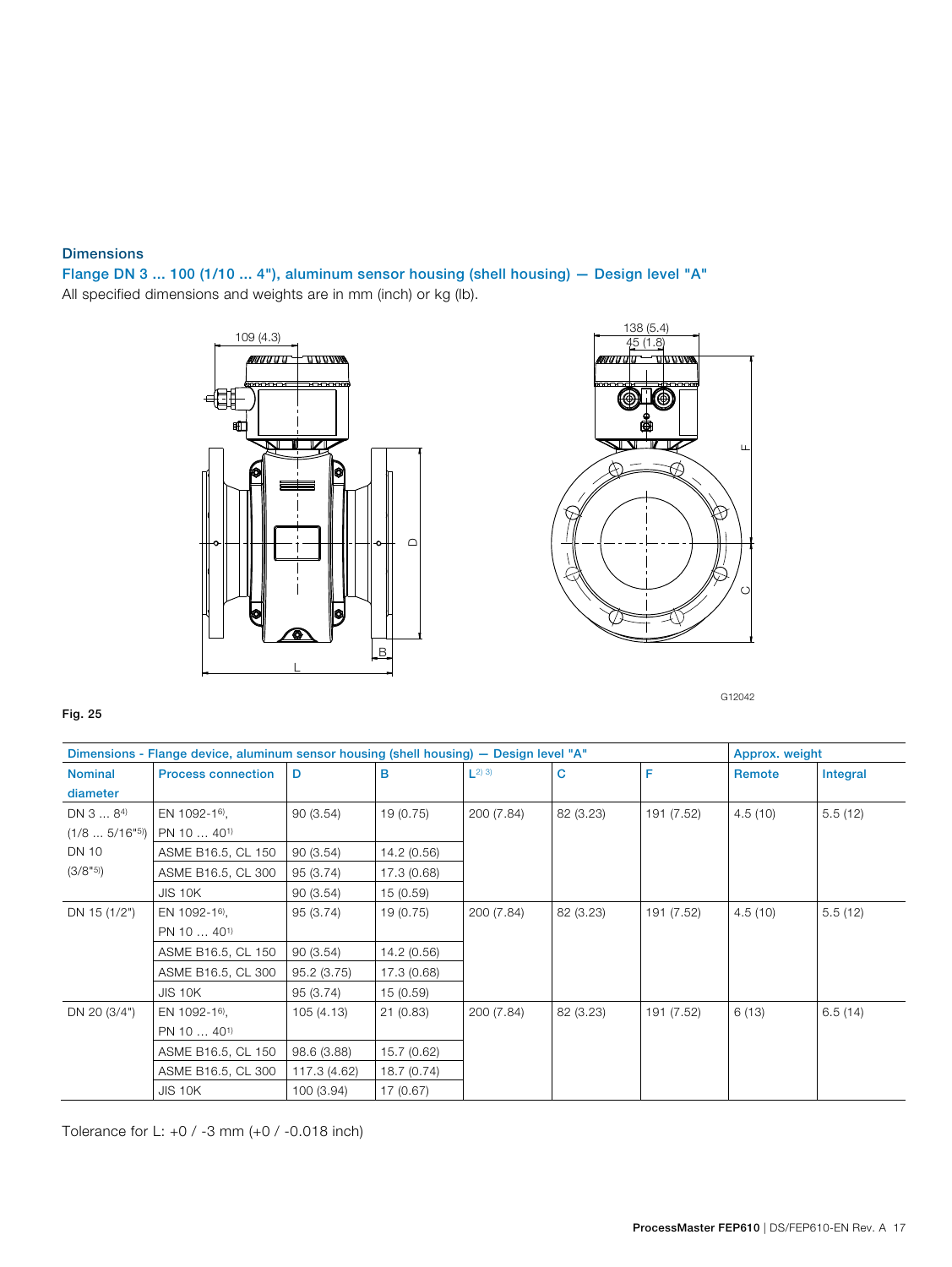## Dimensions

### Flange DN 3 ... 100 (1/10 ... 4"), aluminum sensor housing (shell housing) — Design level "A"

All specified dimensions and weights are in mm (inch) or kg (lb).

G12042

**Fig. 25**

| Dimensions - Flange device, aluminum sensor housing (shell housing) — Design level "A" | | | | | | | Approx. weight | |
|---|---|---|---|---|---|---|---|---|
| Nominal diameter | Process connection | D | B | L[2) 3)] | C | F | Remote | Integral |
| DN 3 ... 8[4)] (1/8 ... 5/16"[5)]) DN 10 (3/8"[5)]) | EN 1092-1[6)], PN 10 ... 40[1)] | 90 (3.54) | 19 (0.75) | 200 (7.84) | 82 (3.23) | 191 (7.52) | 4.5 (10) | 5.5 (12) |
| | ASME B16.5, CL 150 | 90 (3.54) | 14.2 (0.56) | | | | | |
| | ASME B16.5, CL 300 | 95 (3.74) | 17.3 (0.68) | | | | | |
| | JIS 10K | 90 (3.54) | 15 (0.59) | | | | | |
| DN 15 (1/2") | EN 1092-1[6)], PN 10 ... 40[1)] | 95 (3.74) | 19 (0.75) | 200 (7.84) | 82 (3.23) | 191 (7.52) | 4.5 (10) | 5.5 (12) |
| | ASME B16.5, CL 150 | 90 (3.54) | 14.2 (0.56) | | | | | |
| | ASME B16.5, CL 300 | 95.2 (3.75) | 17.3 (0.68) | | | | | |
| | JIS 10K | 95 (3.74) | 15 (0.59) | | | | | |
| DN 20 (3/4") | EN 1092-1[6)], PN 10 ... 40[1)] | 105 (4.13) | 21 (0.83) | 200 (7.84) | 82 (3.23) | 191 (7.52) | 6 (13) | 6.5 (14) |
| | ASME B16.5, CL 150 | 98.6 (3.88) | 15.7 (0.62) | | | | | |
| | ASME B16.5, CL 300 | 117.3 (4.62) | 18.7 (0.74) | | | | | |
| | JIS 10K | 100 (3.94) | 17 (0.67) | | | | | |

Tolerance for L: +0 / -3 mm (+0 / -0.018 inch)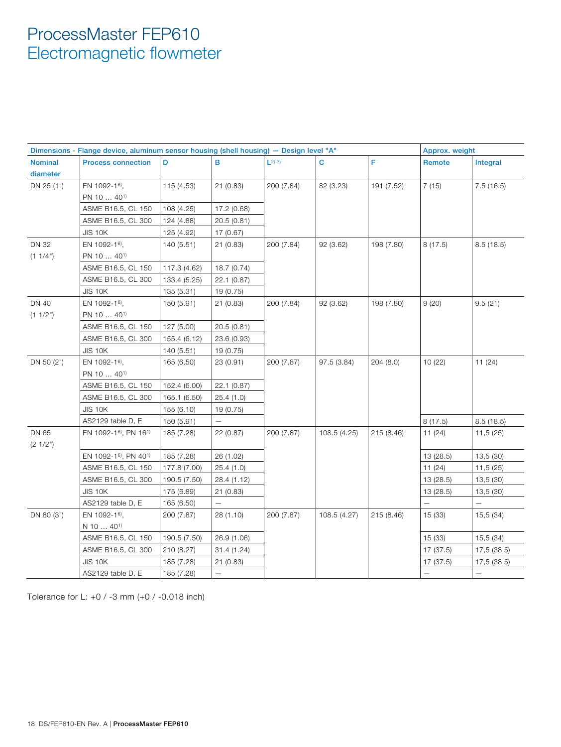# ProcessMaster FEP610
## Electromagnetic flowmeter

| Dimensions - Flange device, aluminum sensor housing (shell housing) — Design level "A" | | | | | | | Approx. weight | |
|---|---|---|---|---|---|---|---|---|
| Nominal diameter | Process connection | D | B | L[2) 3)] | C | F | Remote | Integral |
| DN 25 (1") | EN 1092-1[6)], PN 10 … 40[1)] | 115 (4.53) | 21 (0.83) | 200 (7.84) | 82 (3.23) | 191 (7.52) | 7 (15) | 7.5 (16.5) |
| | ASME B16.5, CL 150 | 108 (4.25) | 17.2 (0.68) | | | | | |
| | ASME B16.5, CL 300 | 124 (4.88) | 20.5 (0.81) | | | | | |
| | JIS 10K | 125 (4.92) | 17 (0.67) | | | | | |
| DN 32 (1 1/4") | EN 1092-1[6)], PN 10 … 40[1)] | 140 (5.51) | 21 (0.83) | 200 (7.84) | 92 (3.62) | 198 (7.80) | 8 (17.5) | 8.5 (18.5) |
| | ASME B16.5, CL 150 | 117.3 (4.62) | 18.7 (0.74) | | | | | |
| | ASME B16.5, CL 300 | 133.4 (5.25) | 22.1 (0.87) | | | | | |
| | JIS 10K | 135 (5.31) | 19 (0.75) | | | | | |
| DN 40 (1 1/2") | EN 1092-1[6)], PN 10 … 40[1)] | 150 (5.91) | 21 (0.83) | 200 (7.84) | 92 (3.62) | 198 (7.80) | 9 (20) | 9.5 (21) |
| | ASME B16.5, CL 150 | 127 (5.00) | 20.5 (0.81) | | | | | |
| | ASME B16.5, CL 300 | 155.4 (6.12) | 23.6 (0.93) | | | | | |
| | JIS 10K | 140 (5.51) | 19 (0.75) | | | | | |
| DN 50 (2") | EN 1092-1[6)], PN 10 … 40[1)] | 165 (6.50) | 23 (0.91) | 200 (7.87) | 97.5 (3.84) | 204 (8.0) | 10 (22) | 11 (24) |
| | ASME B16.5, CL 150 | 152.4 (6.00) | 22.1 (0.87) | | | | | |
| | ASME B16.5, CL 300 | 165.1 (6.50) | 25.4 (1.0) | | | | | |
| | JIS 10K | 155 (6.10) | 19 (0.75) | | | | | |
| | AS2129 table D, E | 150 (5.91) | — | | | | 8 (17.5) | 8.5 (18.5) |
| DN 65 (2 1/2") | EN 1092-1[6)], PN 16[1)] | 185 (7.28) | 22 (0.87) | 200 (7.87) | 108.5 (4.25) | 215 (8.46) | 11 (24) | 11,5 (25) |
| | EN 1092-1[6)], PN 40[1)] | 185 (7.28) | 26 (1.02) | | | | 13 (28.5) | 13,5 (30) |
| | ASME B16.5, CL 150 | 177.8 (7.00) | 25.4 (1.0) | | | | 11 (24) | 11,5 (25) |
| | ASME B16.5, CL 300 | 190.5 (7.50) | 28.4 (1.12) | | | | 13 (28.5) | 13,5 (30) |
| | JIS 10K | 175 (6.89) | 21 (0.83) | | | | 13 (28.5) | 13,5 (30) |
| | AS2129 table D, E | 165 (6.50) | — | | | | — | — |
| DN 80 (3") | EN 1092-1[6)], N 10 … 40[1)] | 200 (7.87) | 28 (1.10) | 200 (7.87) | 108.5 (4.27) | 215 (8.46) | 15 (33) | 15,5 (34) |
| | ASME B16.5, CL 150 | 190.5 (7.50) | 26.9 (1.06) | | | | 15 (33) | 15,5 (34) |
| | ASME B16.5, CL 300 | 210 (8.27) | 31.4 (1.24) | | | | 17 (37.5) | 17,5 (38.5) |
| | JIS 10K | 185 (7.28) | 21 (0.83) | | | | 17 (37.5) | 17,5 (38.5) |
| | AS2129 table D, E | 185 (7.28) | — | | | | — | — |

Tolerance for L: +0 / -3 mm (+0 / -0.018 inch)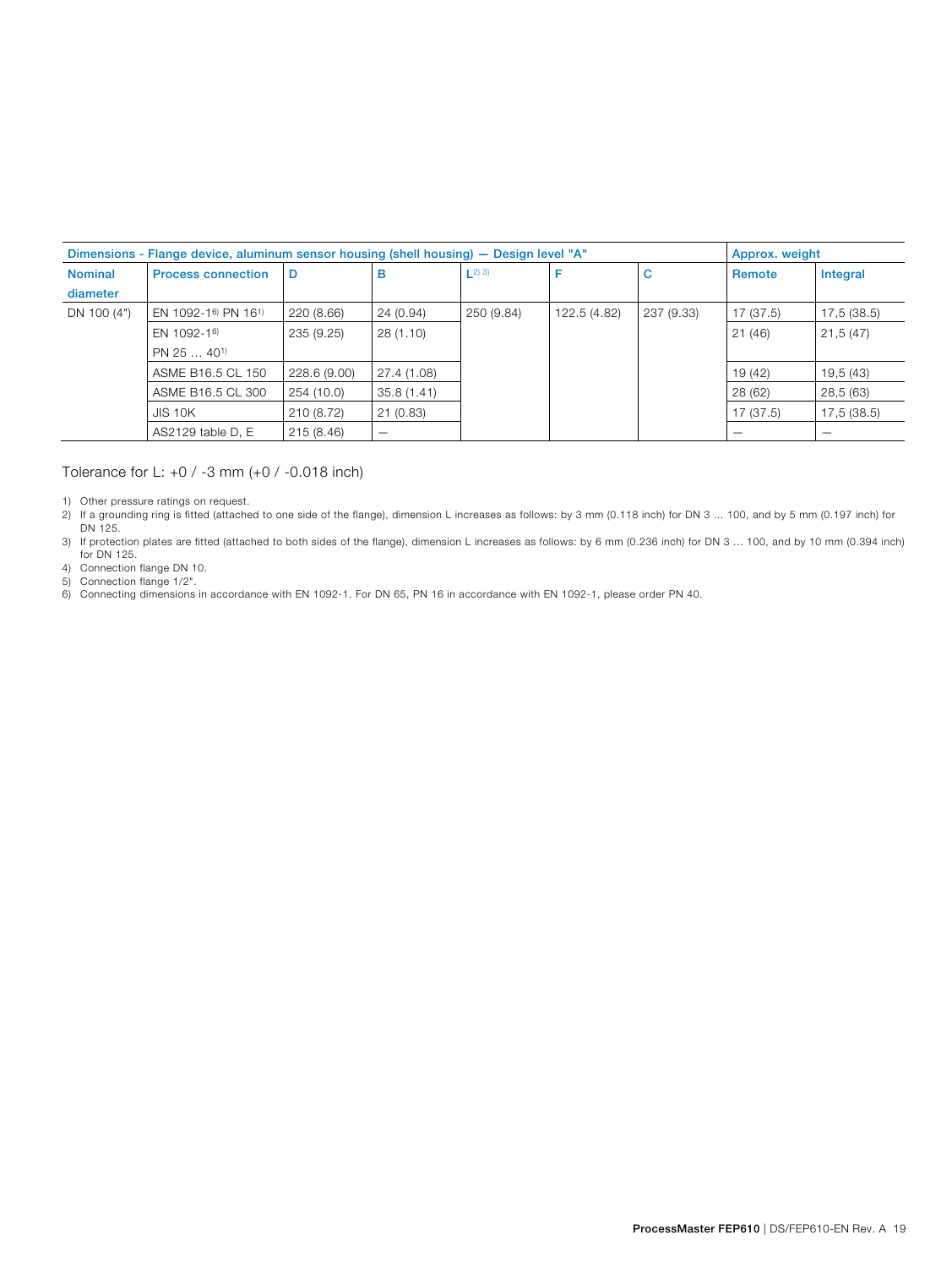| Dimensions - Flange device, aluminum sensor housing (shell housing) — Design level "A" | | | | | | | Approx. weight | |
|---|---|---|---|---|---|---|---|---|
| Nominal diameter | Process connection | D | B | L[2) 3)] | F | C | Remote | Integral |
| DN 100 (4") | EN 1092-1[6)] PN 16[1)] | 220 (8.66) | 24 (0.94) | 250 (9.84) | 122.5 (4.82) | 237 (9.33) | 17 (37.5) | 17,5 (38.5) |
| | EN 1092-1[6)] PN 25 … 40[1)] | 235 (9.25) | 28 (1.10) | | | | 21 (46) | 21,5 (47) |
| | ASME B16.5 CL 150 | 228.6 (9.00) | 27.4 (1.08) | | | | 19 (42) | 19,5 (43) |
| | ASME B16.5 CL 300 | 254 (10.0) | 35.8 (1.41) | | | | 28 (62) | 28,5 (63) |
| | JIS 10K | 210 (8.72) | 21 (0.83) | | | | 17 (37.5) | 17,5 (38.5) |
| | AS2129 table D, E | 215 (8.46) | — | | | | — | — |

Tolerance for L: +0 / -3 mm (+0 / -0.018 inch)

1) Other pressure ratings on request.
2) If a grounding ring is fitted (attached to one side of the flange), dimension L increases as follows: by 3 mm (0.118 inch) for DN 3 ... 100, and by 5 mm (0.197 inch) for DN 125.
3) If protection plates are fitted (attached to both sides of the flange), dimension L increases as follows: by 6 mm (0.236 inch) for DN 3 ... 100, and by 10 mm (0.394 inch) for DN 125.
4) Connection flange DN 10.
5) Connection flange 1/2".
6) Connecting dimensions in accordance with EN 1092-1. For DN 65, PN 16 in accordance with EN 1092-1, please order PN 40.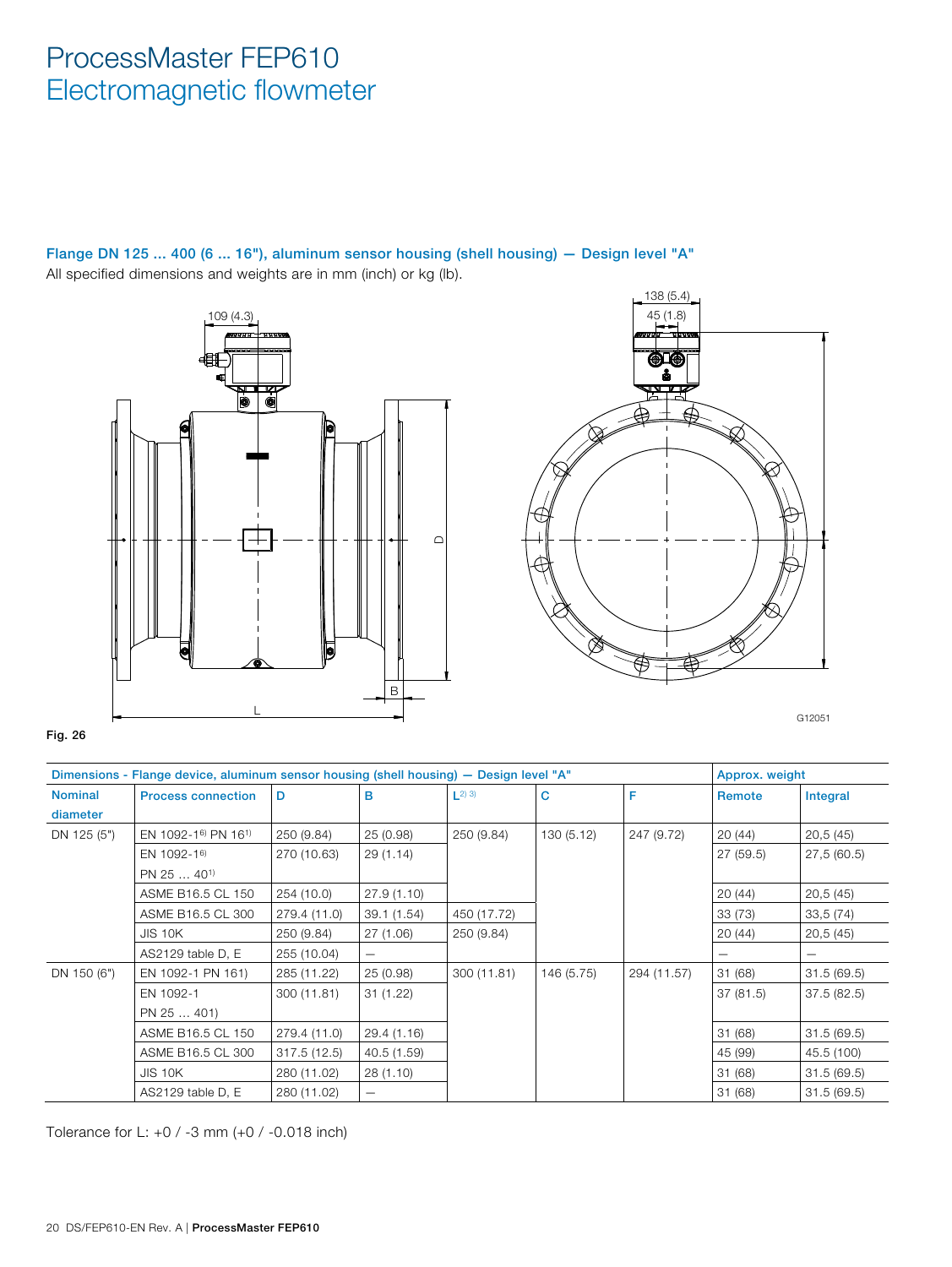# ProcessMaster FEP610
Electromagnetic flowmeter

### Flange DN 125 ... 400 (6 ... 16"), aluminum sensor housing (shell housing) — Design level "A"

All specified dimensions and weights are in mm (inch) or kg (lb).

**Fig. 26**

| Dimensions - Flange device, aluminum sensor housing (shell housing) — Design level "A" | | | | | | | Approx. weight | |
|---|---|---|---|---|---|---|---|---|
| Nominal diameter | Process connection | D | B | L[2) 3)] | C | F | Remote | Integral |
| DN 125 (5") | EN 1092-1[6)] PN 16[1)] | 250 (9.84) | 25 (0.98) | 250 (9.84) | 130 (5.12) | 247 (9.72) | 20 (44) | 20,5 (45) |
| | EN 1092-1[6)] PN 25 … 40[1)] | 270 (10.63) | 29 (1.14) | | | | 27 (59.5) | 27,5 (60.5) |
| | ASME B16.5 CL 150 | 254 (10.0) | 27.9 (1.10) | | | | 20 (44) | 20,5 (45) |
| | ASME B16.5 CL 300 | 279.4 (11.0) | 39.1 (1.54) | 450 (17.72) | | | 33 (73) | 33,5 (74) |
| | JIS 10K | 250 (9.84) | 27 (1.06) | 250 (9.84) | | | 20 (44) | 20,5 (45) |
| | AS2129 table D, E | 255 (10.04) | — | | | | — | — |
| DN 150 (6") | EN 1092-1 PN 161) | 285 (11.22) | 25 (0.98) | 300 (11.81) | 146 (5.75) | 294 (11.57) | 31 (68) | 31.5 (69.5) |
| | EN 1092-1 PN 25 … 401) | 300 (11.81) | 31 (1.22) | | | | 37 (81.5) | 37.5 (82.5) |
| | ASME B16.5 CL 150 | 279.4 (11.0) | 29.4 (1.16) | | | | 31 (68) | 31.5 (69.5) |
| | ASME B16.5 CL 300 | 317.5 (12.5) | 40.5 (1.59) | | | | 45 (99) | 45.5 (100) |
| | JIS 10K | 280 (11.02) | 28 (1.10) | | | | 31 (68) | 31.5 (69.5) |
| | AS2129 table D, E | 280 (11.02) | — | | | | 31 (68) | 31.5 (69.5) |

Tolerance for L: +0 / -3 mm (+0 / -0.018 inch)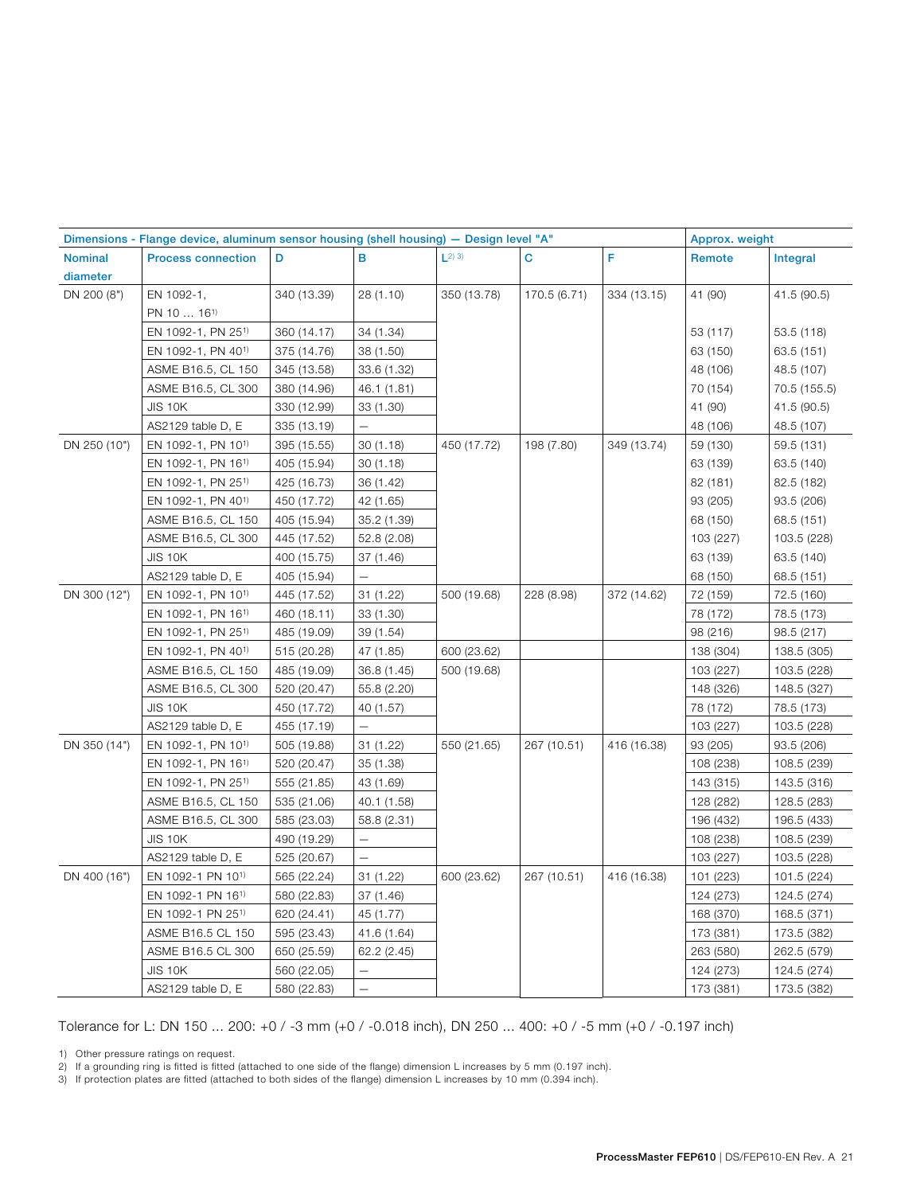| Dimensions - Flange device, aluminum sensor housing (shell housing) — Design level "A" | | | | | | | Approx. weight | |
|---|---|---|---|---|---|---|---|---|
| Nominal diameter | Process connection | D | B | L[2) 3)] | C | F | Remote | Integral |
| DN 200 (8") | EN 1092-1, PN 10 … 16[1)] | 340 (13.39) | 28 (1.10) | 350 (13.78) | 170.5 (6.71) | 334 (13.15) | 41 (90) | 41.5 (90.5) |
| | EN 1092-1, PN 25[1)] | 360 (14.17) | 34 (1.34) | | | | 53 (117) | 53.5 (118) |
| | EN 1092-1, PN 40[1)] | 375 (14.76) | 38 (1.50) | | | | 63 (150) | 63.5 (151) |
| | ASME B16.5, CL 150 | 345 (13.58) | 33.6 (1.32) | | | | 48 (106) | 48.5 (107) |
| | ASME B16.5, CL 300 | 380 (14.96) | 46.1 (1.81) | | | | 70 (154) | 70.5 (155.5) |
| | JIS 10K | 330 (12.99) | 33 (1.30) | | | | 41 (90) | 41.5 (90.5) |
| | AS2129 table D, E | 335 (13.19) | — | | | | 48 (106) | 48.5 (107) |
| DN 250 (10") | EN 1092-1, PN 10[1)] | 395 (15.55) | 30 (1.18) | 450 (17.72) | 198 (7.80) | 349 (13.74) | 59 (130) | 59.5 (131) |
| | EN 1092-1, PN 16[1)] | 405 (15.94) | 30 (1.18) | | | | 63 (139) | 63.5 (140) |
| | EN 1092-1, PN 25[1)] | 425 (16.73) | 36 (1.42) | | | | 82 (181) | 82.5 (182) |
| | EN 1092-1, PN 40[1)] | 450 (17.72) | 42 (1.65) | | | | 93 (205) | 93.5 (206) |
| | ASME B16.5, CL 150 | 405 (15.94) | 35.2 (1.39) | | | | 68 (150) | 68.5 (151) |
| | ASME B16.5, CL 300 | 445 (17.52) | 52.8 (2.08) | | | | 103 (227) | 103.5 (228) |
| | JIS 10K | 400 (15.75) | 37 (1.46) | | | | 63 (139) | 63.5 (140) |
| | AS2129 table D, E | 405 (15.94) | — | | | | 68 (150) | 68.5 (151) |
| DN 300 (12") | EN 1092-1, PN 10[1)] | 445 (17.52) | 31 (1.22) | 500 (19.68) | 228 (8.98) | 372 (14.62) | 72 (159) | 72.5 (160) |
| | EN 1092-1, PN 16[1)] | 460 (18.11) | 33 (1.30) | | | | 78 (172) | 78.5 (173) |
| | EN 1092-1, PN 25[1)] | 485 (19.09) | 39 (1.54) | | | | 98 (216) | 98.5 (217) |
| | EN 1092-1, PN 40[1)] | 515 (20.28) | 47 (1.85) | 600 (23.62) | | | 138 (304) | 138.5 (305) |
| | ASME B16.5, CL 150 | 485 (19.09) | 36.8 (1.45) | 500 (19.68) | | | 103 (227) | 103.5 (228) |
| | ASME B16.5, CL 300 | 520 (20.47) | 55.8 (2.20) | | | | 148 (326) | 148.5 (327) |
| | JIS 10K | 450 (17.72) | 40 (1.57) | | | | 78 (172) | 78.5 (173) |
| | AS2129 table D, E | 455 (17.19) | — | | | | 103 (227) | 103.5 (228) |
| DN 350 (14") | EN 1092-1, PN 10[1)] | 505 (19.88) | 31 (1.22) | 550 (21.65) | 267 (10.51) | 416 (16.38) | 93 (205) | 93.5 (206) |
| | EN 1092-1, PN 16[1)] | 520 (20.47) | 35 (1.38) | | | | 108 (238) | 108.5 (239) |
| | EN 1092-1, PN 25[1)] | 555 (21.85) | 43 (1.69) | | | | 143 (315) | 143.5 (316) |
| | ASME B16.5, CL 150 | 535 (21.06) | 40.1 (1.58) | | | | 128 (282) | 128.5 (283) |
| | ASME B16.5, CL 300 | 585 (23.03) | 58.8 (2.31) | | | | 196 (432) | 196.5 (433) |
| | JIS 10K | 490 (19.29) | — | | | | 108 (238) | 108.5 (239) |
| | AS2129 table D, E | 525 (20.67) | — | | | | 103 (227) | 103.5 (228) |
| DN 400 (16") | EN 1092-1 PN 10[1)] | 565 (22.24) | 31 (1.22) | 600 (23.62) | 267 (10.51) | 416 (16.38) | 101 (223) | 101.5 (224) |
| | EN 1092-1 PN 16[1)] | 580 (22.83) | 37 (1.46) | | | | 124 (273) | 124.5 (274) |
| | EN 1092-1 PN 25[1)] | 620 (24.41) | 45 (1.77) | | | | 168 (370) | 168.5 (371) |
| | ASME B16.5 CL 150 | 595 (23.43) | 41.6 (1.64) | | | | 173 (381) | 173.5 (382) |
| | ASME B16.5 CL 300 | 650 (25.59) | 62.2 (2.45) | | | | 263 (580) | 262.5 (579) |
| | JIS 10K | 560 (22.05) | — | | | | 124 (273) | 124.5 (274) |
| | AS2129 table D, E | 580 (22.83) | — | | | | 173 (381) | 173.5 (382) |

Tolerance for L: DN 150 ... 200: +0 / -3 mm (+0 / -0.018 inch), DN 250 ... 400: +0 / -5 mm (+0 / -0.197 inch)

1) Other pressure ratings on request.
2) If a grounding ring is fitted is fitted (attached to one side of the flange) dimension L increases by 5 mm (0.197 inch).
3) If protection plates are fitted (attached to both sides of the flange) dimension L increases by 10 mm (0.394 inch).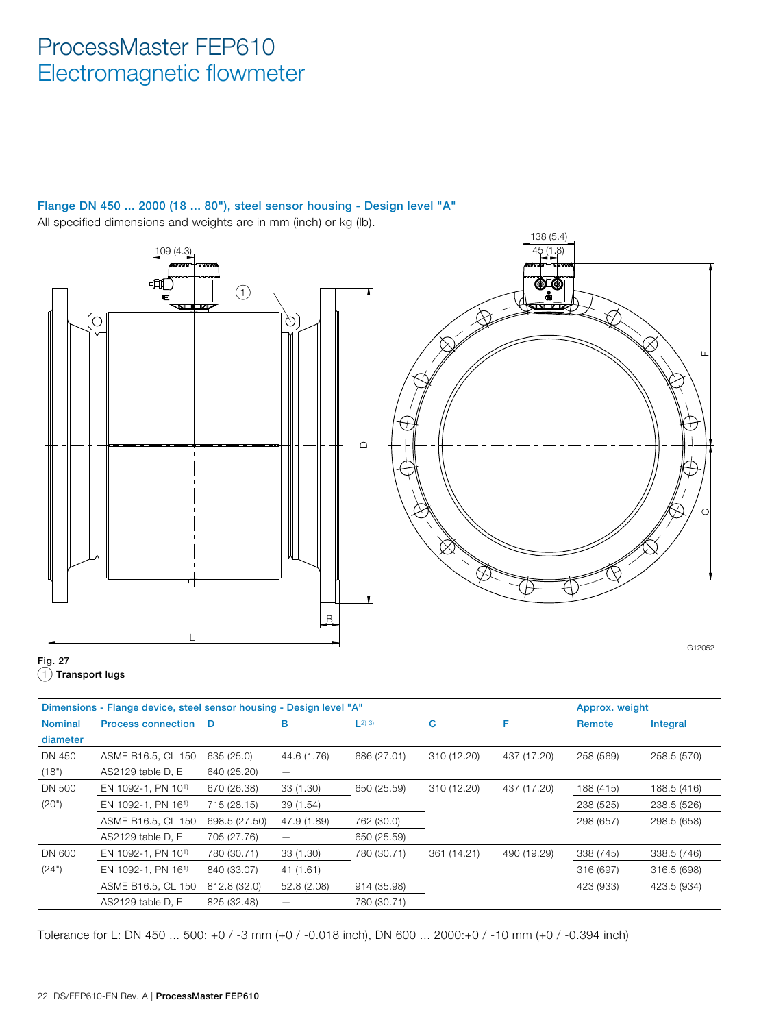# ProcessMaster FEP610
## Electromagnetic flowmeter

### Flange DN 450 ... 2000 (18 ... 80"), steel sensor housing - Design level "A"

All specified dimensions and weights are in mm (inch) or kg (lb).

**Fig. 27**
(1) **Transport lugs**

| Dimensions - Flange device, steel sensor housing - Design level "A" | | | | | | | Approx. weight | |
|---|---|---|---|---|---|---|---|---|
| Nominal diameter | Process connection | D | B | L[2) 3)] | C | F | Remote | Integral |
| DN 450 (18") | ASME B16.5, CL 150 | 635 (25.0) | 44.6 (1.76) | 686 (27.01) | 310 (12.20) | 437 (17.20) | 258 (569) | 258.5 (570) |
| | AS2129 table D, E | 640 (25.20) | — | | | | | |
| DN 500 (20") | EN 1092-1, PN 10[1)] | 670 (26.38) | 33 (1.30) | 650 (25.59) | 310 (12.20) | 437 (17.20) | 188 (415) | 188.5 (416) |
| | EN 1092-1, PN 16[1)] | 715 (28.15) | 39 (1.54) | | | | 238 (525) | 238.5 (526) |
| | ASME B16.5, CL 150 | 698.5 (27.50) | 47.9 (1.89) | 762 (30.0) | | | 298 (657) | 298.5 (658) |
| | AS2129 table D, E | 705 (27.76) | — | 650 (25.59) | | | | |
| DN 600 (24") | EN 1092-1, PN 10[1)] | 780 (30.71) | 33 (1.30) | 780 (30.71) | 361 (14.21) | 490 (19.29) | 338 (745) | 338.5 (746) |
| | EN 1092-1, PN 16[1)] | 840 (33.07) | 41 (1.61) | | | | 316 (697) | 316.5 (698) |
| | ASME B16.5, CL 150 | 812.8 (32.0) | 52.8 (2.08) | 914 (35.98) | | | 423 (933) | 423.5 (934) |
| | AS2129 table D, E | 825 (32.48) | — | 780 (30.71) | | | | |

Tolerance for L: DN 450 ... 500: +0 / -3 mm (+0 / -0.018 inch), DN 600 ... 2000:+0 / -10 mm (+0 / -0.394 inch)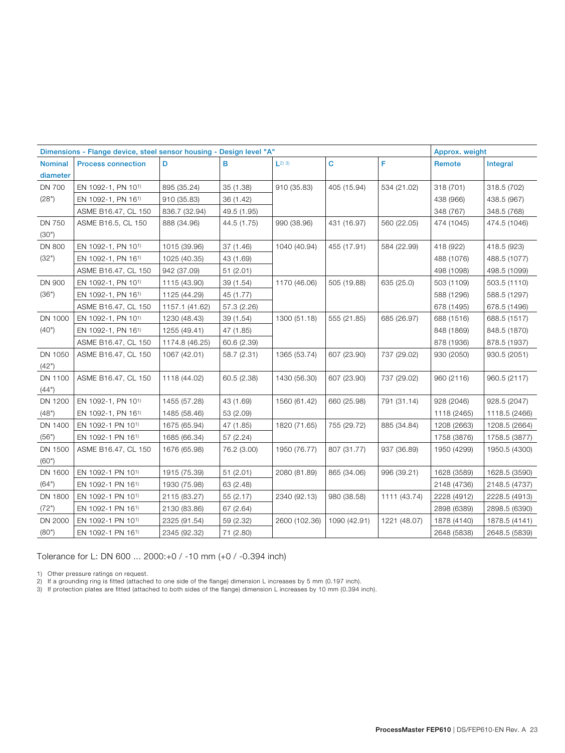| Dimensions - Flange device, steel sensor housing - Design level "A" | | | | | | | Approx. weight | |
|---|---|---|---|---|---|---|---|---|
| Nominal diameter | Process connection | D | B | L[2) 3)] | C | F | Remote | Integral |
| DN 700 (28") | EN 1092-1, PN 10[1)] | 895 (35.24) | 35 (1.38) | 910 (35.83) | 405 (15.94) | 534 (21.02) | 318 (701) | 318.5 (702) |
| | EN 1092-1, PN 16[1)] | 910 (35.83) | 36 (1.42) | | | | 438 (966) | 438.5 (967) |
| | ASME B16.47, CL 150 | 836.7 (32.94) | 49.5 (1.95) | | | | 348 (767) | 348.5 (768) |
| DN 750 (30") | ASME B16.5, CL 150 | 888 (34.96) | 44.5 (1.75) | 990 (38.96) | 431 (16.97) | 560 (22.05) | 474 (1045) | 474.5 (1046) |
| DN 800 (32") | EN 1092-1, PN 10[1)] | 1015 (39.96) | 37 (1.46) | 1040 (40.94) | 455 (17.91) | 584 (22.99) | 418 (922) | 418.5 (923) |
| | EN 1092-1, PN 16[1)] | 1025 (40.35) | 43 (1.69) | | | | 488 (1076) | 488.5 (1077) |
| | ASME B16.47, CL 150 | 942 (37.09) | 51 (2.01) | | | | 498 (1098) | 498.5 (1099) |
| DN 900 (36") | EN 1092-1, PN 10[1)] | 1115 (43.90) | 39 (1.54) | 1170 (46.06) | 505 (19.88) | 635 (25.0) | 503 (1109) | 503.5 (1110) |
| | EN 1092-1, PN 16[1)] | 1125 (44.29) | 45 (1.77) | | | | 588 (1296) | 588.5 (1297) |
| | ASME B16.47, CL 150 | 1157.1 (41.62) | 57.3 (2.26) | | | | 678 (1495) | 678.5 (1496) |
| DN 1000 (40") | EN 1092-1, PN 10[1)] | 1230 (48.43) | 39 (1.54) | 1300 (51.18) | 555 (21.85) | 685 (26.97) | 688 (1516) | 688.5 (1517) |
| | EN 1092-1, PN 16[1)] | 1255 (49.41) | 47 (1.85) | | | | 848 (1869) | 848.5 (1870) |
| | ASME B16.47, CL 150 | 1174.8 (46.25) | 60.6 (2.39) | | | | 878 (1936) | 878.5 (1937) |
| DN 1050 (42") | ASME B16.47, CL 150 | 1067 (42.01) | 58.7 (2.31) | 1365 (53.74) | 607 (23.90) | 737 (29.02) | 930 (2050) | 930.5 (2051) |
| DN 1100 (44") | ASME B16.47, CL 150 | 1118 (44.02) | 60.5 (2.38) | 1430 (56.30) | 607 (23.90) | 737 (29.02) | 960 (2116) | 960.5 (2117) |
| DN 1200 (48") | EN 1092-1, PN 10[1)] | 1455 (57.28) | 43 (1.69) | 1560 (61.42) | 660 (25.98) | 791 (31.14) | 928 (2046) | 928.5 (2047) |
| | EN 1092-1, PN 16[1)] | 1485 (58.46) | 53 (2.09) | | | | 1118 (2465) | 1118.5 (2466) |
| DN 1400 (56") | EN 1092-1 PN 10[1)] | 1675 (65.94) | 47 (1.85) | 1820 (71.65) | 755 (29.72) | 885 (34.84) | 1208 (2663) | 1208.5 (2664) |
| | EN 1092-1 PN 16[1)] | 1685 (66.34) | 57 (2.24) | | | | 1758 (3876) | 1758.5 (3877) |
| DN 1500 (60") | ASME B16.47, CL 150 | 1676 (65.98) | 76.2 (3.00) | 1950 (76.77) | 807 (31.77) | 937 (36.89) | 1950 (4299) | 1950.5 (4300) |
| DN 1600 (64") | EN 1092-1 PN 10[1)] | 1915 (75.39) | 51 (2.01) | 2080 (81.89) | 865 (34.06) | 996 (39.21) | 1628 (3589) | 1628.5 (3590) |
| | EN 1092-1 PN 16[1)] | 1930 (75.98) | 63 (2.48) | | | | 2148 (4736) | 2148.5 (4737) |
| DN 1800 (72") | EN 1092-1 PN 10[1)] | 2115 (83.27) | 55 (2.17) | 2340 (92.13) | 980 (38.58) | 1111 (43.74) | 2228 (4912) | 2228.5 (4913) |
| | EN 1092-1 PN 16[1)] | 2130 (83.86) | 67 (2.64) | | | | 2898 (6389) | 2898.5 (6390) |
| DN 2000 (80") | EN 1092-1 PN 10[1)] | 2325 (91.54) | 59 (2.32) | 2600 (102.36) | 1090 (42.91) | 1221 (48.07) | 1878 (4140) | 1878.5 (4141) |
| | EN 1092-1 PN 16[1)] | 2345 (92.32) | 71 (2.80) | | | | 2648 (5838) | 2648.5 (5839) |

Tolerance for L: DN 600 ... 2000:+0 / -10 mm (+0 / -0.394 inch)

1) Other pressure ratings on request.
2) If a grounding ring is fitted (attached to one side of the flange) dimension L increases by 5 mm (0.197 inch).
3) If protection plates are fitted (attached to both sides of the flange) dimension L increases by 10 mm (0.394 inch).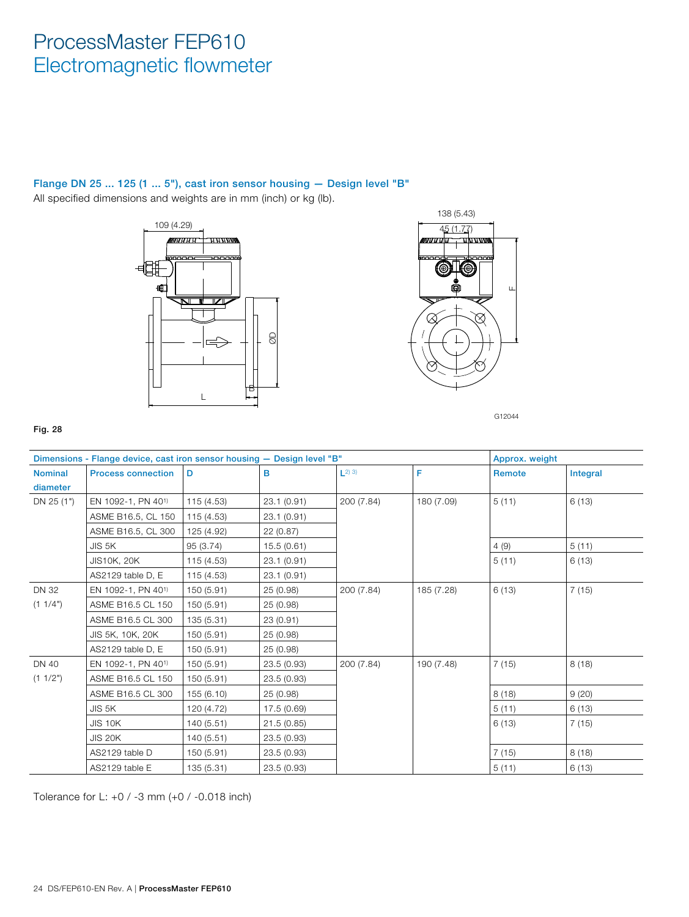# ProcessMaster FEP610
## Electromagnetic flowmeter

### Flange DN 25 ... 125 (1 ... 5"), cast iron sensor housing — Design level "B"

All specified dimensions and weights are in mm (inch) or kg (lb).

**Fig. 28**

| Dimensions - Flange device, cast iron sensor housing — Design level "B" | | | | | | Approx. weight | |
|---|---|---|---|---|---|---|---|
| Nominal diameter | Process connection | D | B | L[2) 3)] | F | Remote | Integral |
| DN 25 (1") | EN 1092-1, PN 40[1)] | 115 (4.53) | 23.1 (0.91) | 200 (7.84) | 180 (7.09) | 5 (11) | 6 (13) |
| | ASME B16.5, CL 150 | 115 (4.53) | 23.1 (0.91) | | | | |
| | ASME B16.5, CL 300 | 125 (4.92) | 22 (0.87) | | | | |
| | JIS 5K | 95 (3.74) | 15.5 (0.61) | | | 4 (9) | 5 (11) |
| | JIS10K, 20K | 115 (4.53) | 23.1 (0.91) | | | 5 (11) | 6 (13) |
| | AS2129 table D, E | 115 (4.53) | 23.1 (0.91) | | | | |
| DN 32 (1 1/4") | EN 1092-1, PN 40[1)] | 150 (5.91) | 25 (0.98) | 200 (7.84) | 185 (7.28) | 6 (13) | 7 (15) |
| | ASME B16.5 CL 150 | 150 (5.91) | 25 (0.98) | | | | |
| | ASME B16.5 CL 300 | 135 (5.31) | 23 (0.91) | | | | |
| | JIS 5K, 10K, 20K | 150 (5.91) | 25 (0.98) | | | | |
| | AS2129 table D, E | 150 (5.91) | 25 (0.98) | | | | |
| DN 40 (1 1/2") | EN 1092-1, PN 40[1)] | 150 (5.91) | 23.5 (0.93) | 200 (7.84) | 190 (7.48) | 7 (15) | 8 (18) |
| | ASME B16.5 CL 150 | 150 (5.91) | 23.5 (0.93) | | | | |
| | ASME B16.5 CL 300 | 155 (6.10) | 25 (0.98) | | | 8 (18) | 9 (20) |
| | JIS 5K | 120 (4.72) | 17.5 (0.69) | | | 5 (11) | 6 (13) |
| | JIS 10K | 140 (5.51) | 21.5 (0.85) | | | 6 (13) | 7 (15) |
| | JIS 20K | 140 (5.51) | 23.5 (0.93) | | | | |
| | AS2129 table D | 150 (5.91) | 23.5 (0.93) | | | 7 (15) | 8 (18) |
| | AS2129 table E | 135 (5.31) | 23.5 (0.93) | | | 5 (11) | 6 (13) |

Tolerance for L: +0 / -3 mm (+0 / -0.018 inch)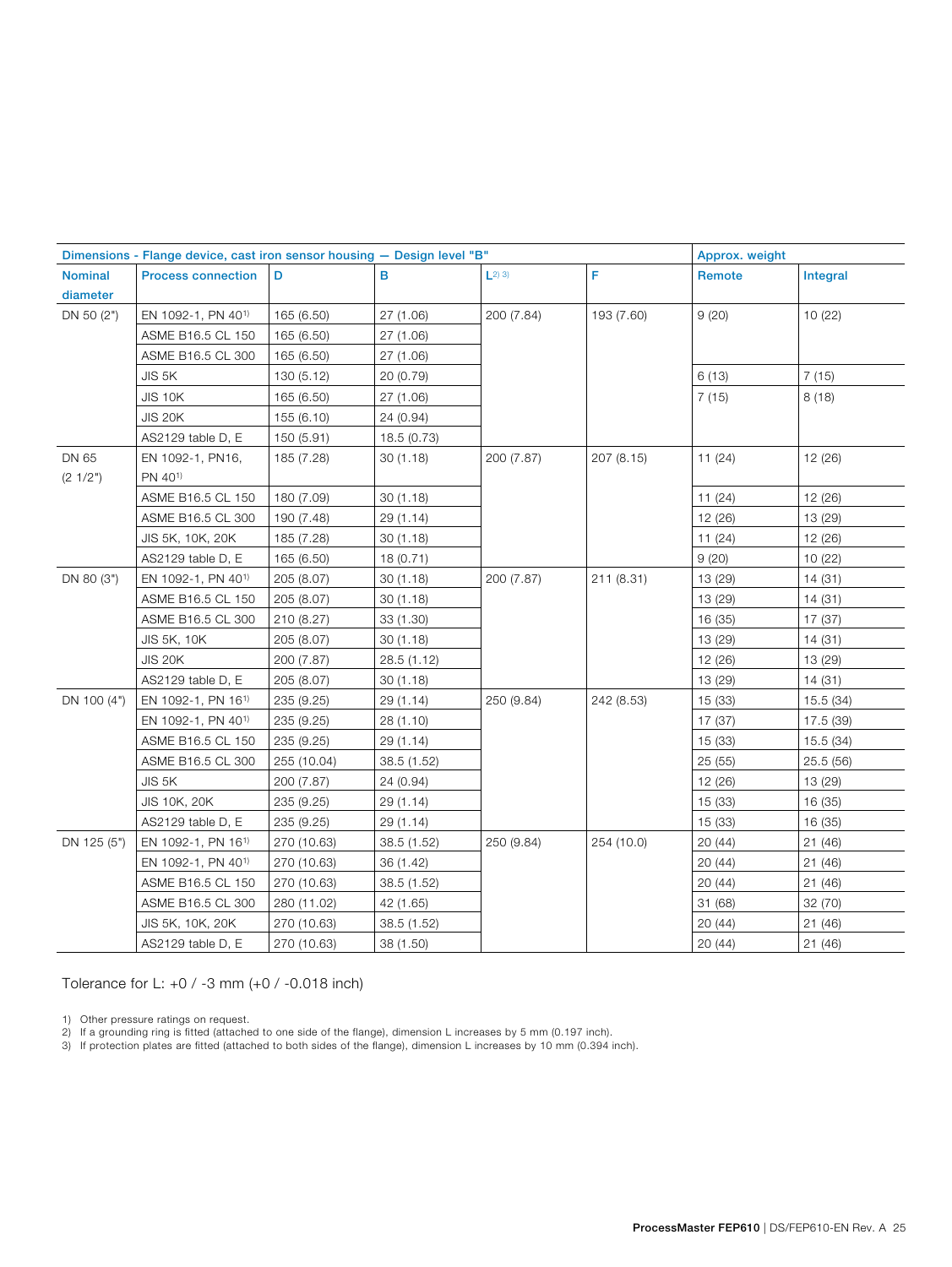| Dimensions - Flange device, cast iron sensor housing — Design level "B" | | | | | | Approx. weight | |
|---|---|---|---|---|---|---|---|
| Nominal diameter | Process connection | D | B | L[2) 3)] | F | Remote | Integral |
| DN 50 (2") | EN 1092-1, PN 40[1)] | 165 (6.50) | 27 (1.06) | 200 (7.84) | 193 (7.60) | 9 (20) | 10 (22) |
| | ASME B16.5 CL 150 | 165 (6.50) | 27 (1.06) | | | | |
| | ASME B16.5 CL 300 | 165 (6.50) | 27 (1.06) | | | | |
| | JIS 5K | 130 (5.12) | 20 (0.79) | | | 6 (13) | 7 (15) |
| | JIS 10K | 165 (6.50) | 27 (1.06) | | | 7 (15) | 8 (18) |
| | JIS 20K | 155 (6.10) | 24 (0.94) | | | | |
| | AS2129 table D, E | 150 (5.91) | 18.5 (0.73) | | | | |
| DN 65 (2 1/2") | EN 1092-1, PN16, PN 40[1)] | 185 (7.28) | 30 (1.18) | 200 (7.87) | 207 (8.15) | 11 (24) | 12 (26) |
| | ASME B16.5 CL 150 | 180 (7.09) | 30 (1.18) | | | 11 (24) | 12 (26) |
| | ASME B16.5 CL 300 | 190 (7.48) | 29 (1.14) | | | 12 (26) | 13 (29) |
| | JIS 5K, 10K, 20K | 185 (7.28) | 30 (1.18) | | | 11 (24) | 12 (26) |
| | AS2129 table D, E | 165 (6.50) | 18 (0.71) | | | 9 (20) | 10 (22) |
| DN 80 (3") | EN 1092-1, PN 40[1)] | 205 (8.07) | 30 (1.18) | 200 (7.87) | 211 (8.31) | 13 (29) | 14 (31) |
| | ASME B16.5 CL 150 | 205 (8.07) | 30 (1.18) | | | 13 (29) | 14 (31) |
| | ASME B16.5 CL 300 | 210 (8.27) | 33 (1.30) | | | 16 (35) | 17 (37) |
| | JIS 5K, 10K | 205 (8.07) | 30 (1.18) | | | 13 (29) | 14 (31) |
| | JIS 20K | 200 (7.87) | 28.5 (1.12) | | | 12 (26) | 13 (29) |
| | AS2129 table D, E | 205 (8.07) | 30 (1.18) | | | 13 (29) | 14 (31) |
| DN 100 (4") | EN 1092-1, PN 16[1)] | 235 (9.25) | 29 (1.14) | 250 (9.84) | 242 (8.53) | 15 (33) | 15.5 (34) |
| | EN 1092-1, PN 40[1)] | 235 (9.25) | 28 (1.10) | | | 17 (37) | 17.5 (39) |
| | ASME B16.5 CL 150 | 235 (9.25) | 29 (1.14) | | | 15 (33) | 15.5 (34) |
| | ASME B16.5 CL 300 | 255 (10.04) | 38.5 (1.52) | | | 25 (55) | 25.5 (56) |
| | JIS 5K | 200 (7.87) | 24 (0.94) | | | 12 (26) | 13 (29) |
| | JIS 10K, 20K | 235 (9.25) | 29 (1.14) | | | 15 (33) | 16 (35) |
| | AS2129 table D, E | 235 (9.25) | 29 (1.14) | | | 15 (33) | 16 (35) |
| DN 125 (5") | EN 1092-1, PN 16[1)] | 270 (10.63) | 38.5 (1.52) | 250 (9.84) | 254 (10.0) | 20 (44) | 21 (46) |
| | EN 1092-1, PN 40[1)] | 270 (10.63) | 36 (1.42) | | | 20 (44) | 21 (46) |
| | ASME B16.5 CL 150 | 270 (10.63) | 38.5 (1.52) | | | 20 (44) | 21 (46) |
| | ASME B16.5 CL 300 | 280 (11.02) | 42 (1.65) | | | 31 (68) | 32 (70) |
| | JIS 5K, 10K, 20K | 270 (10.63) | 38.5 (1.52) | | | 20 (44) | 21 (46) |
| | AS2129 table D, E | 270 (10.63) | 38 (1.50) | | | 20 (44) | 21 (46) |

Tolerance for L: +0 / -3 mm (+0 / -0.018 inch)

1) Other pressure ratings on request.
2) If a grounding ring is fitted (attached to one side of the flange), dimension L increases by 5 mm (0.197 inch).
3) If protection plates are fitted (attached to both sides of the flange), dimension L increases by 10 mm (0.394 inch).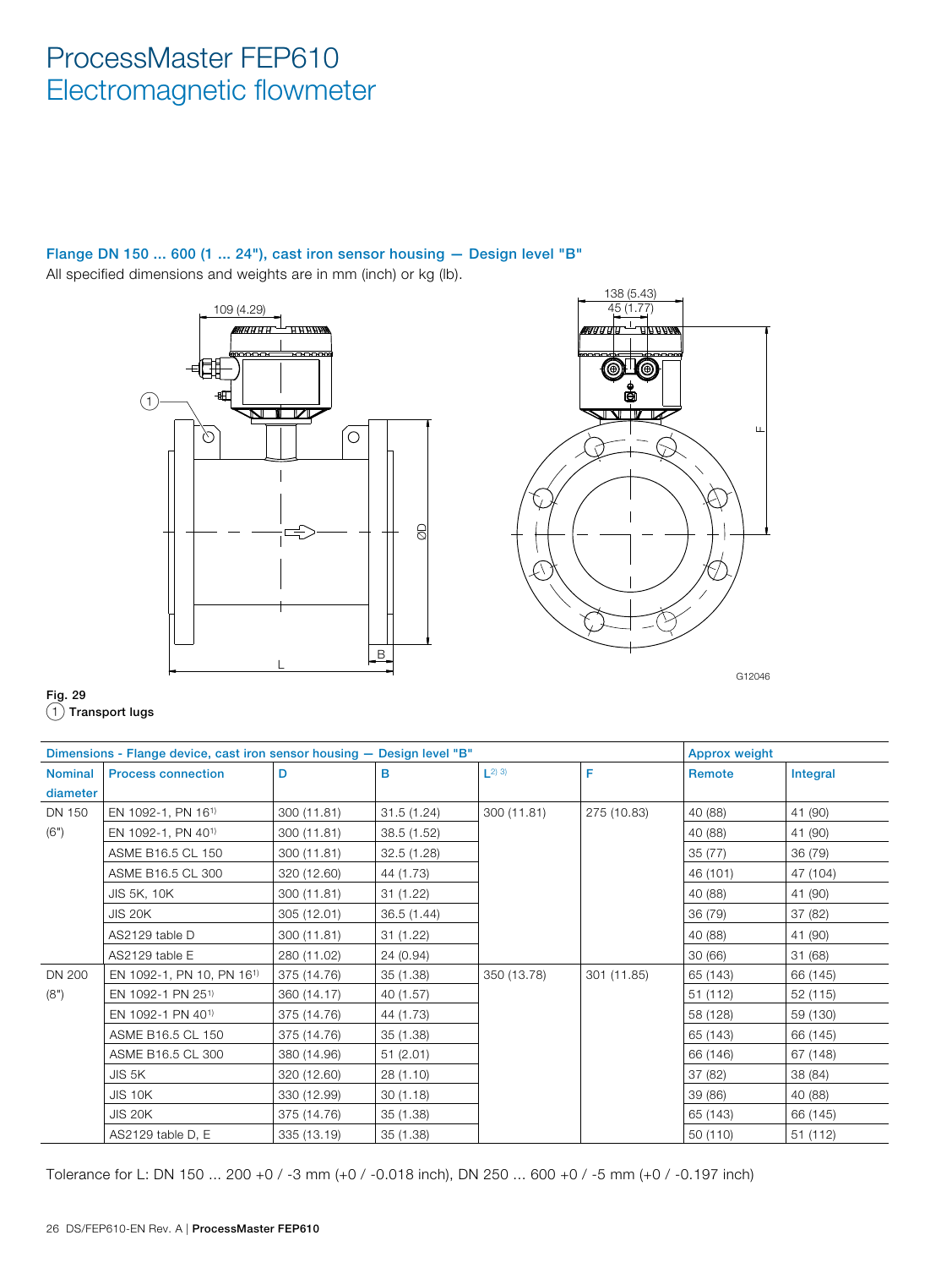# ProcessMaster FEP610
Electromagnetic flowmeter

### Flange DN 150 ... 600 (1 ... 24"), cast iron sensor housing — Design level "B"

All specified dimensions and weights are in mm (inch) or kg (lb).

**Fig. 29**
(1) **Transport lugs**

| Dimensions - Flange device, cast iron sensor housing — Design level "B" | | | | | | Approx weight | |
|---|---|---|---|---|---|---|---|
| Nominal diameter | Process connection | D | B | L[2) 3)] | F | Remote | Integral |
| DN 150 (6") | EN 1092-1, PN 16[1)] | 300 (11.81) | 31.5 (1.24) | 300 (11.81) | 275 (10.83) | 40 (88) | 41 (90) |
| | EN 1092-1, PN 40[1)] | 300 (11.81) | 38.5 (1.52) | | | 40 (88) | 41 (90) |
| | ASME B16.5 CL 150 | 300 (11.81) | 32.5 (1.28) | | | 35 (77) | 36 (79) |
| | ASME B16.5 CL 300 | 320 (12.60) | 44 (1.73) | | | 46 (101) | 47 (104) |
| | JIS 5K, 10K | 300 (11.81) | 31 (1.22) | | | 40 (88) | 41 (90) |
| | JIS 20K | 305 (12.01) | 36.5 (1.44) | | | 36 (79) | 37 (82) |
| | AS2129 table D | 300 (11.81) | 31 (1.22) | | | 40 (88) | 41 (90) |
| | AS2129 table E | 280 (11.02) | 24 (0.94) | | | 30 (66) | 31 (68) |
| DN 200 (8") | EN 1092-1, PN 10, PN 16[1)] | 375 (14.76) | 35 (1.38) | 350 (13.78) | 301 (11.85) | 65 (143) | 66 (145) |
| | EN 1092-1 PN 25[1)] | 360 (14.17) | 40 (1.57) | | | 51 (112) | 52 (115) |
| | EN 1092-1 PN 40[1)] | 375 (14.76) | 44 (1.73) | | | 58 (128) | 59 (130) |
| | ASME B16.5 CL 150 | 375 (14.76) | 35 (1.38) | | | 65 (143) | 66 (145) |
| | ASME B16.5 CL 300 | 380 (14.96) | 51 (2.01) | | | 66 (146) | 67 (148) |
| | JIS 5K | 320 (12.60) | 28 (1.10) | | | 37 (82) | 38 (84) |
| | JIS 10K | 330 (12.99) | 30 (1.18) | | | 39 (86) | 40 (88) |
| | JIS 20K | 375 (14.76) | 35 (1.38) | | | 65 (143) | 66 (145) |
| | AS2129 table D, E | 335 (13.19) | 35 (1.38) | | | 50 (110) | 51 (112) |

Tolerance for L: DN 150 ... 200 +0 / -3 mm (+0 / -0.018 inch), DN 250 ... 600 +0 / -5 mm (+0 / -0.197 inch)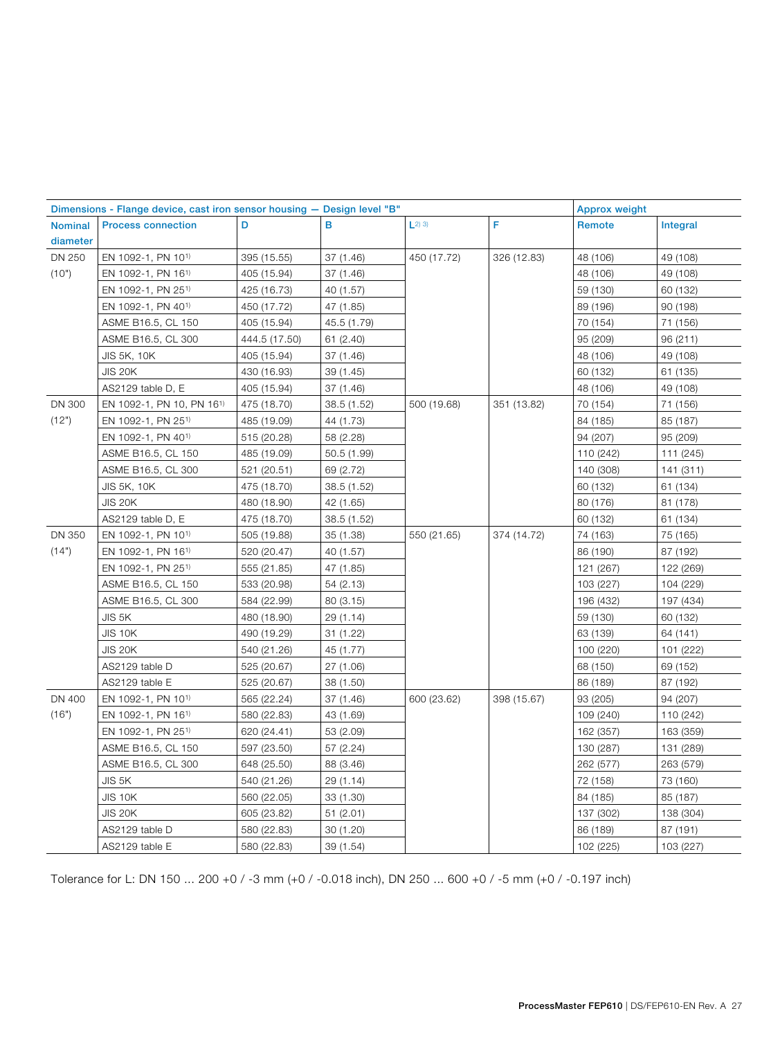| Dimensions - Flange device, cast iron sensor housing — Design level "B" | | | | | | Approx weight | |
|---|---|---|---|---|---|---|---|
| Nominal diameter | Process connection | D | B | L[2) 3)] | F | Remote | Integral |
| DN 250 (10") | EN 1092-1, PN 10[1)] | 395 (15.55) | 37 (1.46) | 450 (17.72) | 326 (12.83) | 48 (106) | 49 (108) |
| | EN 1092-1, PN 16[1)] | 405 (15.94) | 37 (1.46) | | | 48 (106) | 49 (108) |
| | EN 1092-1, PN 25[1)] | 425 (16.73) | 40 (1.57) | | | 59 (130) | 60 (132) |
| | EN 1092-1, PN 40[1)] | 450 (17.72) | 47 (1.85) | | | 89 (196) | 90 (198) |
| | ASME B16.5, CL 150 | 405 (15.94) | 45.5 (1.79) | | | 70 (154) | 71 (156) |
| | ASME B16.5, CL 300 | 444.5 (17.50) | 61 (2.40) | | | 95 (209) | 96 (211) |
| | JIS 5K, 10K | 405 (15.94) | 37 (1.46) | | | 48 (106) | 49 (108) |
| | JIS 20K | 430 (16.93) | 39 (1.45) | | | 60 (132) | 61 (135) |
| | AS2129 table D, E | 405 (15.94) | 37 (1.46) | | | 48 (106) | 49 (108) |
| DN 300 (12") | EN 1092-1, PN 10, PN 16[1)] | 475 (18.70) | 38.5 (1.52) | 500 (19.68) | 351 (13.82) | 70 (154) | 71 (156) |
| | EN 1092-1, PN 25[1)] | 485 (19.09) | 44 (1.73) | | | 84 (185) | 85 (187) |
| | EN 1092-1, PN 40[1)] | 515 (20.28) | 58 (2.28) | | | 94 (207) | 95 (209) |
| | ASME B16.5, CL 150 | 485 (19.09) | 50.5 (1.99) | | | 110 (242) | 111 (245) |
| | ASME B16.5, CL 300 | 521 (20.51) | 69 (2.72) | | | 140 (308) | 141 (311) |
| | JIS 5K, 10K | 475 (18.70) | 38.5 (1.52) | | | 60 (132) | 61 (134) |
| | JIS 20K | 480 (18.90) | 42 (1.65) | | | 80 (176) | 81 (178) |
| | AS2129 table D, E | 475 (18.70) | 38.5 (1.52) | | | 60 (132) | 61 (134) |
| DN 350 (14") | EN 1092-1, PN 10[1)] | 505 (19.88) | 35 (1.38) | 550 (21.65) | 374 (14.72) | 74 (163) | 75 (165) |
| | EN 1092-1, PN 16[1)] | 520 (20.47) | 40 (1.57) | | | 86 (190) | 87 (192) |
| | EN 1092-1, PN 25[1)] | 555 (21.85) | 47 (1.85) | | | 121 (267) | 122 (269) |
| | ASME B16.5, CL 150 | 533 (20.98) | 54 (2.13) | | | 103 (227) | 104 (229) |
| | ASME B16.5, CL 300 | 584 (22.99) | 80 (3.15) | | | 196 (432) | 197 (434) |
| | JIS 5K | 480 (18.90) | 29 (1.14) | | | 59 (130) | 60 (132) |
| | JIS 10K | 490 (19.29) | 31 (1.22) | | | 63 (139) | 64 (141) |
| | JIS 20K | 540 (21.26) | 45 (1.77) | | | 100 (220) | 101 (222) |
| | AS2129 table D | 525 (20.67) | 27 (1.06) | | | 68 (150) | 69 (152) |
| | AS2129 table E | 525 (20.67) | 38 (1.50) | | | 86 (189) | 87 (192) |
| DN 400 (16") | EN 1092-1, PN 10[1)] | 565 (22.24) | 37 (1.46) | 600 (23.62) | 398 (15.67) | 93 (205) | 94 (207) |
| | EN 1092-1, PN 16[1)] | 580 (22.83) | 43 (1.69) | | | 109 (240) | 110 (242) |
| | EN 1092-1, PN 25[1)] | 620 (24.41) | 53 (2.09) | | | 162 (357) | 163 (359) |
| | ASME B16.5, CL 150 | 597 (23.50) | 57 (2.24) | | | 130 (287) | 131 (289) |
| | ASME B16.5, CL 300 | 648 (25.50) | 88 (3.46) | | | 262 (577) | 263 (579) |
| | JIS 5K | 540 (21.26) | 29 (1.14) | | | 72 (158) | 73 (160) |
| | JIS 10K | 560 (22.05) | 33 (1.30) | | | 84 (185) | 85 (187) |
| | JIS 20K | 605 (23.82) | 51 (2.01) | | | 137 (302) | 138 (304) |
| | AS2129 table D | 580 (22.83) | 30 (1.20) | | | 86 (189) | 87 (191) |
| | AS2129 table E | 580 (22.83) | 39 (1.54) | | | 102 (225) | 103 (227) |

Tolerance for L: DN 150 ... 200 +0 / -3 mm (+0 / -0.018 inch), DN 250 ... 600 +0 / -5 mm (+0 / -0.197 inch)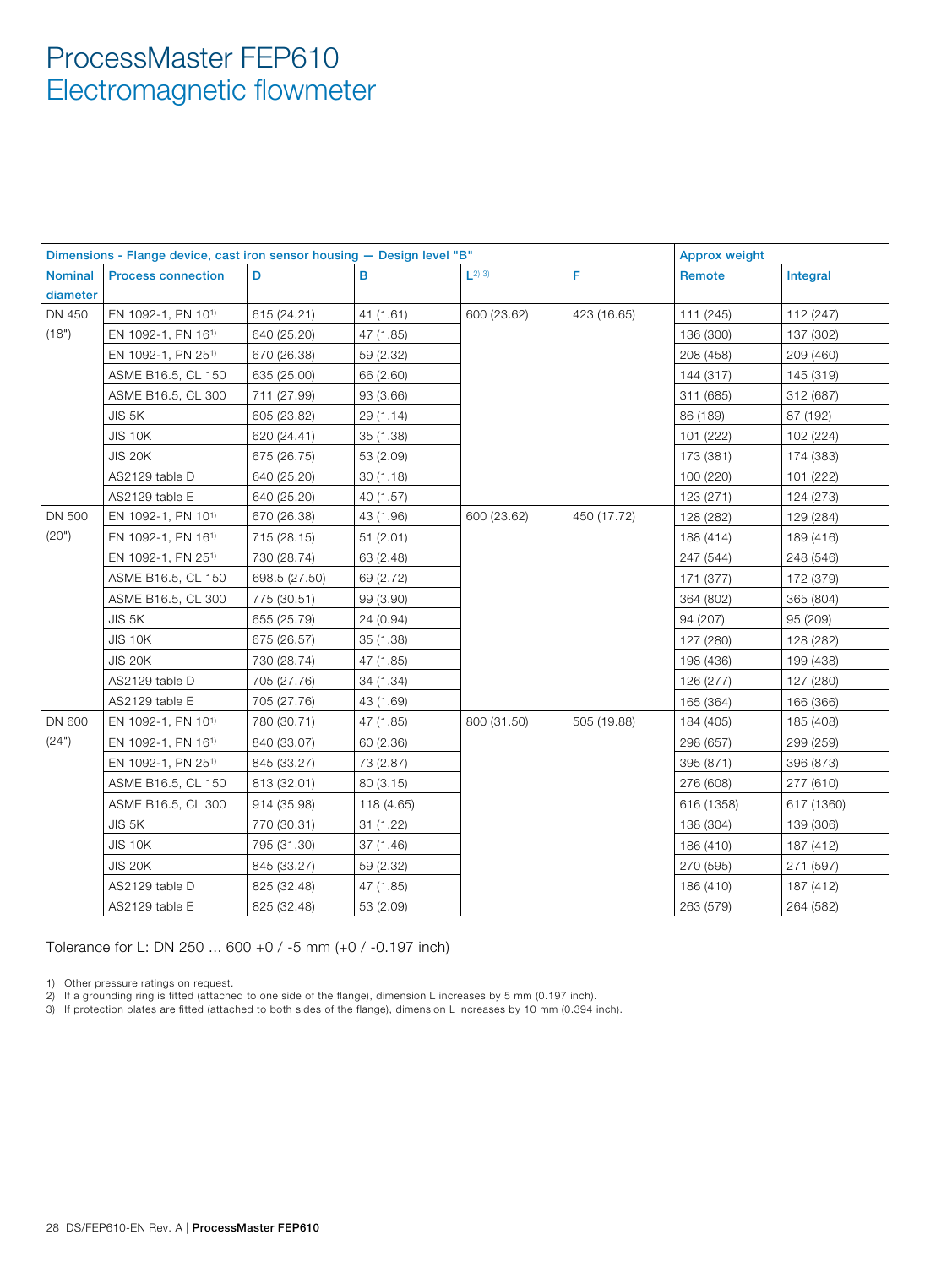# ProcessMaster FEP610
## Electromagnetic flowmeter

| Dimensions - Flange device, cast iron sensor housing — Design level "B" | | | | | | Approx weight | |
|---|---|---|---|---|---|---|---|
| Nominal diameter | Process connection | D | B | L[2) 3)] | F | Remote | Integral |
| DN 450 (18") | EN 1092-1, PN 10[1)] | 615 (24.21) | 41 (1.61) | 600 (23.62) | 423 (16.65) | 111 (245) | 112 (247) |
| | EN 1092-1, PN 16[1)] | 640 (25.20) | 47 (1.85) | | | 136 (300) | 137 (302) |
| | EN 1092-1, PN 25[1)] | 670 (26.38) | 59 (2.32) | | | 208 (458) | 209 (460) |
| | ASME B16.5, CL 150 | 635 (25.00) | 66 (2.60) | | | 144 (317) | 145 (319) |
| | ASME B16.5, CL 300 | 711 (27.99) | 93 (3.66) | | | 311 (685) | 312 (687) |
| | JIS 5K | 605 (23.82) | 29 (1.14) | | | 86 (189) | 87 (192) |
| | JIS 10K | 620 (24.41) | 35 (1.38) | | | 101 (222) | 102 (224) |
| | JIS 20K | 675 (26.75) | 53 (2.09) | | | 173 (381) | 174 (383) |
| | AS2129 table D | 640 (25.20) | 30 (1.18) | | | 100 (220) | 101 (222) |
| | AS2129 table E | 640 (25.20) | 40 (1.57) | | | 123 (271) | 124 (273) |
| DN 500 (20") | EN 1092-1, PN 10[1)] | 670 (26.38) | 43 (1.96) | 600 (23.62) | 450 (17.72) | 128 (282) | 129 (284) |
| | EN 1092-1, PN 16[1)] | 715 (28.15) | 51 (2.01) | | | 188 (414) | 189 (416) |
| | EN 1092-1, PN 25[1)] | 730 (28.74) | 63 (2.48) | | | 247 (544) | 248 (546) |
| | ASME B16.5, CL 150 | 698.5 (27.50) | 69 (2.72) | | | 171 (377) | 172 (379) |
| | ASME B16.5, CL 300 | 775 (30.51) | 99 (3.90) | | | 364 (802) | 365 (804) |
| | JIS 5K | 655 (25.79) | 24 (0.94) | | | 94 (207) | 95 (209) |
| | JIS 10K | 675 (26.57) | 35 (1.38) | | | 127 (280) | 128 (282) |
| | JIS 20K | 730 (28.74) | 47 (1.85) | | | 198 (436) | 199 (438) |
| | AS2129 table D | 705 (27.76) | 34 (1.34) | | | 126 (277) | 127 (280) |
| | AS2129 table E | 705 (27.76) | 43 (1.69) | | | 165 (364) | 166 (366) |
| DN 600 (24") | EN 1092-1, PN 10[1)] | 780 (30.71) | 47 (1.85) | 800 (31.50) | 505 (19.88) | 184 (405) | 185 (408) |
| | EN 1092-1, PN 16[1)] | 840 (33.07) | 60 (2.36) | | | 298 (657) | 299 (259) |
| | EN 1092-1, PN 25[1)] | 845 (33.27) | 73 (2.87) | | | 395 (871) | 396 (873) |
| | ASME B16.5, CL 150 | 813 (32.01) | 80 (3.15) | | | 276 (608) | 277 (610) |
| | ASME B16.5, CL 300 | 914 (35.98) | 118 (4.65) | | | 616 (1358) | 617 (1360) |
| | JIS 5K | 770 (30.31) | 31 (1.22) | | | 138 (304) | 139 (306) |
| | JIS 10K | 795 (31.30) | 37 (1.46) | | | 186 (410) | 187 (412) |
| | JIS 20K | 845 (33.27) | 59 (2.32) | | | 270 (595) | 271 (597) |
| | AS2129 table D | 825 (32.48) | 47 (1.85) | | | 186 (410) | 187 (412) |
| | AS2129 table E | 825 (32.48) | 53 (2.09) | | | 263 (579) | 264 (582) |

Tolerance for L: DN 250 ... 600 +0 / -5 mm (+0 / -0.197 inch)

1) Other pressure ratings on request.
2) If a grounding ring is fitted (attached to one side of the flange), dimension L increases by 5 mm (0.197 inch).
3) If protection plates are fitted (attached to both sides of the flange), dimension L increases by 10 mm (0.394 inch).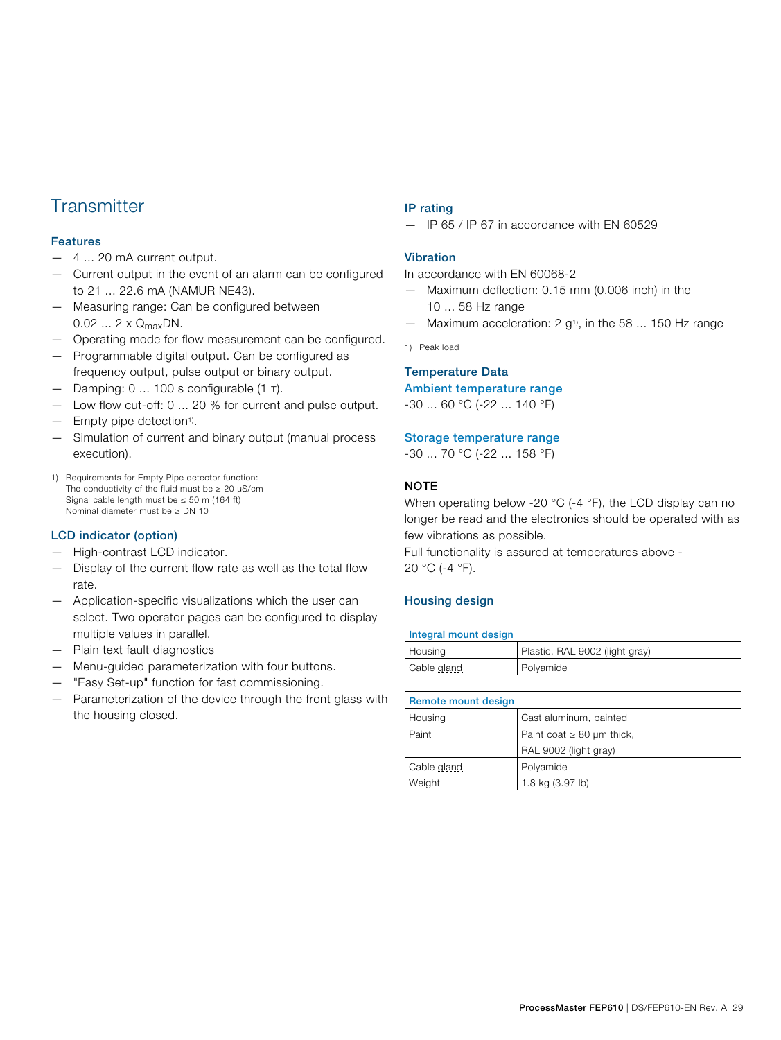# Transmitter

### Features

- 4 … 20 mA current output.
- Current output in the event of an alarm can be configured to 21 … 22.6 mA (NAMUR NE43).
- Measuring range: Can be configured between 0.02 … 2 x $Q_{max}$DN.
- Operating mode for flow measurement can be configured.
- Programmable digital output. Can be configured as frequency output, pulse output or binary output.
- Damping: 0 … 100 s configurable (1 τ).
- Low flow cut-off: 0 … 20 % for current and pulse output.
- Empty pipe detection[1].
- Simulation of current and binary output (manual process execution).

1) Requirements for Empty Pipe detector function:
The conductivity of the fluid must be ≥ 20 μS/cm
Signal cable length must be ≤ 50 m (164 ft)
Nominal diameter must be ≥ DN 10

### LCD indicator (option)

- High-contrast LCD indicator.
- Display of the current flow rate as well as the total flow rate.
- Application-specific visualizations which the user can select. Two operator pages can be configured to display multiple values in parallel.
- Plain text fault diagnostics
- Menu-guided parameterization with four buttons.
- "Easy Set-up" function for fast commissioning.
- Parameterization of the device through the front glass with the housing closed.

### IP rating

- IP 65 / IP 67 in accordance with EN 60529

### Vibration

In accordance with EN 60068-2

- Maximum deflection: 0.15 mm (0.006 inch) in the 10 … 58 Hz range
- Maximum acceleration: 2 g[1], in the 58 … 150 Hz range

1) Peak load

### Temperature Data

#### Ambient temperature range

-30 … 60 °C (-22 … 140 °F)

#### Storage temperature range

-30 … 70 °C (-22 … 158 °F)

**NOTE**

When operating below -20 °C (-4 °F), the LCD display can no longer be read and the electronics should be operated with as few vibrations as possible.
Full functionality is assured at temperatures above -20 °C (-4 °F).

### Housing design

| Integral mount design | |
|---|---|
| Housing | Plastic, RAL 9002 (light gray) |
| Cable gland | Polyamide |

| Remote mount design | |
|---|---|
| Housing | Cast aluminum, painted |
| Paint | Paint coat ≥ 80 μm thick, RAL 9002 (light gray) |
| Cable gland | Polyamide |
| Weight | 1.8 kg (3.97 lb) |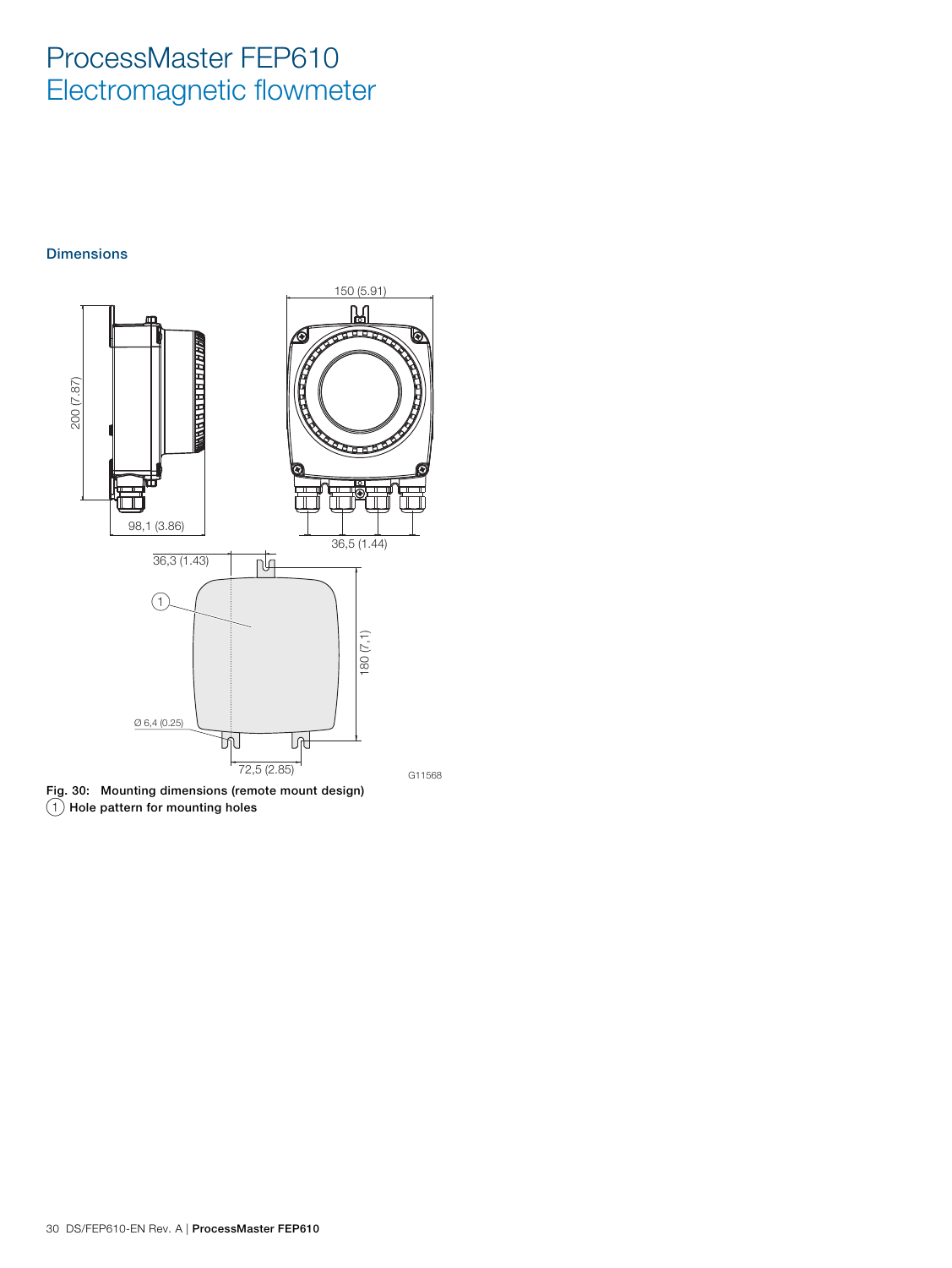# ProcessMaster FEP610
## Electromagnetic flowmeter

### Dimensions

Fig. 30: Mounting dimensions (remote mount design)
(1) Hole pattern for mounting holes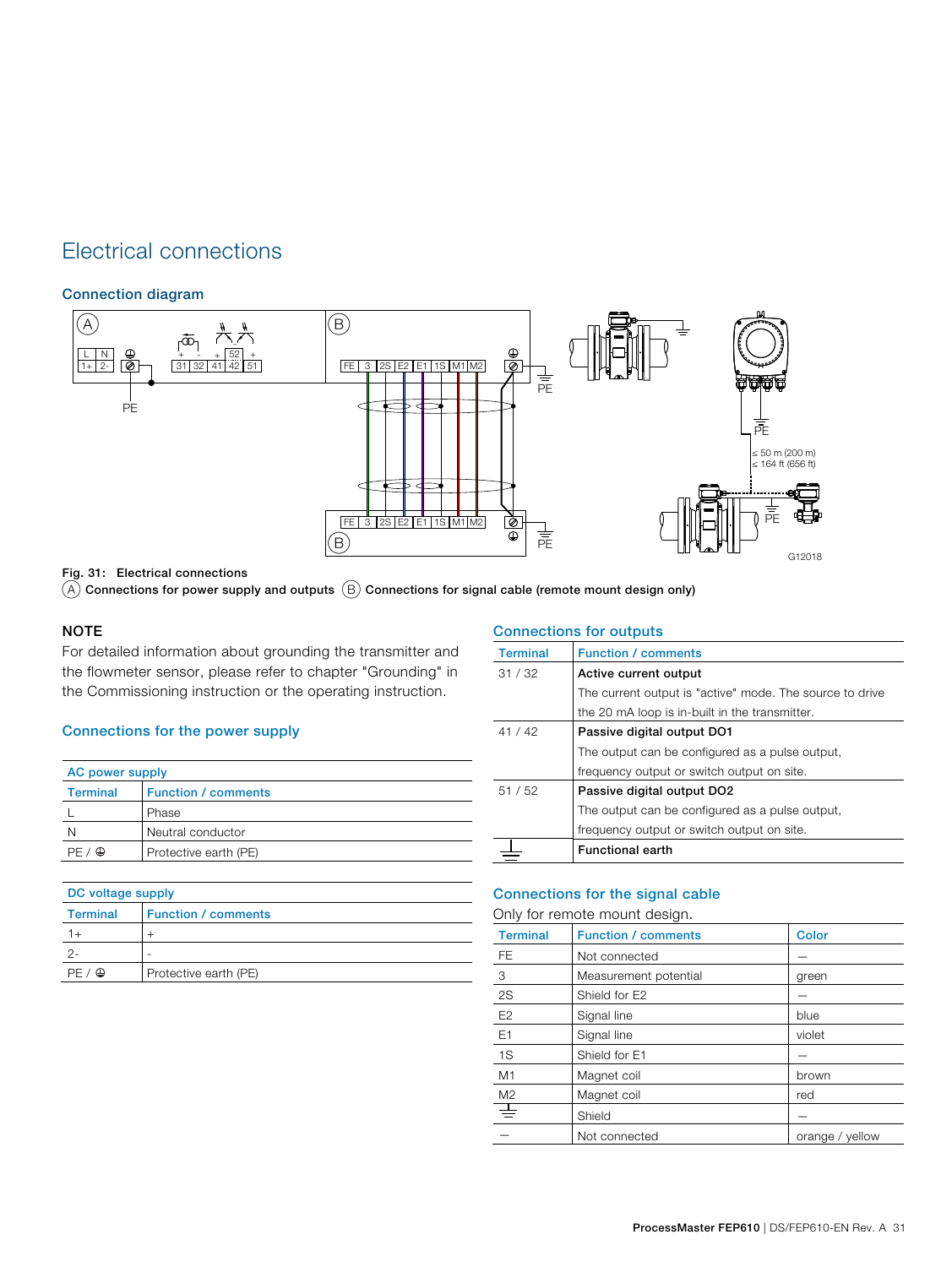# Electrical connections

## Connection diagram

Fig. 31: Electrical connections
(A) Connections for power supply and outputs (B) Connections for signal cable (remote mount design only)

### NOTE

For detailed information about grounding the transmitter and the flowmeter sensor, please refer to chapter "Grounding" in the Commissioning instruction or the operating instruction.

## Connections for the power supply

**AC power supply**

| Terminal | Function / comments |
|---|---|
| L | Phase |
| N | Neutral conductor |
| PE / ⏚ | Protective earth (PE) |

**DC voltage supply**

| Terminal | Function / comments |
|---|---|
| 1+ | + |
| 2- | - |
| PE / ⏚ | Protective earth (PE) |

## Connections for outputs

| Terminal | Function / comments |
|---|---|
| 31 / 32 | **Active current output**<br>The current output is "active" mode. The source to drive the 20 mA loop is in-built in the transmitter. |
| 41 / 42 | **Passive digital output DO1**<br>The output can be configured as a pulse output, frequency output or switch output on site. |
| 51 / 52 | **Passive digital output DO2**<br>The output can be configured as a pulse output, frequency output or switch output on site. |
| ⏚ | **Functional earth** |

## Connections for the signal cable

Only for remote mount design.

| Terminal | Function / comments | Color |
|---|---|---|
| FE | Not connected | — |
| 3 | Measurement potential | green |
| 2S | Shield for E2 | — |
| E2 | Signal line | blue |
| E1 | Signal line | violet |
| 1S | Shield for E1 | — |
| M1 | Magnet coil | brown |
| M2 | Magnet coil | red |
| ⏚ | Shield | — |
| — | Not connected | orange / yellow |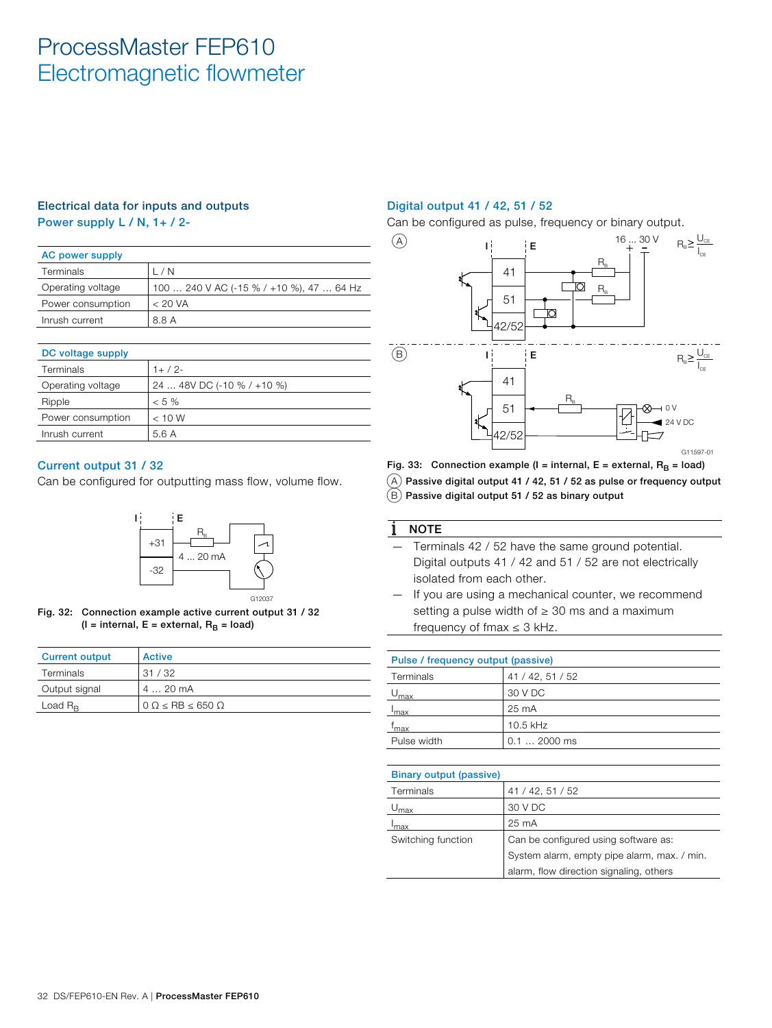# ProcessMaster FEP610
## Electromagnetic flowmeter

### Electrical data for inputs and outputs

#### Power supply L / N, 1+ / 2-

| AC power supply | |
|---|---|
| Terminals | L / N |
| Operating voltage | 100 … 240 V AC (-15 % / +10 %), 47 … 64 Hz |
| Power consumption | < 20 VA |
| Inrush current | 8.8 A |

| DC voltage supply | |
|---|---|
| Terminals | 1+ / 2- |
| Operating voltage | 24 … 48V DC (-10 % / +10 %) |
| Ripple | < 5 % |
| Power consumption | < 10 W |
| Inrush current | 5.6 A |

#### Current output 31 / 32

Can be configured for outputting mass flow, volume flow.

**Fig. 32:** Connection example active current output 31 / 32 (I = internal, E = external, $R_B$ = load)

| Current output | Active |
|---|---|
| Terminals | 31 / 32 |
| Output signal | 4 … 20 mA |
| Load $R_B$ | 0 Ω ≤ RB ≤ 650 Ω |

#### Digital output 41 / 42, 51 / 52

Can be configured as pulse, frequency or binary output.

**Fig. 33:** Connection example (I = internal, E = external, $R_B$ = load)

Ⓐ **Passive digital output 41 / 42, 51 / 52 as pulse or frequency output**
Ⓑ **Passive digital output 51 / 52 as binary output**

> **NOTE**
> — Terminals 42 / 52 have the same ground potential. Digital outputs 41 / 42 and 51 / 52 are not electrically isolated from each other.
> — If you are using a mechanical counter, we recommend setting a pulse width of ≥ 30 ms and a maximum frequency of fmax ≤ 3 kHz.

| Pulse / frequency output (passive) | |
|---|---|
| Terminals | 41 / 42, 51 / 52 |
| $U_{max}$ | 30 V DC |
| $I_{max}$ | 25 mA |
| $f_{max}$ | 10.5 kHz |
| Pulse width | 0.1 … 2000 ms |

| Binary output (passive) | |
|---|---|
| Terminals | 41 / 42, 51 / 52 |
| $U_{max}$ | 30 V DC |
| $I_{max}$ | 25 mA |
| Switching function | Can be configured using software as: System alarm, empty pipe alarm, max. / min. alarm, flow direction signaling, others |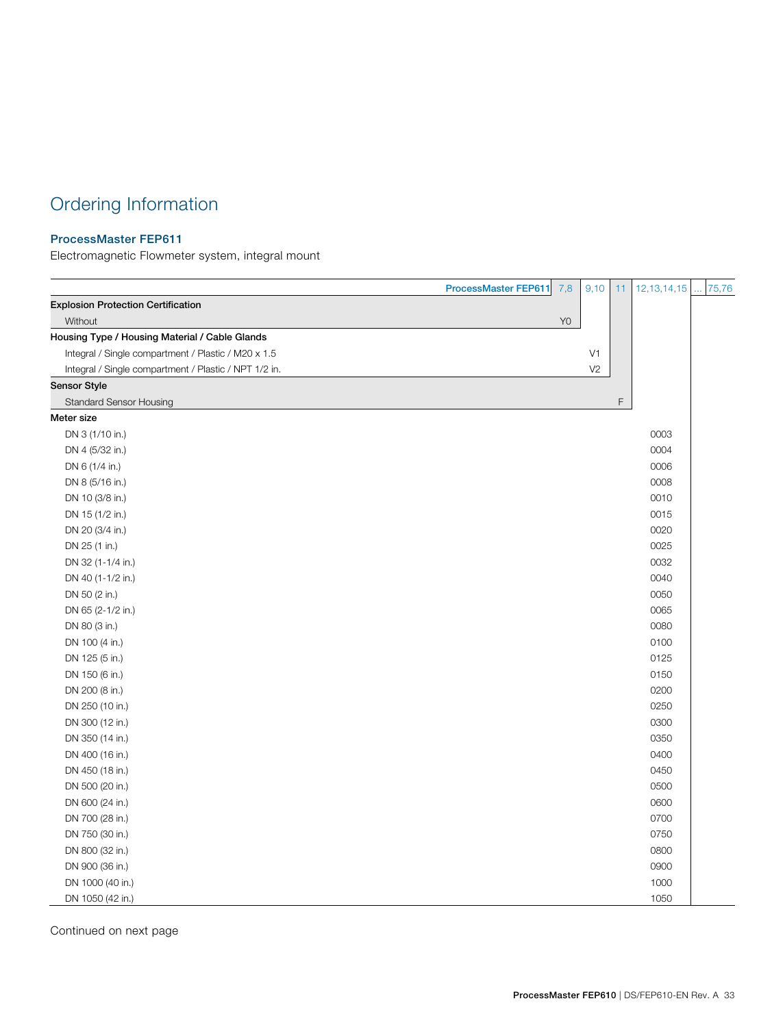# Ordering Information

## ProcessMaster FEP611

Electromagnetic Flowmeter system, integral mount

| ProcessMaster FEP611 | 7,8 | 9,10 | 11 | 12,13,14,15 | … | 75,76 |
|---|---|---|---|---|---|---|
| **Explosion Protection Certification** | | | | | | |
| Without | Y0 | | | | | |
| **Housing Type / Housing Material / Cable Glands** | | | | | | |
| Integral / Single compartment / Plastic / M20 x 1.5 | | V1 | | | | |
| Integral / Single compartment / Plastic / NPT 1/2 in. | | V2 | | | | |
| **Sensor Style** | | | | | | |
| Standard Sensor Housing | | | F | | | |
| **Meter size** | | | | | | |
| DN 3 (1/10 in.) | | | | 0003 | | |
| DN 4 (5/32 in.) | | | | 0004 | | |
| DN 6 (1/4 in.) | | | | 0006 | | |
| DN 8 (5/16 in.) | | | | 0008 | | |
| DN 10 (3/8 in.) | | | | 0010 | | |
| DN 15 (1/2 in.) | | | | 0015 | | |
| DN 20 (3/4 in.) | | | | 0020 | | |
| DN 25 (1 in.) | | | | 0025 | | |
| DN 32 (1-1/4 in.) | | | | 0032 | | |
| DN 40 (1-1/2 in.) | | | | 0040 | | |
| DN 50 (2 in.) | | | | 0050 | | |
| DN 65 (2-1/2 in.) | | | | 0065 | | |
| DN 80 (3 in.) | | | | 0080 | | |
| DN 100 (4 in.) | | | | 0100 | | |
| DN 125 (5 in.) | | | | 0125 | | |
| DN 150 (6 in.) | | | | 0150 | | |
| DN 200 (8 in.) | | | | 0200 | | |
| DN 250 (10 in.) | | | | 0250 | | |
| DN 300 (12 in.) | | | | 0300 | | |
| DN 350 (14 in.) | | | | 0350 | | |
| DN 400 (16 in.) | | | | 0400 | | |
| DN 450 (18 in.) | | | | 0450 | | |
| DN 500 (20 in.) | | | | 0500 | | |
| DN 600 (24 in.) | | | | 0600 | | |
| DN 700 (28 in.) | | | | 0700 | | |
| DN 750 (30 in.) | | | | 0750 | | |
| DN 800 (32 in.) | | | | 0800 | | |
| DN 900 (36 in.) | | | | 0900 | | |
| DN 1000 (40 in.) | | | | 1000 | | |
| DN 1050 (42 in.) | | | | 1050 | | |

Continued on next page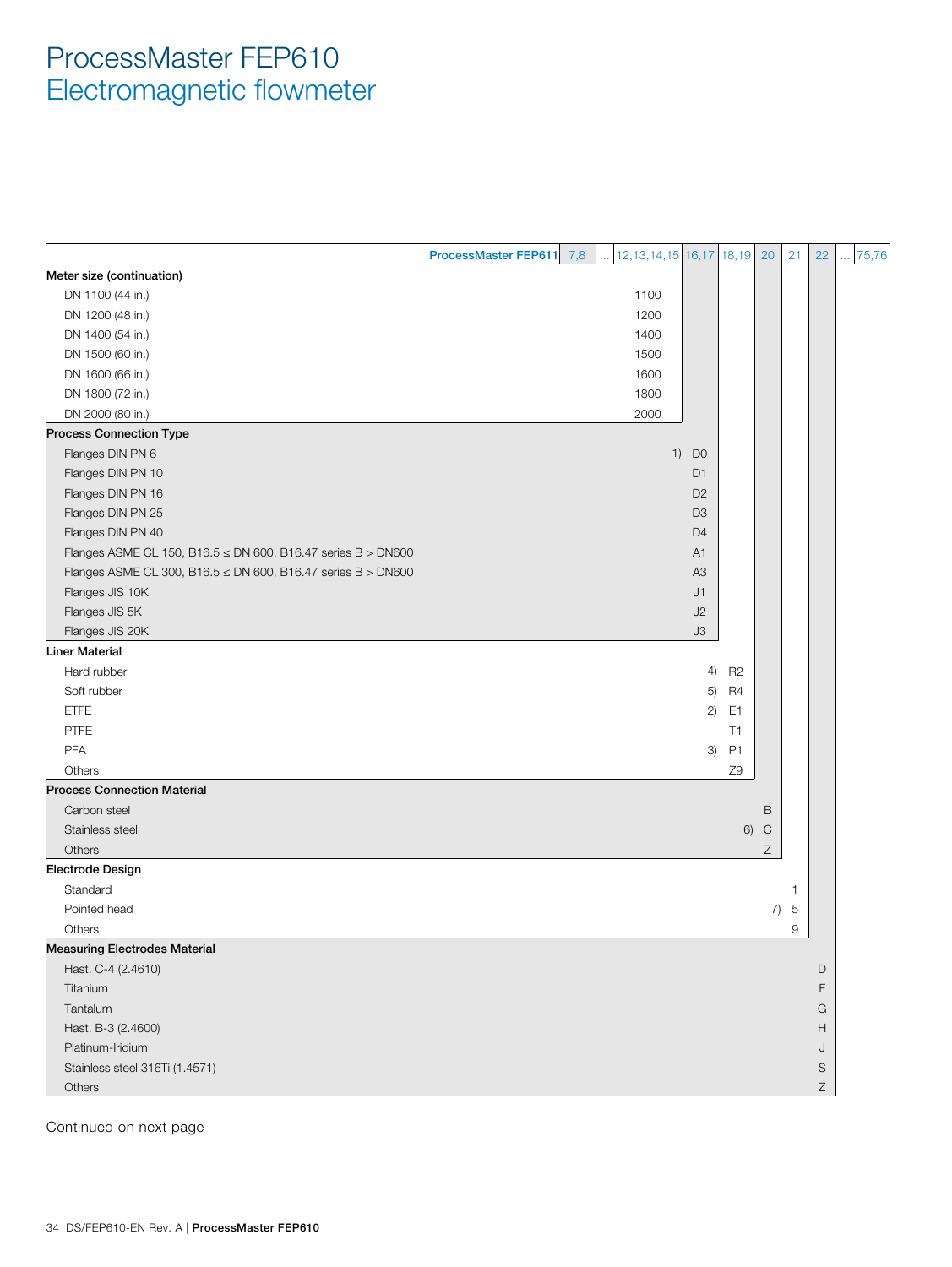# ProcessMaster FEP610
## Electromagnetic flowmeter

| ProcessMaster FEP611 | 7,8 | ... | 12,13,14,15 | 16,17 | 18,19 | 20 | 21 | 22 | ... | 75,76 |
|---|---|---|---|---|---|---|---|---|---|---|
| **Meter size (continuation)** | | | | | | | | | | |
| DN 1100 (44 in.) | | | 1100 | | | | | | | |
| DN 1200 (48 in.) | | | 1200 | | | | | | | |
| DN 1400 (54 in.) | | | 1400 | | | | | | | |
| DN 1500 (60 in.) | | | 1500 | | | | | | | |
| DN 1600 (66 in.) | | | 1600 | | | | | | | |
| DN 1800 (72 in.) | | | 1800 | | | | | | | |
| DN 2000 (80 in.) | | | 2000 | | | | | | | |
| **Process Connection Type** | | | | | | | | | | |
| Flanges DIN PN 6 | | | 1) | D0 | | | | | | |
| Flanges DIN PN 10 | | | | D1 | | | | | | |
| Flanges DIN PN 16 | | | | D2 | | | | | | |
| Flanges DIN PN 25 | | | | D3 | | | | | | |
| Flanges DIN PN 40 | | | | D4 | | | | | | |
| Flanges ASME CL 150, B16.5 ≤ DN 600, B16.47 series B > DN600 | | | | A1 | | | | | | |
| Flanges ASME CL 300, B16.5 ≤ DN 600, B16.47 series B > DN600 | | | | A3 | | | | | | |
| Flanges JIS 10K | | | | J1 | | | | | | |
| Flanges JIS 5K | | | | J2 | | | | | | |
| Flanges JIS 20K | | | | J3 | | | | | | |
| **Liner Material** | | | | | | | | | | |
| Hard rubber | | | | 4) | R2 | | | | | |
| Soft rubber | | | | 5) | R4 | | | | | |
| ETFE | | | | 2) | E1 | | | | | |
| PTFE | | | | | T1 | | | | | |
| PFA | | | | 3) | P1 | | | | | |
| Others | | | | | Z9 | | | | | |
| **Process Connection Material** | | | | | | | | | | |
| Carbon steel | | | | | | B | | | | |
| Stainless steel | | | | | 6) | C | | | | |
| Others | | | | | | Z | | | | |
| **Electrode Design** | | | | | | | | | | |
| Standard | | | | | | | 1 | | | |
| Pointed head | | | | | | 7) | 5 | | | |
| Others | | | | | | | 9 | | | |
| **Measuring Electrodes Material** | | | | | | | | | | |
| Hast. C-4 (2.4610) | | | | | | | | D | | |
| Titanium | | | | | | | | F | | |
| Tantalum | | | | | | | | G | | |
| Hast. B-3 (2.4600) | | | | | | | | H | | |
| Platinum-Iridium | | | | | | | | J | | |
| Stainless steel 316Ti (1.4571) | | | | | | | | S | | |
| Others | | | | | | | | Z | | |

Continued on next page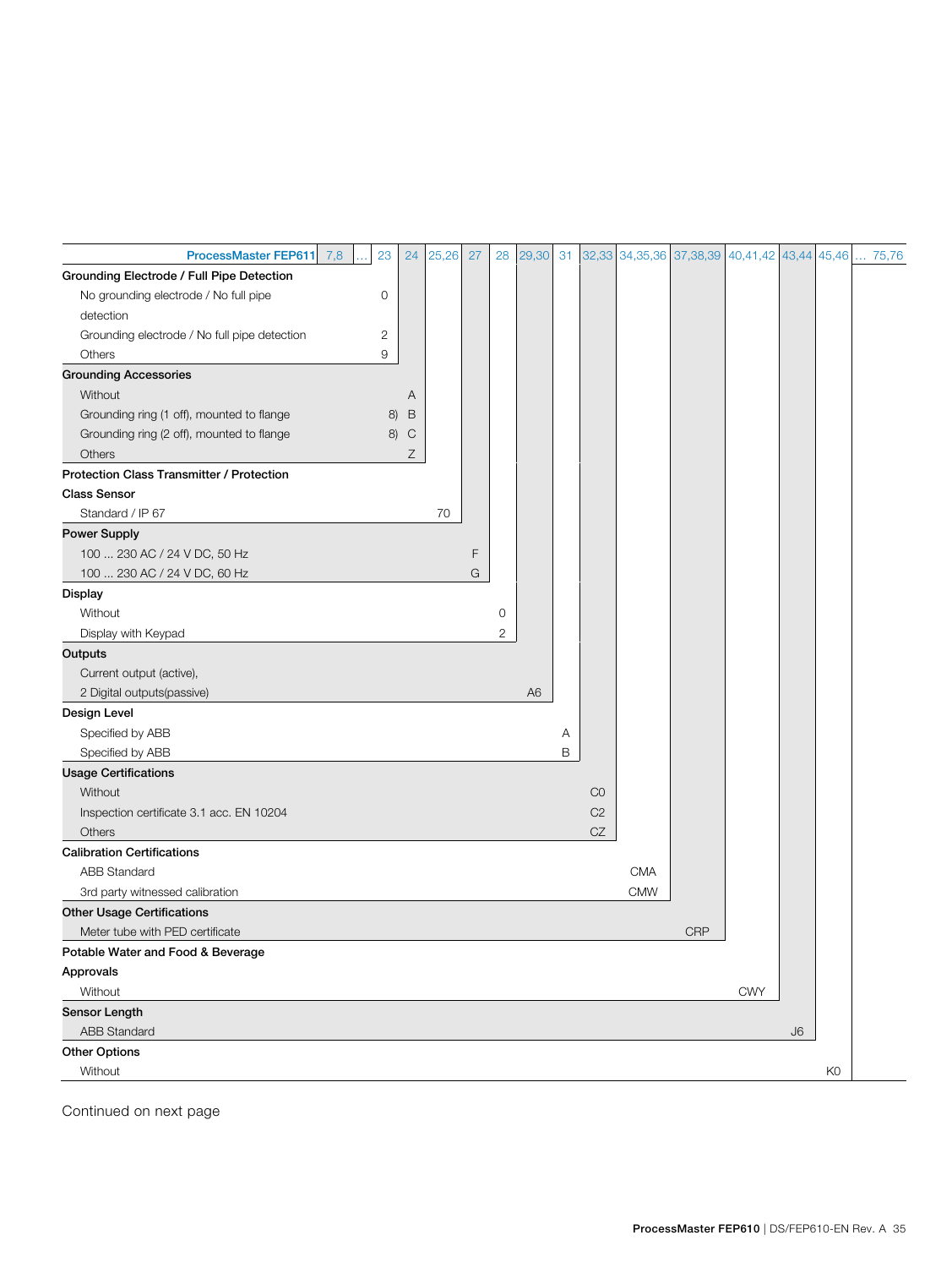| ProcessMaster FEP611 | 7,8 | ... | 23 | 24 | 25,26 | 27 | 28 | 29,30 | 31 | 32,33 | 34,35,36 | 37,38,39 | 40,41,42 | 43,44 | 45,46 | ... 75,76 |
|---|---|---|---|---|---|---|---|---|---|---|---|---|---|---|---|---|
| **Grounding Electrode / Full Pipe Detection** | | | | | | | | | | | | | | | | |
| No grounding electrode / No full pipe detection | | | 0 | | | | | | | | | | | | | |
| Grounding electrode / No full pipe detection | | | 2 | | | | | | | | | | | | | |
| Others | | | 9 | | | | | | | | | | | | | |
| **Grounding Accessories** | | | | | | | | | | | | | | | | |
| Without | | | | A | | | | | | | | | | | | |
| Grounding ring (1 off), mounted to flange 8) | | | | B | | | | | | | | | | | | |
| Grounding ring (2 off), mounted to flange 8) | | | | C | | | | | | | | | | | | |
| Others | | | | Z | | | | | | | | | | | | |
| **Protection Class Transmitter / Protection Class Sensor** | | | | | | | | | | | | | | | | |
| Standard / IP 67 | | | | | 70 | | | | | | | | | | | |
| **Power Supply** | | | | | | | | | | | | | | | | |
| 100 ... 230 AC / 24 V DC, 50 Hz | | | | | | F | | | | | | | | | | |
| 100 ... 230 AC / 24 V DC, 60 Hz | | | | | | G | | | | | | | | | | |
| **Display** | | | | | | | | | | | | | | | | |
| Without | | | | | | | 0 | | | | | | | | | |
| Display with Keypad | | | | | | | 2 | | | | | | | | | |
| **Outputs** | | | | | | | | | | | | | | | | |
| Current output (active), 2 Digital outputs(passive) | | | | | | | | A6 | | | | | | | | |
| **Design Level** | | | | | | | | | | | | | | | | |
| Specified by ABB | | | | | | | | | A | | | | | | | |
| Specified by ABB | | | | | | | | | B | | | | | | | |
| **Usage Certifications** | | | | | | | | | | | | | | | | |
| Without | | | | | | | | | | C0 | | | | | | |
| Inspection certificate 3.1 acc. EN 10204 | | | | | | | | | | C2 | | | | | | |
| Others | | | | | | | | | | CZ | | | | | | |
| **Calibration Certifications** | | | | | | | | | | | | | | | | |
| ABB Standard | | | | | | | | | | | CMA | | | | | |
| 3rd party witnessed calibration | | | | | | | | | | | CMW | | | | | |
| **Other Usage Certifications** | | | | | | | | | | | | | | | | |
| Meter tube with PED certificate | | | | | | | | | | | | CRP | | | | |
| **Potable Water and Food & Beverage Approvals** | | | | | | | | | | | | | | | | |
| Without | | | | | | | | | | | | | CWY | | | |
| **Sensor Length** | | | | | | | | | | | | | | | | |
| ABB Standard | | | | | | | | | | | | | | J6 | | |
| **Other Options** | | | | | | | | | | | | | | | | |
| Without | | | | | | | | | | | | | | | K0 | |

Continued on next page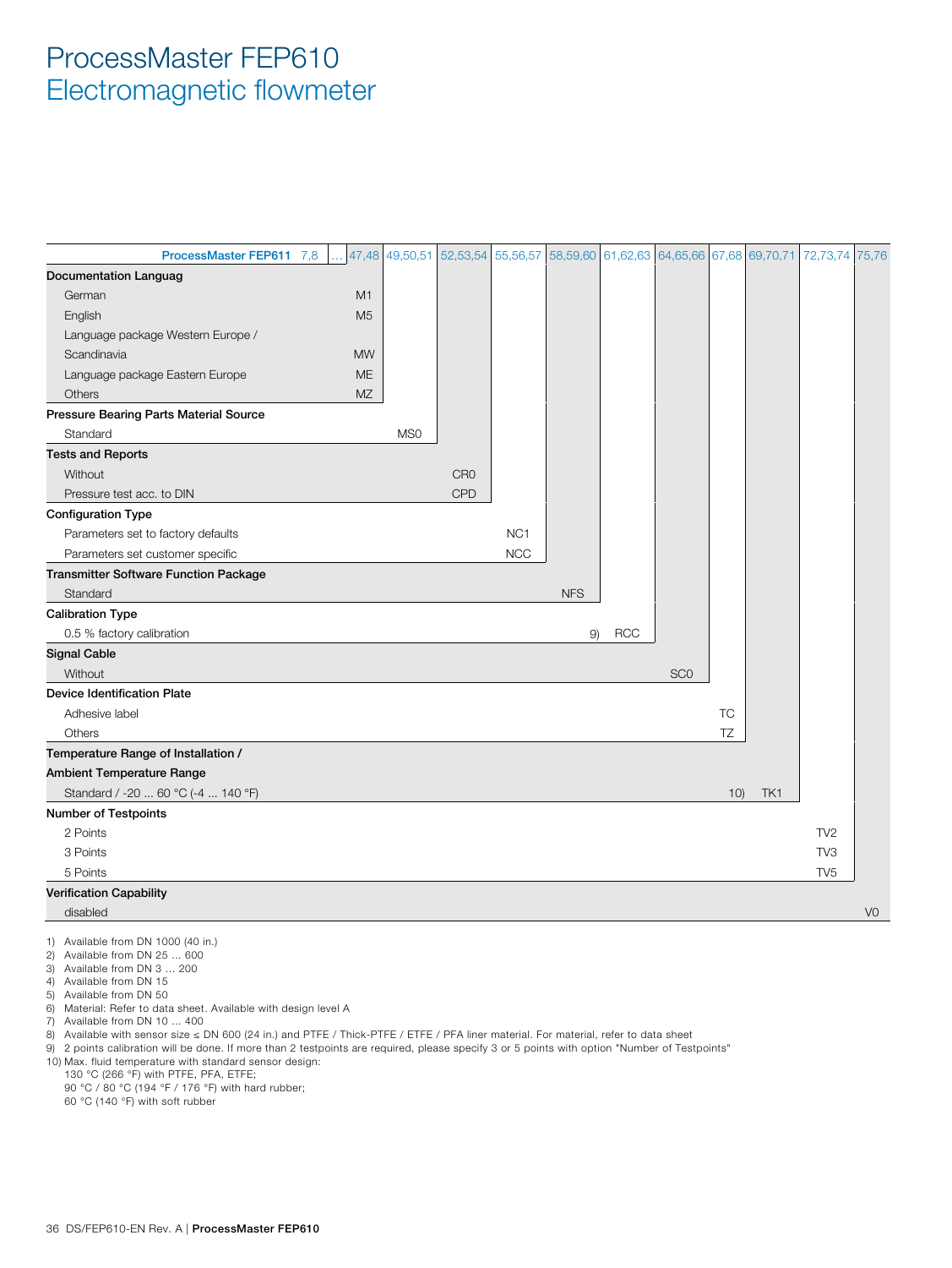# ProcessMaster FEP610
## Electromagnetic flowmeter

| ProcessMaster FEP611 7,8 | … | 47,48 | 49,50,51 | 52,53,54 | 55,56,57 | 58,59,60 | 61,62,63 | 64,65,66 | 67,68 | 69,70,71 | 72,73,74 | 75,76 |
|---|---|---|---|---|---|---|---|---|---|---|---|---|
| **Documentation Languag** | | | | | | | | | | | | |
| German | | M1 | | | | | | | | | | |
| English | | M5 | | | | | | | | | | |
| Language package Western Europe / Scandinavia | | MW | | | | | | | | | | |
| Language package Eastern Europe | | ME | | | | | | | | | | |
| Others | | MZ | | | | | | | | | | |
| **Pressure Bearing Parts Material Source** | | | | | | | | | | | | |
| Standard | | | MS0 | | | | | | | | | |
| **Tests and Reports** | | | | | | | | | | | | |
| Without | | | | CR0 | | | | | | | | |
| Pressure test acc. to DIN | | | | CPD | | | | | | | | |
| **Configuration Type** | | | | | | | | | | | | |
| Parameters set to factory defaults | | | | | NC1 | | | | | | | |
| Parameters set customer specific | | | | | NCC | | | | | | | |
| **Transmitter Software Function Package** | | | | | | | | | | | | |
| Standard | | | | | | NFS | | | | | | |
| **Calibration Type** | | | | | | | | | | | | |
| 0.5 % factory calibration | | | | | | 9) | RCC | | | | | |
| **Signal Cable** | | | | | | | | | | | | |
| Without | | | | | | | | SC0 | | | | |
| **Device Identification Plate** | | | | | | | | | | | | |
| Adhesive label | | | | | | | | | TC | | | |
| Others | | | | | | | | | TZ | | | |
| **Temperature Range of Installation / Ambient Temperature Range** | | | | | | | | | | | | |
| Standard / -20 ... 60 °C (-4 ... 140 °F) | | | | | | | | | 10) | TK1 | | |
| **Number of Testpoints** | | | | | | | | | | | | |
| 2 Points | | | | | | | | | | | TV2 | |
| 3 Points | | | | | | | | | | | TV3 | |
| 5 Points | | | | | | | | | | | TV5 | |
| **Verification Capability** | | | | | | | | | | | | |
| disabled | | | | | | | | | | | | V0 |

1) Available from DN 1000 (40 in.)
2) Available from DN 25 ... 600
3) Available from DN 3 ... 200
4) Available from DN 15
5) Available from DN 50
6) Material: Refer to data sheet. Available with design level A
7) Available from DN 10 ... 400
8) Available with sensor size ≤ DN 600 (24 in.) and PTFE / Thick-PTFE / ETFE / PFA liner material. For material, refer to data sheet
9) 2 points calibration will be done. If more than 2 testpoints are required, please specify 3 or 5 points with option "Number of Testpoints"
10) Max. fluid temperature with standard sensor design:
    130 °C (266 °F) with PTFE, PFA, ETFE;
    90 °C / 80 °C (194 °F / 176 °F) with hard rubber;
    60 °C (140 °F) with soft rubber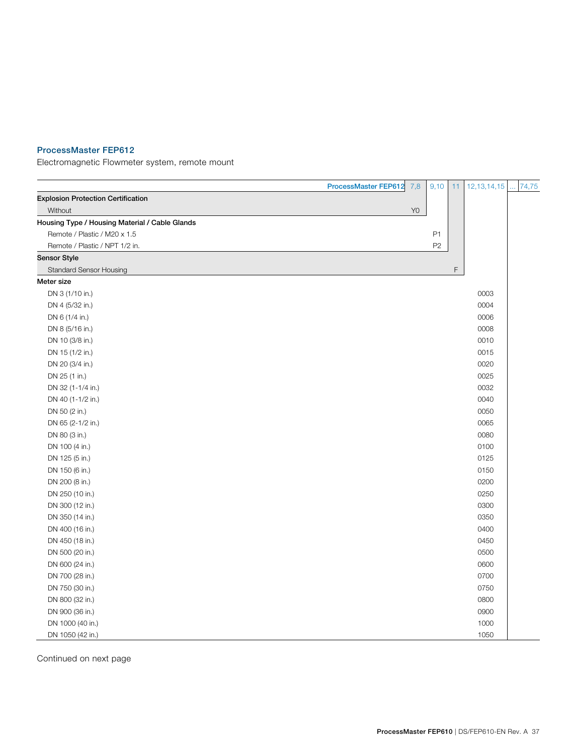## ProcessMaster FEP612

Electromagnetic Flowmeter system, remote mount

| ProcessMaster FEP612 | 7,8 | 9,10 | 11 | 12,13,14,15 | ... | 74,75 |
|---|---|---|---|---|---|---|
| **Explosion Protection Certification** | | | | | | |
| Without | Y0 | | | | | |
| **Housing Type / Housing Material / Cable Glands** | | | | | | |
| Remote / Plastic / M20 x 1.5 | | P1 | | | | |
| Remote / Plastic / NPT 1/2 in. | | P2 | | | | |
| **Sensor Style** | | | | | | |
| Standard Sensor Housing | | | F | | | |
| **Meter size** | | | | | | |
| DN 3 (1/10 in.) | | | | 0003 | | |
| DN 4 (5/32 in.) | | | | 0004 | | |
| DN 6 (1/4 in.) | | | | 0006 | | |
| DN 8 (5/16 in.) | | | | 0008 | | |
| DN 10 (3/8 in.) | | | | 0010 | | |
| DN 15 (1/2 in.) | | | | 0015 | | |
| DN 20 (3/4 in.) | | | | 0020 | | |
| DN 25 (1 in.) | | | | 0025 | | |
| DN 32 (1-1/4 in.) | | | | 0032 | | |
| DN 40 (1-1/2 in.) | | | | 0040 | | |
| DN 50 (2 in.) | | | | 0050 | | |
| DN 65 (2-1/2 in.) | | | | 0065 | | |
| DN 80 (3 in.) | | | | 0080 | | |
| DN 100 (4 in.) | | | | 0100 | | |
| DN 125 (5 in.) | | | | 0125 | | |
| DN 150 (6 in.) | | | | 0150 | | |
| DN 200 (8 in.) | | | | 0200 | | |
| DN 250 (10 in.) | | | | 0250 | | |
| DN 300 (12 in.) | | | | 0300 | | |
| DN 350 (14 in.) | | | | 0350 | | |
| DN 400 (16 in.) | | | | 0400 | | |
| DN 450 (18 in.) | | | | 0450 | | |
| DN 500 (20 in.) | | | | 0500 | | |
| DN 600 (24 in.) | | | | 0600 | | |
| DN 700 (28 in.) | | | | 0700 | | |
| DN 750 (30 in.) | | | | 0750 | | |
| DN 800 (32 in.) | | | | 0800 | | |
| DN 900 (36 in.) | | | | 0900 | | |
| DN 1000 (40 in.) | | | | 1000 | | |
| DN 1050 (42 in.) | | | | 1050 | | |

Continued on next page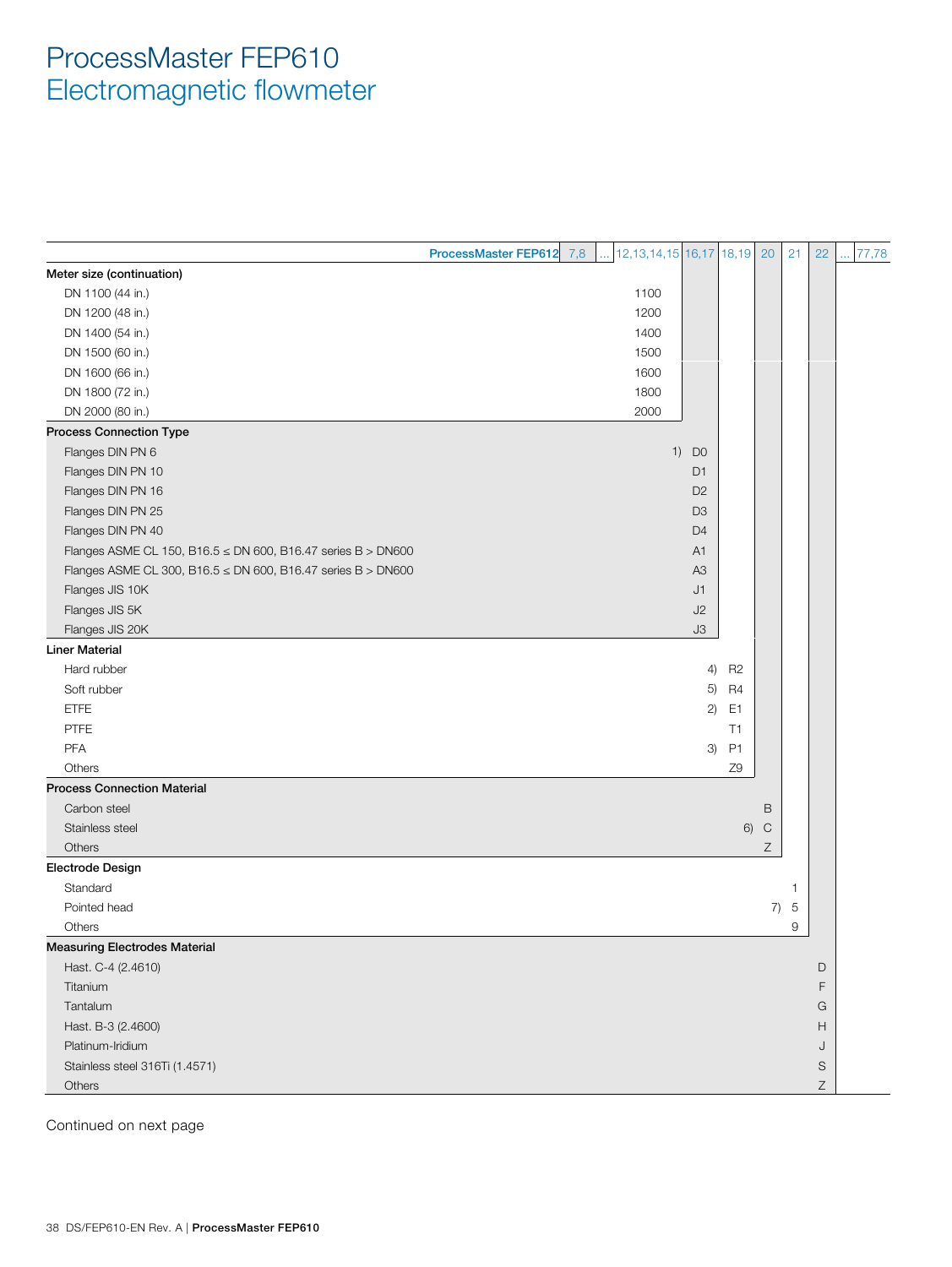# ProcessMaster FEP610
## Electromagnetic flowmeter

| ProcessMaster FEP612 | 7,8 | ... | 12,13,14,15 | 16,17 | 18,19 | 20 | 21 | 22 | ... | 77,78 |
|---|---|---|---|---|---|---|---|---|---|---|
| **Meter size (continuation)** | | | | | | | | | | |
| DN 1100 (44 in.) | | | 1100 | | | | | | | |
| DN 1200 (48 in.) | | | 1200 | | | | | | | |
| DN 1400 (54 in.) | | | 1400 | | | | | | | |
| DN 1500 (60 in.) | | | 1500 | | | | | | | |
| DN 1600 (66 in.) | | | 1600 | | | | | | | |
| DN 1800 (72 in.) | | | 1800 | | | | | | | |
| DN 2000 (80 in.) | | | 2000 | | | | | | | |
| **Process Connection Type** | | | | | | | | | | |
| Flanges DIN PN 6 | | | 1) | D0 | | | | | | |
| Flanges DIN PN 10 | | | | D1 | | | | | | |
| Flanges DIN PN 16 | | | | D2 | | | | | | |
| Flanges DIN PN 25 | | | | D3 | | | | | | |
| Flanges DIN PN 40 | | | | D4 | | | | | | |
| Flanges ASME CL 150, B16.5 ≤ DN 600, B16.47 series B > DN600 | | | | A1 | | | | | | |
| Flanges ASME CL 300, B16.5 ≤ DN 600, B16.47 series B > DN600 | | | | A3 | | | | | | |
| Flanges JIS 10K | | | | J1 | | | | | | |
| Flanges JIS 5K | | | | J2 | | | | | | |
| Flanges JIS 20K | | | | J3 | | | | | | |
| **Liner Material** | | | | | | | | | | |
| Hard rubber | | | | 4) | R2 | | | | | |
| Soft rubber | | | | 5) | R4 | | | | | |
| ETFE | | | | 2) | E1 | | | | | |
| PTFE | | | | | T1 | | | | | |
| PFA | | | | 3) | P1 | | | | | |
| Others | | | | | Z9 | | | | | |
| **Process Connection Material** | | | | | | | | | | |
| Carbon steel | | | | | | B | | | | |
| Stainless steel | | | | | 6) | C | | | | |
| Others | | | | | | Z | | | | |
| **Electrode Design** | | | | | | | | | | |
| Standard | | | | | | | 1 | | | |
| Pointed head | | | | | | 7) | 5 | | | |
| Others | | | | | | | 9 | | | |
| **Measuring Electrodes Material** | | | | | | | | | | |
| Hast. C-4 (2.4610) | | | | | | | | D | | |
| Titanium | | | | | | | | F | | |
| Tantalum | | | | | | | | G | | |
| Hast. B-3 (2.4600) | | | | | | | | H | | |
| Platinum-Iridium | | | | | | | | J | | |
| Stainless steel 316Ti (1.4571) | | | | | | | | S | | |
| Others | | | | | | | | Z | | |

Continued on next page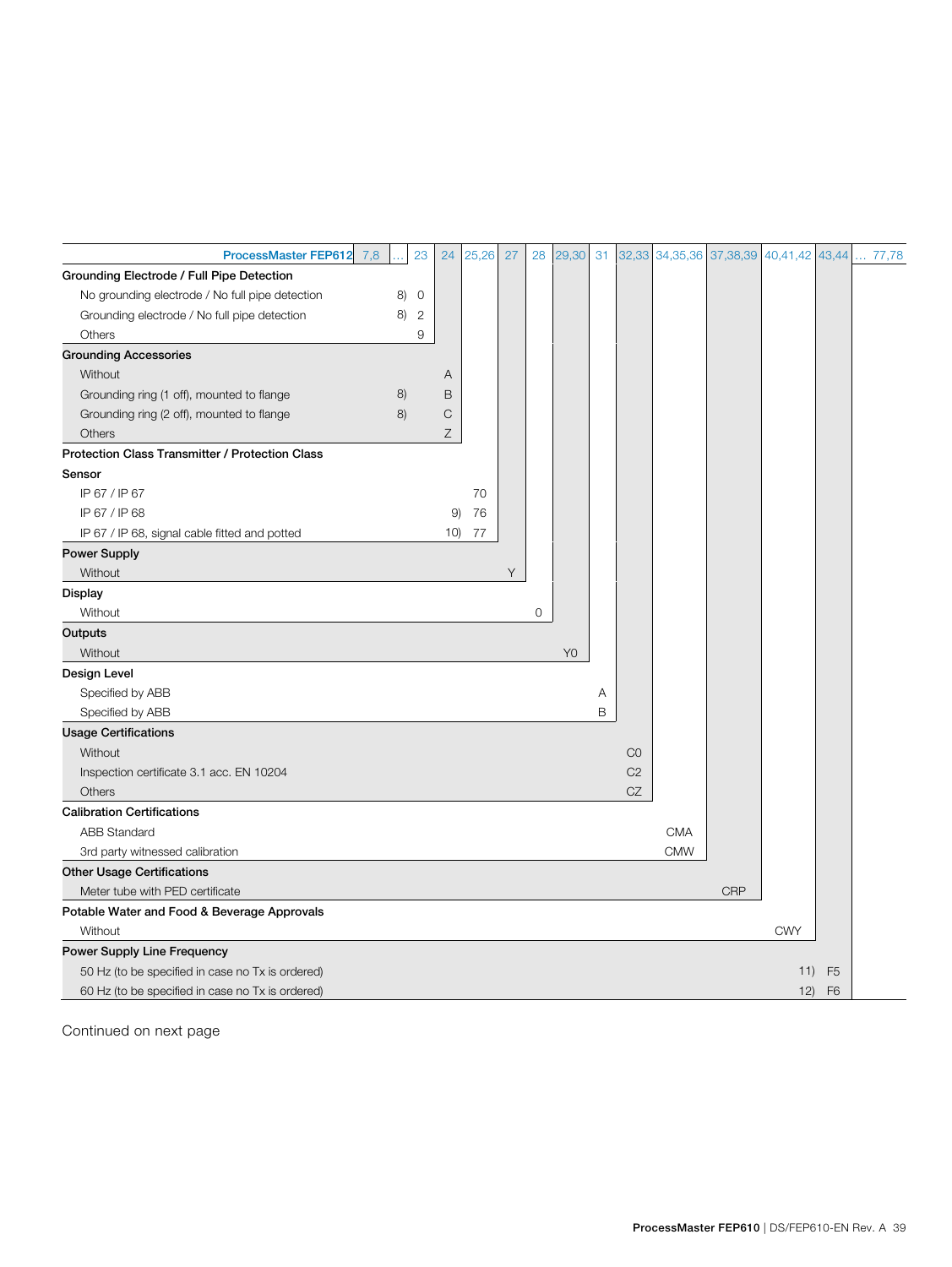| ProcessMaster FEP612 | 7,8 | … | 23 | 24 | 25,26 | 27 | 28 | 29,30 | 31 | 32,33 | 34,35,36 | 37,38,39 | 40,41,42 | 43,44 | … 77,78 |
|---|---|---|---|---|---|---|---|---|---|---|---|---|---|---|---|
| **Grounding Electrode / Full Pipe Detection** | | | | | | | | | | | | | | | |
| No grounding electrode / No full pipe detection | | 8) | 0 | | | | | | | | | | | | |
| Grounding electrode / No full pipe detection | | 8) | 2 | | | | | | | | | | | | |
| Others | | | 9 | | | | | | | | | | | | |
| **Grounding Accessories** | | | | | | | | | | | | | | | |
| Without | | | | A | | | | | | | | | | | |
| Grounding ring (1 off), mounted to flange | | 8) | | B | | | | | | | | | | | |
| Grounding ring (2 off), mounted to flange | | 8) | | C | | | | | | | | | | | |
| Others | | | | Z | | | | | | | | | | | |
| **Protection Class Transmitter / Protection Class Sensor** | | | | | | | | | | | | | | | |
| IP 67 / IP 67 | | | | | 70 | | | | | | | | | | |
| IP 67 / IP 68 | | | | 9) | 76 | | | | | | | | | | |
| IP 67 / IP 68, signal cable fitted and potted | | | | 10) | 77 | | | | | | | | | | |
| **Power Supply** | | | | | | | | | | | | | | | |
| Without | | | | | | Y | | | | | | | | | |
| **Display** | | | | | | | | | | | | | | | |
| Without | | | | | | | 0 | | | | | | | | |
| **Outputs** | | | | | | | | | | | | | | | |
| Without | | | | | | | | Y0 | | | | | | | |
| **Design Level** | | | | | | | | | | | | | | | |
| Specified by ABB | | | | | | | | | A | | | | | | |
| Specified by ABB | | | | | | | | | B | | | | | | |
| **Usage Certifications** | | | | | | | | | | | | | | | |
| Without | | | | | | | | | | C0 | | | | | |
| Inspection certificate 3.1 acc. EN 10204 | | | | | | | | | | C2 | | | | | |
| Others | | | | | | | | | | CZ | | | | | |
| **Calibration Certifications** | | | | | | | | | | | | | | | |
| ABB Standard | | | | | | | | | | | CMA | | | | |
| 3rd party witnessed calibration | | | | | | | | | | | CMW | | | | |
| **Other Usage Certifications** | | | | | | | | | | | | | | | |
| Meter tube with PED certificate | | | | | | | | | | | | CRP | | | |
| **Potable Water and Food & Beverage Approvals** | | | | | | | | | | | | | | | |
| Without | | | | | | | | | | | | | CWY | | |
| **Power Supply Line Frequency** | | | | | | | | | | | | | | | |
| 50 Hz (to be specified in case no Tx is ordered) | | | | | | | | | | | | | 11) | F5 | |
| 60 Hz (to be specified in case no Tx is ordered) | | | | | | | | | | | | | 12) | F6 | |

Continued on next page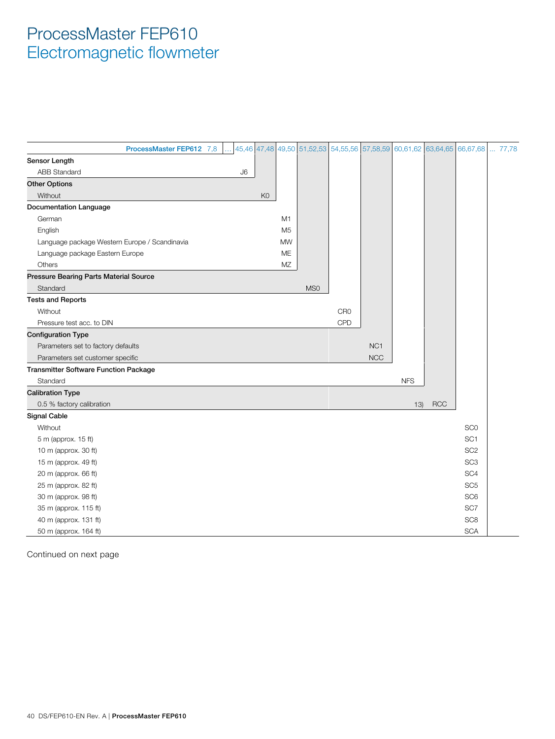# ProcessMaster FEP610
## Electromagnetic flowmeter

| ProcessMaster FEP612 | 7,8 | … | 45,46 | 47,48 | 49,50 | 51,52,53 | 54,55,56 | 57,58,59 | 60,61,62 | 63,64,65 | 66,67,68 | … 77,78 |
|---|---|---|---|---|---|---|---|---|---|---|---|---|
| **Sensor Length** | | | | | | | | | | | | |
| ABB Standard | | | J6 | | | | | | | | | |
| **Other Options** | | | | | | | | | | | | |
| Without | | | | K0 | | | | | | | | |
| **Documentation Language** | | | | | | | | | | | | |
| German | | | | | M1 | | | | | | | |
| English | | | | | M5 | | | | | | | |
| Language package Western Europe / Scandinavia | | | | | MW | | | | | | | |
| Language package Eastern Europe | | | | | ME | | | | | | | |
| Others | | | | | MZ | | | | | | | |
| **Pressure Bearing Parts Material Source** | | | | | | | | | | | | |
| Standard | | | | | | MS0 | | | | | | |
| **Tests and Reports** | | | | | | | | | | | | |
| Without | | | | | | | CR0 | | | | | |
| Pressure test acc. to DIN | | | | | | | CPD | | | | | |
| **Configuration Type** | | | | | | | | | | | | |
| Parameters set to factory defaults | | | | | | | | NC1 | | | | |
| Parameters set customer specific | | | | | | | | NCC | | | | |
| **Transmitter Software Function Package** | | | | | | | | | | | | |
| Standard | | | | | | | | | NFS | | | |
| **Calibration Type** | | | | | | | | | | | | |
| 0.5 % factory calibration | | | | | | | | | 13) | RCC | | |
| **Signal Cable** | | | | | | | | | | | | |
| Without | | | | | | | | | | | SC0 | |
| 5 m (approx. 15 ft) | | | | | | | | | | | SC1 | |
| 10 m (approx. 30 ft) | | | | | | | | | | | SC2 | |
| 15 m (approx. 49 ft) | | | | | | | | | | | SC3 | |
| 20 m (approx. 66 ft) | | | | | | | | | | | SC4 | |
| 25 m (approx. 82 ft) | | | | | | | | | | | SC5 | |
| 30 m (approx. 98 ft) | | | | | | | | | | | SC6 | |
| 35 m (approx. 115 ft) | | | | | | | | | | | SC7 | |
| 40 m (approx. 131 ft) | | | | | | | | | | | SC8 | |
| 50 m (approx. 164 ft) | | | | | | | | | | | SCA | |

Continued on next page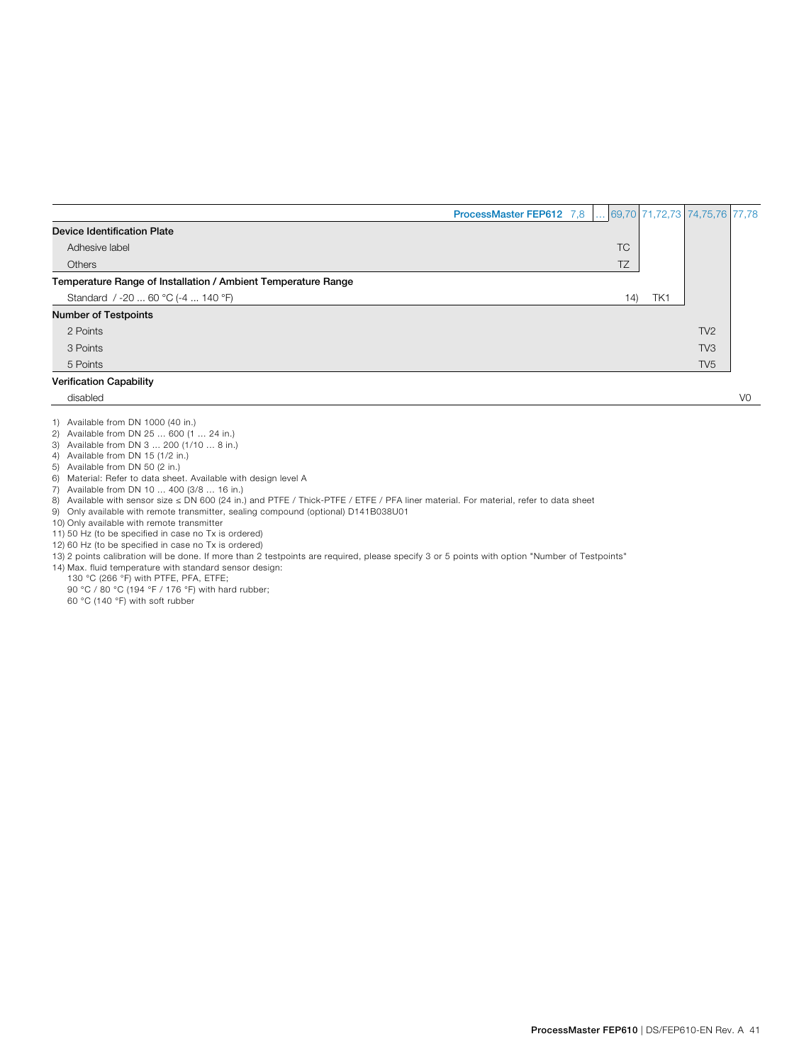| ProcessMaster FEP612 | 7,8 | … | 69,70 | 71,72,73 | 74,75,76 | 77,78 |
|---|---|---|---|---|---|---|
| **Device Identification Plate** | | | | | | |
| Adhesive label | | | TC | | | |
| Others | | | TZ | | | |
| **Temperature Range of Installation / Ambient Temperature Range** | | | | | | |
| Standard / -20 … 60 °C (-4 … 140 °F) | | | 14) | TK1 | | |
| **Number of Testpoints** | | | | | | |
| 2 Points | | | | | TV2 | |
| 3 Points | | | | | TV3 | |
| 5 Points | | | | | TV5 | |
| **Verification Capability** | | | | | | |
| disabled | | | | | | V0 |

1) Available from DN 1000 (40 in.)
2) Available from DN 25 … 600 (1 … 24 in.)
3) Available from DN 3 … 200 (1/10 … 8 in.)
4) Available from DN 15 (1/2 in.)
5) Available from DN 50 (2 in.)
6) Material: Refer to data sheet. Available with design level A
7) Available from DN 10 … 400 (3/8 … 16 in.)
8) Available with sensor size ≤ DN 600 (24 in.) and PTFE / Thick-PTFE / ETFE / PFA liner material. For material, refer to data sheet
9) Only available with remote transmitter, sealing compound (optional) D141B038U01
10) Only available with remote transmitter
11) 50 Hz (to be specified in case no Tx is ordered)
12) 60 Hz (to be specified in case no Tx is ordered)
13) 2 points calibration will be done. If more than 2 testpoints are required, please specify 3 or 5 points with option "Number of Testpoints"
14) Max. fluid temperature with standard sensor design:
130 °C (266 °F) with PTFE, PFA, ETFE;
90 °C / 80 °C (194 °F / 176 °F) with hard rubber;
60 °C (140 °F) with soft rubber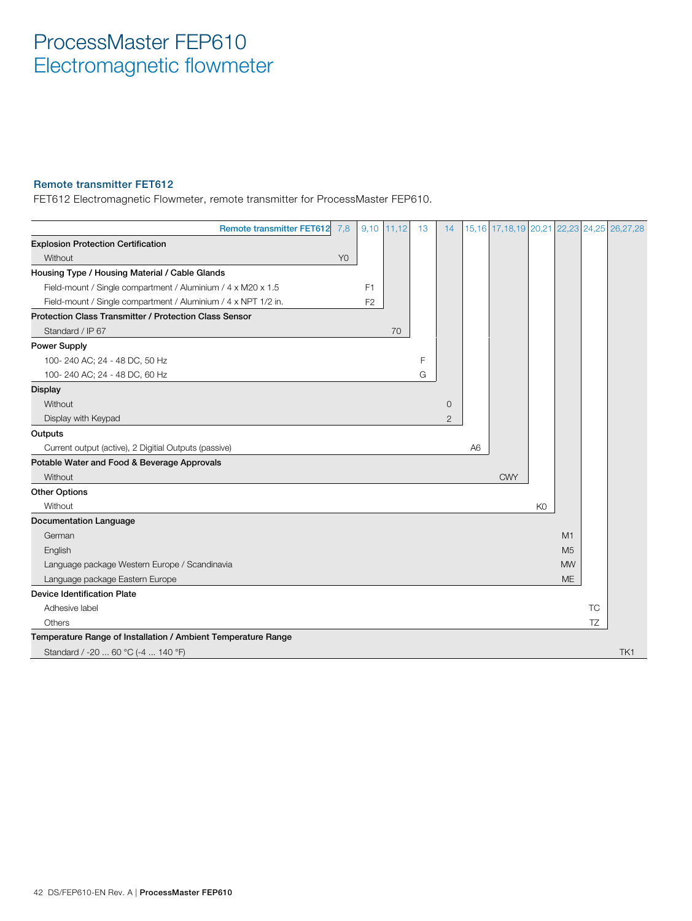# ProcessMaster FEP610
## Electromagnetic flowmeter

### Remote transmitter FET612

FET612 Electromagnetic Flowmeter, remote transmitter for ProcessMaster FEP610.

| Remote transmitter FET612 | 7,8 | 9,10 | 11,12 | 13 | 14 | 15,16 | 17,18,19 | 20,21 | 22,23 | 24,25 | 26,27,28 |
|---|---|---|---|---|---|---|---|---|---|---|---|
| **Explosion Protection Certification** | | | | | | | | | | | |
| Without | Y0 | | | | | | | | | | |
| **Housing Type / Housing Material / Cable Glands** | | | | | | | | | | | |
| Field-mount / Single compartment / Aluminium / 4 x M20 x 1.5 | | F1 | | | | | | | | | |
| Field-mount / Single compartment / Aluminium / 4 x NPT 1/2 in. | | F2 | | | | | | | | | |
| **Protection Class Transmitter / Protection Class Sensor** | | | | | | | | | | | |
| Standard / IP 67 | | | 70 | | | | | | | | |
| **Power Supply** | | | | | | | | | | | |
| 100- 240 AC; 24 - 48 DC, 50 Hz | | | | F | | | | | | | |
| 100- 240 AC; 24 - 48 DC, 60 Hz | | | | G | | | | | | | |
| **Display** | | | | | | | | | | | |
| Without | | | | | 0 | | | | | | |
| Display with Keypad | | | | | 2 | | | | | | |
| **Outputs** | | | | | | | | | | | |
| Current output (active), 2 Digitial Outputs (passive) | | | | | | A6 | | | | | |
| **Potable Water and Food & Beverage Approvals** | | | | | | | | | | | |
| Without | | | | | | | CWY | | | | |
| **Other Options** | | | | | | | | | | | |
| Without | | | | | | | | K0 | | | |
| **Documentation Language** | | | | | | | | | | | |
| German | | | | | | | | | M1 | | |
| English | | | | | | | | | M5 | | |
| Language package Western Europe / Scandinavia | | | | | | | | | MW | | |
| Language package Eastern Europe | | | | | | | | | ME | | |
| **Device Identification Plate** | | | | | | | | | | | |
| Adhesive label | | | | | | | | | | TC | |
| Others | | | | | | | | | | TZ | |
| **Temperature Range of Installation / Ambient Temperature Range** | | | | | | | | | | | |
| Standard / -20 ... 60 °C (-4 ... 140 °F) | | | | | | | | | | | TK1 |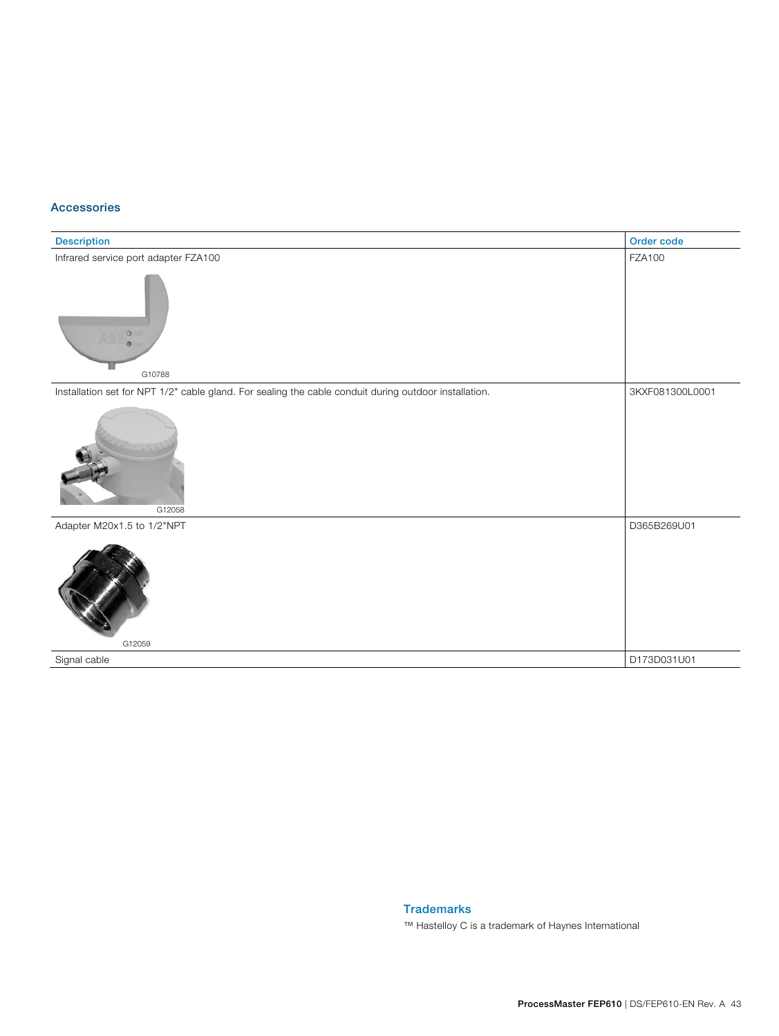## Accessories

| Description | Order code |
|---|---|
| Infrared service port adapter FZA100<br>G10788 | FZA100 |
| Installation set for NPT 1/2" cable gland. For sealing the cable conduit during outdoor installation.<br>G12058 | 3KXF081300L0001 |
| Adapter M20x1.5 to 1/2"NPT<br>G12059 | D365B269U01 |
| Signal cable | D173D031U01 |

### Trademarks

™ Hastelloy C is a trademark of Haynes International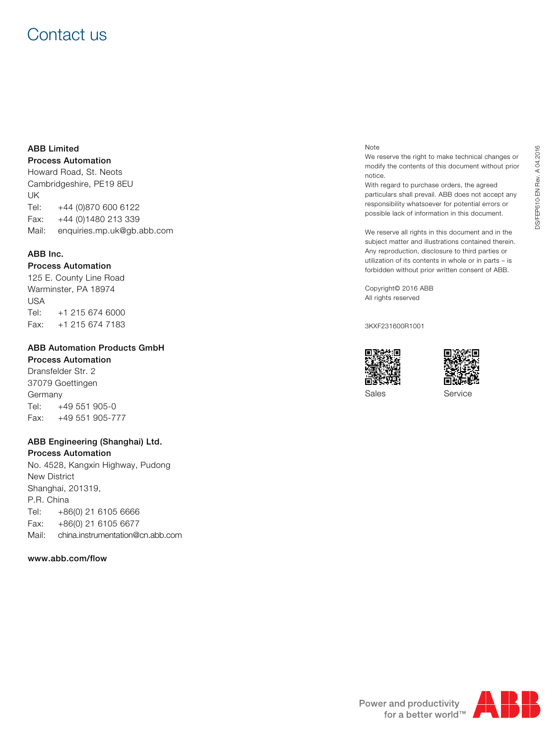# Contact us

**ABB Limited**
**Process Automation**
Howard Road, St. Neots
Cambridgeshire, PE19 8EU
UK
Tel: +44 (0)870 600 6122
Fax: +44 (0)1480 213 339
Mail: enquiries.mp.uk@gb.abb.com

**ABB Inc.**
**Process Automation**
125 E. County Line Road
Warminster, PA 18974
USA
Tel: +1 215 674 6000
Fax: +1 215 674 7183

**ABB Automation Products GmbH**
**Process Automation**
Dransfelder Str. 2
37079 Goettingen
Germany
Tel: +49 551 905-0
Fax: +49 551 905-777

**ABB Engineering (Shanghai) Ltd.**
**Process Automation**
No. 4528, Kangxin Highway, Pudong
New District
Shanghai, 201319,
P.R. China
Tel: +86(0) 21 6105 6666
Fax: +86(0) 21 6105 6677
Mail: china.instrumentation@cn.abb.com

**www.abb.com/flow**

Note
We reserve the right to make technical changes or modify the contents of this document without prior notice.
With regard to purchase orders, the agreed particulars shall prevail. ABB does not accept any responsibility whatsoever for potential errors or possible lack of information in this document.

We reserve all rights in this document and in the subject matter and illustrations contained therein. Any reproduction, disclosure to third parties or utilization of its contents in whole or in parts – is forbidden without prior written consent of ABB.

Copyright© 2016 ABB
All rights reserved

3KXF231600R1001

Sales

Service

DS/FEP610-EN Rev. A 04.2016

Power and productivity
for a better world™